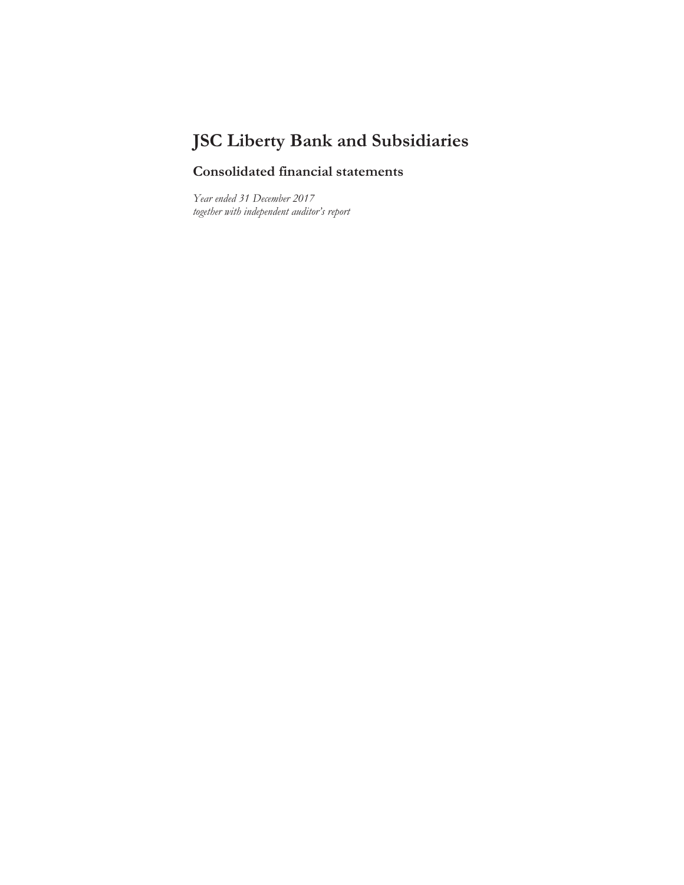# JSC Liberty Bank and Subsidiaries

## Consolidated financial statements

*Year ended 31 December 2017*
*together with independent auditor's report*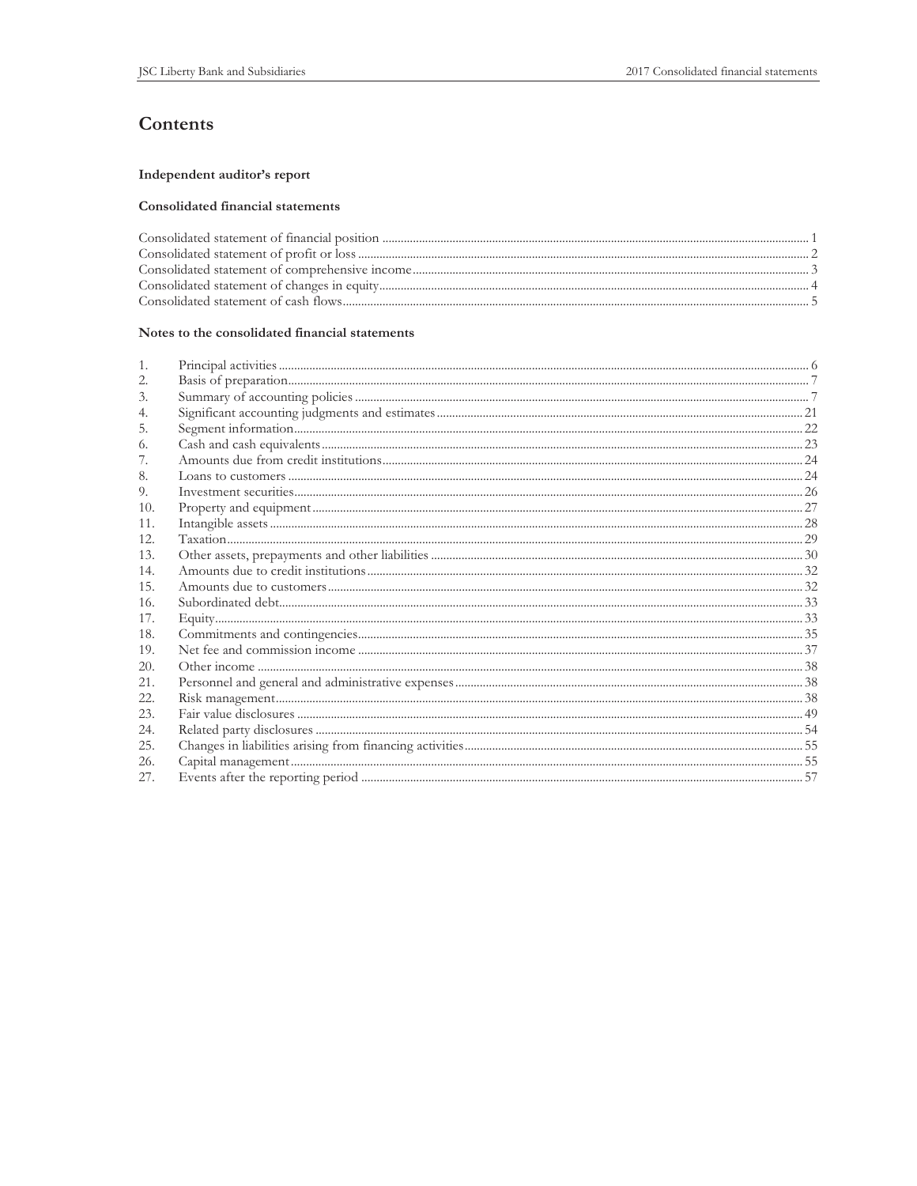# Contents

### Independent auditor's report

### Consolidated financial statements

| | |
|---|---|
| Consolidated statement of financial position | 1 |
| Consolidated statement of profit or loss | 2 |
| Consolidated statement of comprehensive income | 3 |
| Consolidated statement of changes in equity | 4 |
| Consolidated statement of cash flows | 5 |

### Notes to the consolidated financial statements

| | | |
|---|---|---|
| 1. | Principal activities | 6 |
| 2. | Basis of preparation | 7 |
| 3. | Summary of accounting policies | 7 |
| 4. | Significant accounting judgments and estimates | 21 |
| 5. | Segment information | 22 |
| 6. | Cash and cash equivalents | 23 |
| 7. | Amounts due from credit institutions | 24 |
| 8. | Loans to customers | 24 |
| 9. | Investment securities | 26 |
| 10. | Property and equipment | 27 |
| 11. | Intangible assets | 28 |
| 12. | Taxation | 29 |
| 13. | Other assets, prepayments and other liabilities | 30 |
| 14. | Amounts due to credit institutions | 32 |
| 15. | Amounts due to customers | 32 |
| 16. | Subordinated debt | 33 |
| 17. | Equity | 33 |
| 18. | Commitments and contingencies | 35 |
| 19. | Net fee and commission income | 37 |
| 20. | Other income | 38 |
| 21. | Personnel and general and administrative expenses | 38 |
| 22. | Risk management | 38 |
| 23. | Fair value disclosures | 49 |
| 24. | Related party disclosures | 54 |
| 25. | Changes in liabilities arising from financing activities | 55 |
| 26. | Capital management | 55 |
| 27. | Events after the reporting period | 57 |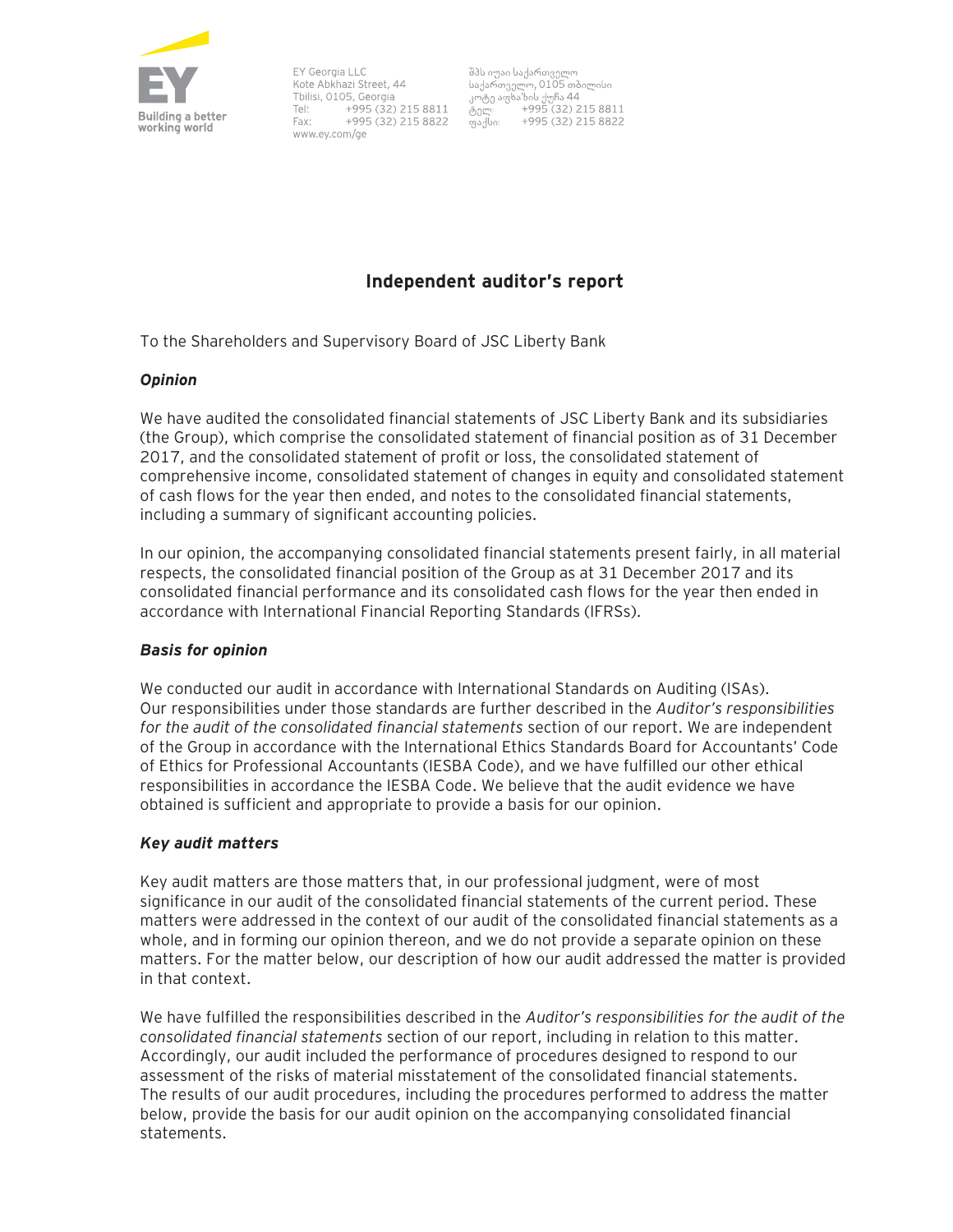EY Georgia LLC
Kote Abkhazi Street, 44
Tbilisi, 0105, Georgia
Tel: +995 (32) 215 8811
Fax: +995 (32) 215 8822
www.ey.com/ge

შპს იუაი საქართველო
საქართველო, 0105 თბილისი
კოტე აფხაზის ქუჩა 44
ტელ: +995 (32) 215 8811
ფაქსი: +995 (32) 215 8822

# Independent auditor's report

To the Shareholders and Supervisory Board of JSC Liberty Bank

### *Opinion*

We have audited the consolidated financial statements of JSC Liberty Bank and its subsidiaries (the Group), which comprise the consolidated statement of financial position as of 31 December 2017, and the consolidated statement of profit or loss, the consolidated statement of comprehensive income, consolidated statement of changes in equity and consolidated statement of cash flows for the year then ended, and notes to the consolidated financial statements, including a summary of significant accounting policies.

In our opinion, the accompanying consolidated financial statements present fairly, in all material respects, the consolidated financial position of the Group as at 31 December 2017 and its consolidated financial performance and its consolidated cash flows for the year then ended in accordance with International Financial Reporting Standards (IFRSs).

### *Basis for opinion*

We conducted our audit in accordance with International Standards on Auditing (ISAs). Our responsibilities under those standards are further described in the *Auditor's responsibilities for the audit of the consolidated financial statements* section of our report. We are independent of the Group in accordance with the International Ethics Standards Board for Accountants' Code of Ethics for Professional Accountants (IESBA Code), and we have fulfilled our other ethical responsibilities in accordance the IESBA Code. We believe that the audit evidence we have obtained is sufficient and appropriate to provide a basis for our opinion.

### *Key audit matters*

Key audit matters are those matters that, in our professional judgment, were of most significance in our audit of the consolidated financial statements of the current period. These matters were addressed in the context of our audit of the consolidated financial statements as a whole, and in forming our opinion thereon, and we do not provide a separate opinion on these matters. For the matter below, our description of how our audit addressed the matter is provided in that context.

We have fulfilled the responsibilities described in the *Auditor's responsibilities for the audit of the consolidated financial statements* section of our report, including in relation to this matter. Accordingly, our audit included the performance of procedures designed to respond to our assessment of the risks of material misstatement of the consolidated financial statements. The results of our audit procedures, including the procedures performed to address the matter below, provide the basis for our audit opinion on the accompanying consolidated financial statements.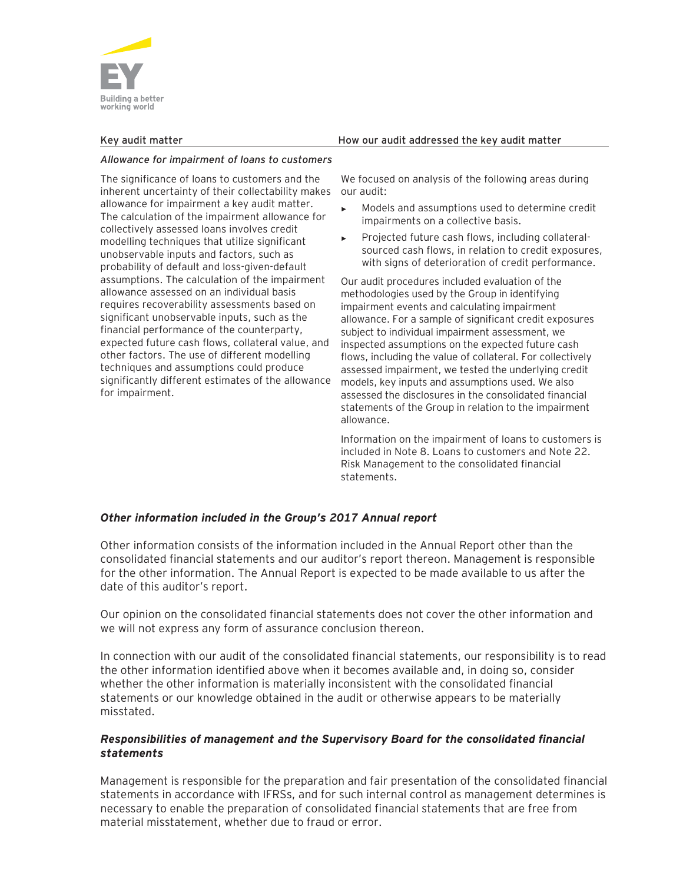| Key audit matter | How our audit addressed the key audit matter |
| --- | --- |
| *Allowance for impairment of loans to customers* | |
| The significance of loans to customers and the inherent uncertainty of their collectability makes allowance for impairment a key audit matter. The calculation of the impairment allowance for collectively assessed loans involves credit modelling techniques that utilize significant unobservable inputs and factors, such as probability of default and loss-given-default assumptions. The calculation of the impairment allowance assessed on an individual basis requires recoverability assessments based on significant unobservable inputs, such as the financial performance of the counterparty, expected future cash flows, collateral value, and other factors. The use of different modelling techniques and assumptions could produce significantly different estimates of the allowance for impairment. | We focused on analysis of the following areas during our audit:<br>► Models and assumptions used to determine credit impairments on a collective basis.<br>► Projected future cash flows, including collateral-sourced cash flows, in relation to credit exposures, with signs of deterioration of credit performance.<br><br>Our audit procedures included evaluation of the methodologies used by the Group in identifying impairment events and calculating impairment allowance. For a sample of significant credit exposures subject to individual impairment assessment, we inspected assumptions on the expected future cash flows, including the value of collateral. For collectively assessed impairment, we tested the underlying credit models, key inputs and assumptions used. We also assessed the disclosures in the consolidated financial statements of the Group in relation to the impairment allowance.<br><br>Information on the impairment of loans to customers is included in Note 8. Loans to customers and Note 22. Risk Management to the consolidated financial statements. |

### *Other information included in the Group's 2017 Annual report*

Other information consists of the information included in the Annual Report other than the consolidated financial statements and our auditor's report thereon. Management is responsible for the other information. The Annual Report is expected to be made available to us after the date of this auditor's report.

Our opinion on the consolidated financial statements does not cover the other information and we will not express any form of assurance conclusion thereon.

In connection with our audit of the consolidated financial statements, our responsibility is to read the other information identified above when it becomes available and, in doing so, consider whether the other information is materially inconsistent with the consolidated financial statements or our knowledge obtained in the audit or otherwise appears to be materially misstated.

### *Responsibilities of management and the Supervisory Board for the consolidated financial statements*

Management is responsible for the preparation and fair presentation of the consolidated financial statements in accordance with IFRSs, and for such internal control as management determines is necessary to enable the preparation of consolidated financial statements that are free from material misstatement, whether due to fraud or error.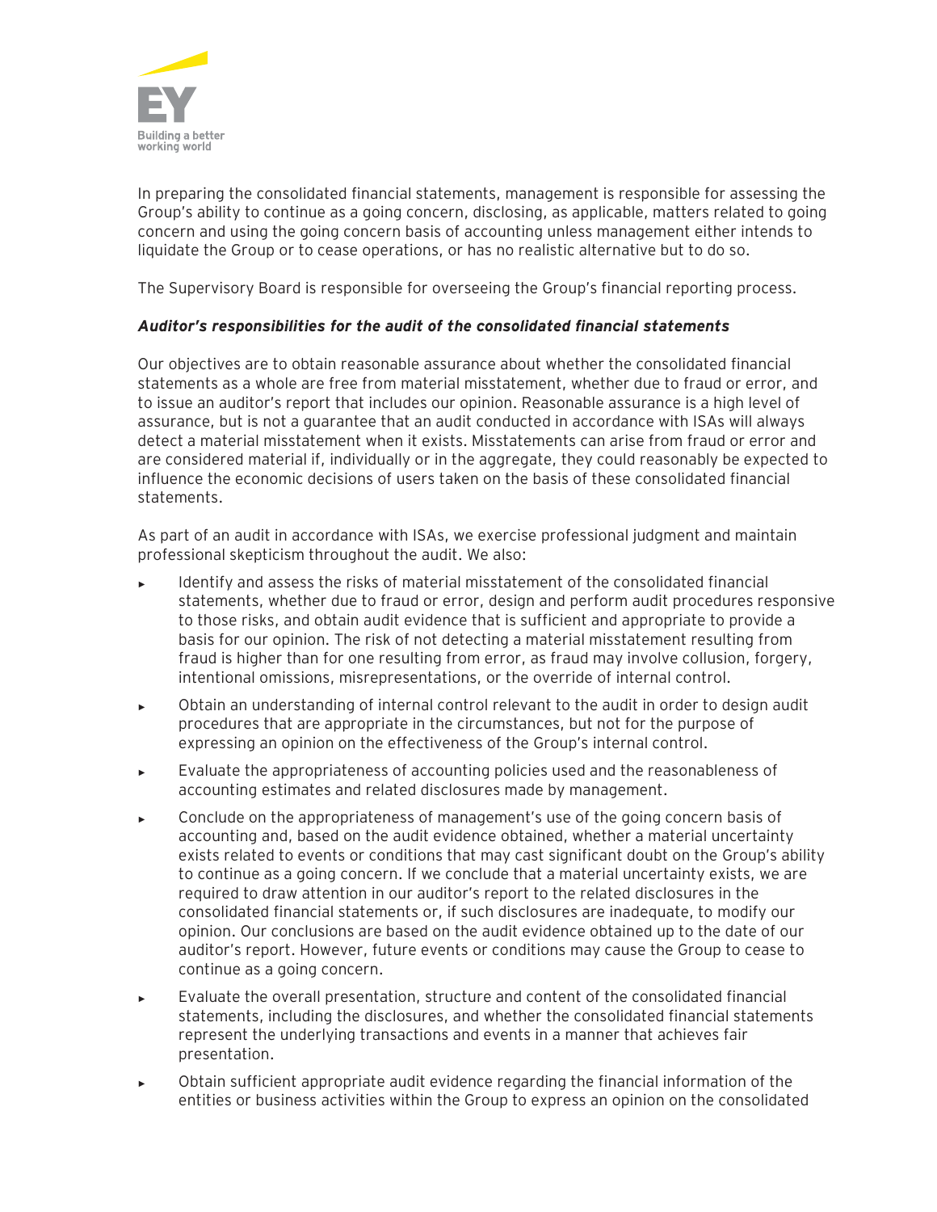In preparing the consolidated financial statements, management is responsible for assessing the Group's ability to continue as a going concern, disclosing, as applicable, matters related to going concern and using the going concern basis of accounting unless management either intends to liquidate the Group or to cease operations, or has no realistic alternative but to do so.

The Supervisory Board is responsible for overseeing the Group's financial reporting process.

***Auditor's responsibilities for the audit of the consolidated financial statements***

Our objectives are to obtain reasonable assurance about whether the consolidated financial statements as a whole are free from material misstatement, whether due to fraud or error, and to issue an auditor's report that includes our opinion. Reasonable assurance is a high level of assurance, but is not a guarantee that an audit conducted in accordance with ISAs will always detect a material misstatement when it exists. Misstatements can arise from fraud or error and are considered material if, individually or in the aggregate, they could reasonably be expected to influence the economic decisions of users taken on the basis of these consolidated financial statements.

As part of an audit in accordance with ISAs, we exercise professional judgment and maintain professional skepticism throughout the audit. We also:

- Identify and assess the risks of material misstatement of the consolidated financial statements, whether due to fraud or error, design and perform audit procedures responsive to those risks, and obtain audit evidence that is sufficient and appropriate to provide a basis for our opinion. The risk of not detecting a material misstatement resulting from fraud is higher than for one resulting from error, as fraud may involve collusion, forgery, intentional omissions, misrepresentations, or the override of internal control.
- Obtain an understanding of internal control relevant to the audit in order to design audit procedures that are appropriate in the circumstances, but not for the purpose of expressing an opinion on the effectiveness of the Group's internal control.
- Evaluate the appropriateness of accounting policies used and the reasonableness of accounting estimates and related disclosures made by management.
- Conclude on the appropriateness of management's use of the going concern basis of accounting and, based on the audit evidence obtained, whether a material uncertainty exists related to events or conditions that may cast significant doubt on the Group's ability to continue as a going concern. If we conclude that a material uncertainty exists, we are required to draw attention in our auditor's report to the related disclosures in the consolidated financial statements or, if such disclosures are inadequate, to modify our opinion. Our conclusions are based on the audit evidence obtained up to the date of our auditor's report. However, future events or conditions may cause the Group to cease to continue as a going concern.
- Evaluate the overall presentation, structure and content of the consolidated financial statements, including the disclosures, and whether the consolidated financial statements represent the underlying transactions and events in a manner that achieves fair presentation.
- Obtain sufficient appropriate audit evidence regarding the financial information of the entities or business activities within the Group to express an opinion on the consolidated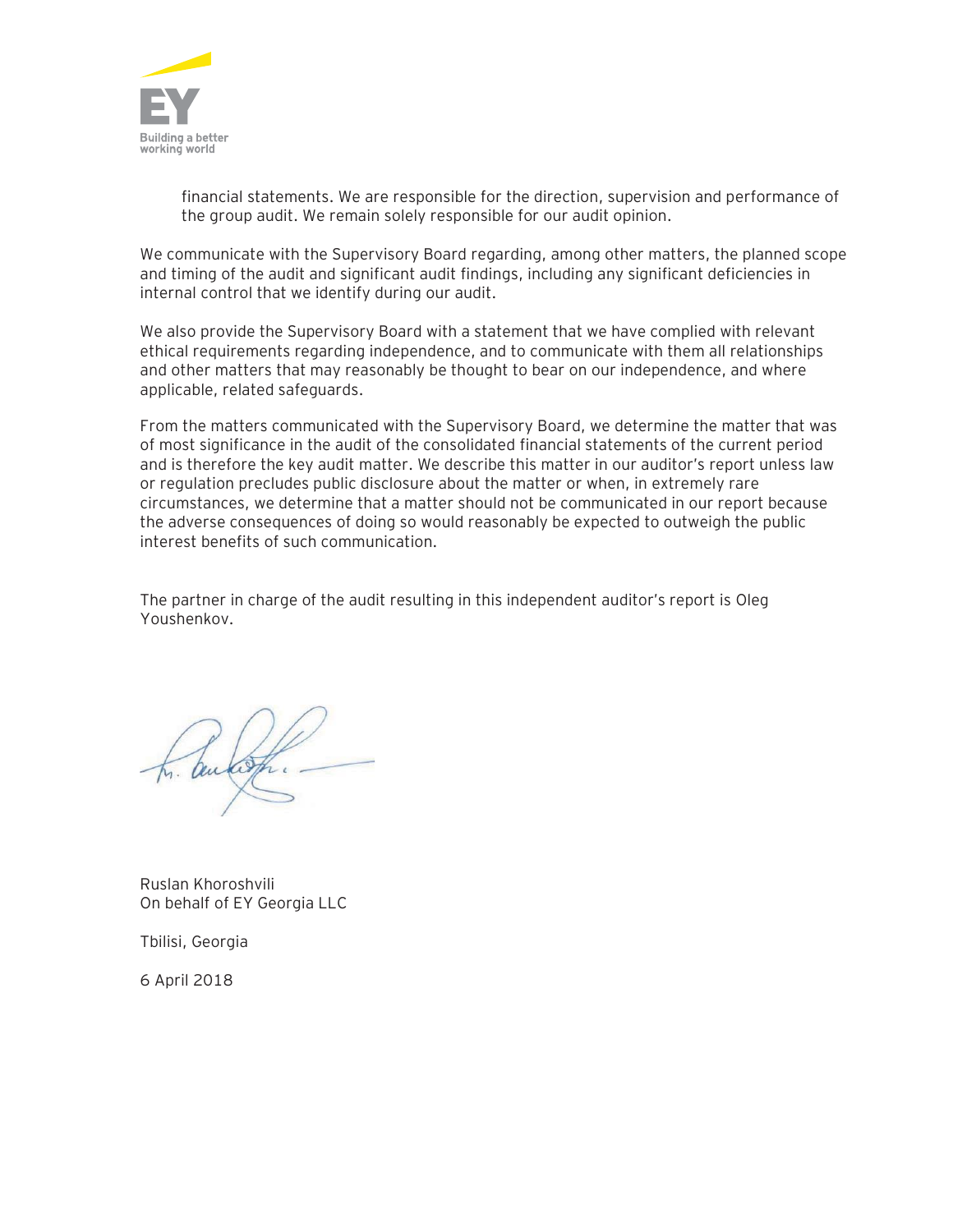financial statements. We are responsible for the direction, supervision and performance of the group audit. We remain solely responsible for our audit opinion.

We communicate with the Supervisory Board regarding, among other matters, the planned scope and timing of the audit and significant audit findings, including any significant deficiencies in internal control that we identify during our audit.

We also provide the Supervisory Board with a statement that we have complied with relevant ethical requirements regarding independence, and to communicate with them all relationships and other matters that may reasonably be thought to bear on our independence, and where applicable, related safeguards.

From the matters communicated with the Supervisory Board, we determine the matter that was of most significance in the audit of the consolidated financial statements of the current period and is therefore the key audit matter. We describe this matter in our auditor's report unless law or regulation precludes public disclosure about the matter or when, in extremely rare circumstances, we determine that a matter should not be communicated in our report because the adverse consequences of doing so would reasonably be expected to outweigh the public interest benefits of such communication.

The partner in charge of the audit resulting in this independent auditor's report is Oleg Youshenkov.

Ruslan Khoroshvili
On behalf of EY Georgia LLC

Tbilisi, Georgia

6 April 2018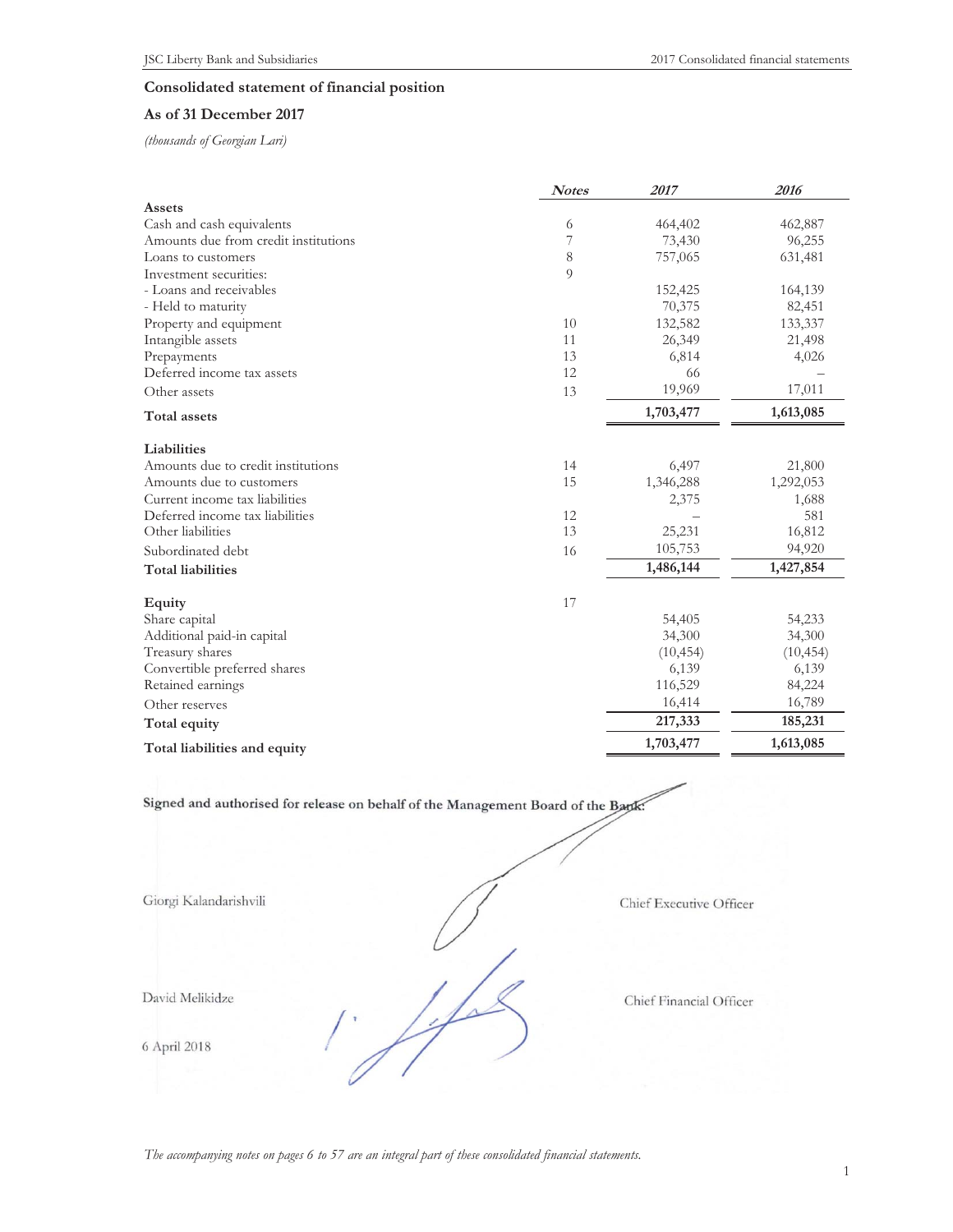## Consolidated statement of financial position

### As of 31 December 2017

*(thousands of Georgian Lari)*

| | Notes | 2017 | 2016 |
|---|---|---|---|
| **Assets** | | | |
| Cash and cash equivalents | 6 | 464,402 | 462,887 |
| Amounts due from credit institutions | 7 | 73,430 | 96,255 |
| Loans to customers | 8 | 757,065 | 631,481 |
| Investment securities: | 9 | | |
| - Loans and receivables | | 152,425 | 164,139 |
| - Held to maturity | | 70,375 | 82,451 |
| Property and equipment | 10 | 132,582 | 133,337 |
| Intangible assets | 11 | 26,349 | 21,498 |
| Prepayments | 13 | 6,814 | 4,026 |
| Deferred income tax assets | 12 | 66 | – |
| Other assets | 13 | 19,969 | 17,011 |
| **Total assets** | | **1,703,477** | **1,613,085** |
| | | | |
| **Liabilities** | | | |
| Amounts due to credit institutions | 14 | 6,497 | 21,800 |
| Amounts due to customers | 15 | 1,346,288 | 1,292,053 |
| Current income tax liabilities | | 2,375 | 1,688 |
| Deferred income tax liabilities | 12 | – | 581 |
| Other liabilities | 13 | 25,231 | 16,812 |
| Subordinated debt | 16 | 105,753 | 94,920 |
| **Total liabilities** | | **1,486,144** | **1,427,854** |
| | | | |
| **Equity** | 17 | | |
| Share capital | | 54,405 | 54,233 |
| Additional paid-in capital | | 34,300 | 34,300 |
| Treasury shares | | (10,454) | (10,454) |
| Convertible preferred shares | | 6,139 | 6,139 |
| Retained earnings | | 116,529 | 84,224 |
| Other reserves | | 16,414 | 16,789 |
| **Total equity** | | **217,333** | **185,231** |
| **Total liabilities and equity** | | **1,703,477** | **1,613,085** |

**Signed and authorised for release on behalf of the Management Board of the Bank:**

Giorgi Kalandarishvili — Chief Executive Officer

David Melikidze — Chief Financial Officer

6 April 2018

*The accompanying notes on pages 6 to 57 are an integral part of these consolidated financial statements.*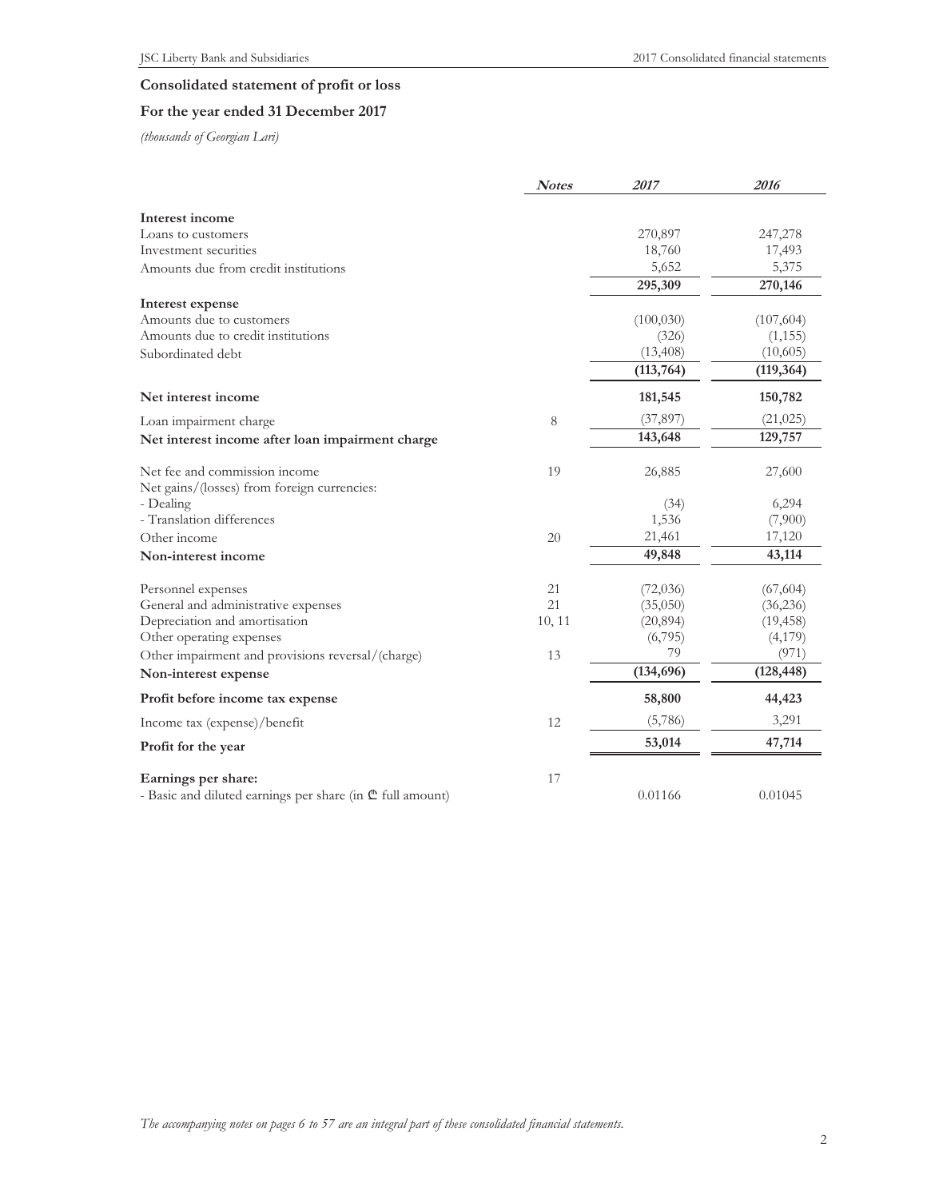## Consolidated statement of profit or loss

## For the year ended 31 December 2017

*(thousands of Georgian Lari)*

| | *Notes* | *2017* | *2016* |
|---|---|---|---|
| **Interest income** | | | |
| Loans to customers | | 270,897 | 247,278 |
| Investment securities | | 18,760 | 17,493 |
| Amounts due from credit institutions | | 5,652 | 5,375 |
| | | **295,309** | **270,146** |
| **Interest expense** | | | |
| Amounts due to customers | | (100,030) | (107,604) |
| Amounts due to credit institutions | | (326) | (1,155) |
| Subordinated debt | | (13,408) | (10,605) |
| | | **(113,764)** | **(119,364)** |
| **Net interest income** | | **181,545** | **150,782** |
| Loan impairment charge | 8 | (37,897) | (21,025) |
| **Net interest income after loan impairment charge** | | **143,648** | **129,757** |
| Net fee and commission income | 19 | 26,885 | 27,600 |
| Net gains/(losses) from foreign currencies: | | | |
| - Dealing | | (34) | 6,294 |
| - Translation differences | | 1,536 | (7,900) |
| Other income | 20 | 21,461 | 17,120 |
| **Non-interest income** | | **49,848** | **43,114** |
| Personnel expenses | 21 | (72,036) | (67,604) |
| General and administrative expenses | 21 | (35,050) | (36,236) |
| Depreciation and amortisation | 10, 11 | (20,894) | (19,458) |
| Other operating expenses | | (6,795) | (4,179) |
| Other impairment and provisions reversal/(charge) | 13 | 79 | (971) |
| **Non-interest expense** | | **(134,696)** | **(128,448)** |
| **Profit before income tax expense** | | **58,800** | **44,423** |
| Income tax (expense)/benefit | 12 | (5,786) | 3,291 |
| **Profit for the year** | | **53,014** | **47,714** |
| **Earnings per share:** | 17 | | |
| - Basic and diluted earnings per share (in ₾ full amount) | | 0.01166 | 0.01045 |

*The accompanying notes on pages 6 to 57 are an integral part of these consolidated financial statements.*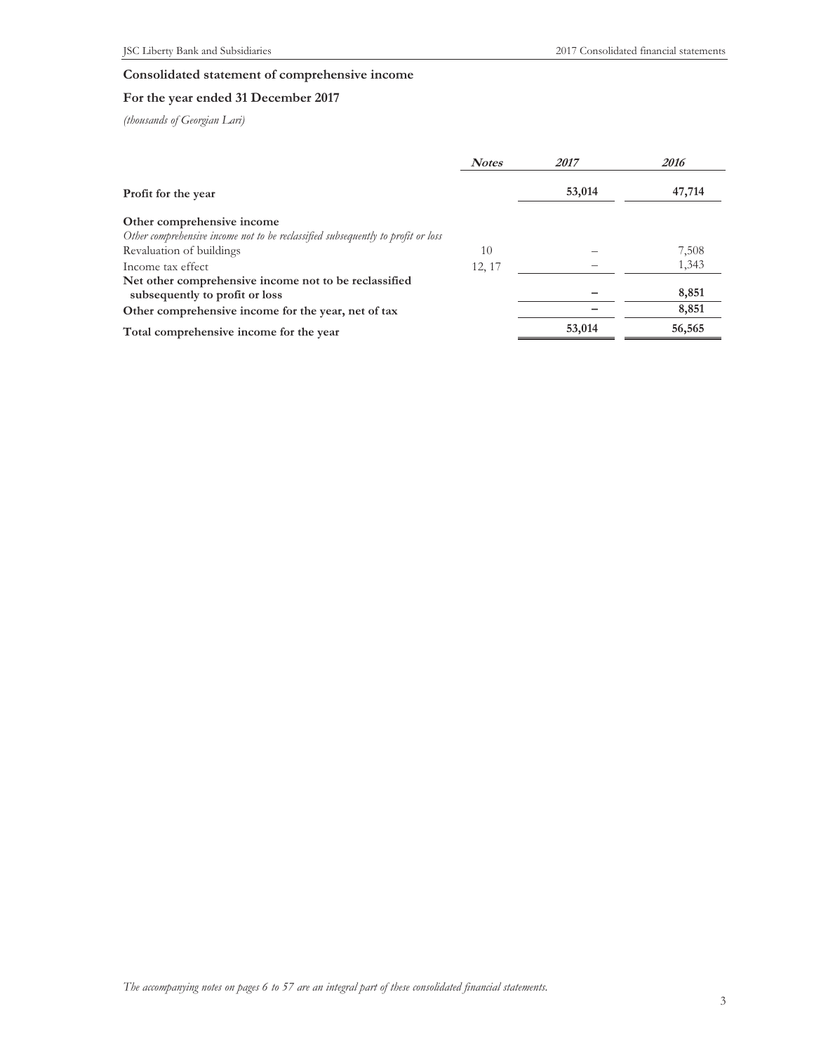## Consolidated statement of comprehensive income

## For the year ended 31 December 2017

*(thousands of Georgian Lari)*

| | *Notes* | *2017* | *2016* |
|---|---|---|---|
| **Profit for the year** | | **53,014** | **47,714** |
| **Other comprehensive income** | | | |
| *Other comprehensive income not to be reclassified subsequently to profit or loss* | | | |
| Revaluation of buildings | 10 | – | 7,508 |
| Income tax effect | 12, 17 | – | 1,343 |
| **Net other comprehensive income not to be reclassified subsequently to profit or loss** | | **–** | **8,851** |
| **Other comprehensive income for the year, net of tax** | | **–** | **8,851** |
| **Total comprehensive income for the year** | | **53,014** | **56,565** |

*The accompanying notes on pages 6 to 57 are an integral part of these consolidated financial statements.*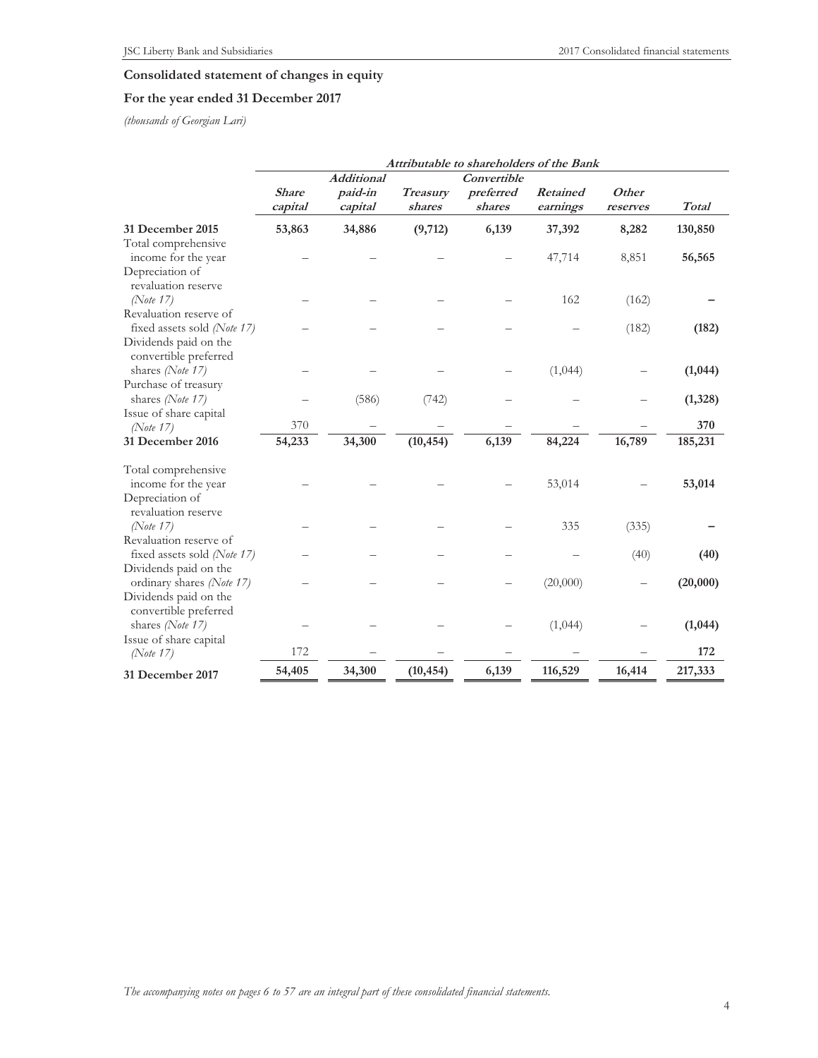## Consolidated statement of changes in equity

## For the year ended 31 December 2017

*(thousands of Georgian Lari)*

| | *Attributable to shareholders of the Bank* | | | | | | |
|---|---|---|---|---|---|---|---|
| | ***Share capital*** | ***Additional paid-in capital*** | ***Treasury shares*** | ***Convertible preferred shares*** | ***Retained earnings*** | ***Other reserves*** | ***Total*** |
| **31 December 2015** | **53,863** | **34,886** | **(9,712)** | **6,139** | **37,392** | **8,282** | **130,850** |
| Total comprehensive income for the year | – | – | – | – | 47,714 | 8,851 | **56,565** |
| Depreciation of revaluation reserve *(Note 17)* | – | – | – | – | 162 | (162) | **–** |
| Revaluation reserve of fixed assets sold *(Note 17)* | – | – | – | – | – | (182) | **(182)** |
| Dividends paid on the convertible preferred shares *(Note 17)* | – | – | – | – | (1,044) | – | **(1,044)** |
| Purchase of treasury shares *(Note 17)* | – | (586) | (742) | – | – | – | **(1,328)** |
| Issue of share capital *(Note 17)* | 370 | – | – | – | – | – | **370** |
| **31 December 2016** | **54,233** | **34,300** | **(10,454)** | **6,139** | **84,224** | **16,789** | **185,231** |
| Total comprehensive income for the year | – | – | – | – | 53,014 | – | **53,014** |
| Depreciation of revaluation reserve *(Note 17)* | – | – | – | – | 335 | (335) | **–** |
| Revaluation reserve of fixed assets sold *(Note 17)* | – | – | – | – | – | (40) | **(40)** |
| Dividends paid on the ordinary shares *(Note 17)* | – | – | – | – | (20,000) | – | **(20,000)** |
| Dividends paid on the convertible preferred shares *(Note 17)* | – | – | – | – | (1,044) | – | **(1,044)** |
| Issue of share capital *(Note 17)* | 172 | – | – | – | – | – | **172** |
| **31 December 2017** | **54,405** | **34,300** | **(10,454)** | **6,139** | **116,529** | **16,414** | **217,333** |

*The accompanying notes on pages 6 to 57 are an integral part of these consolidated financial statements.*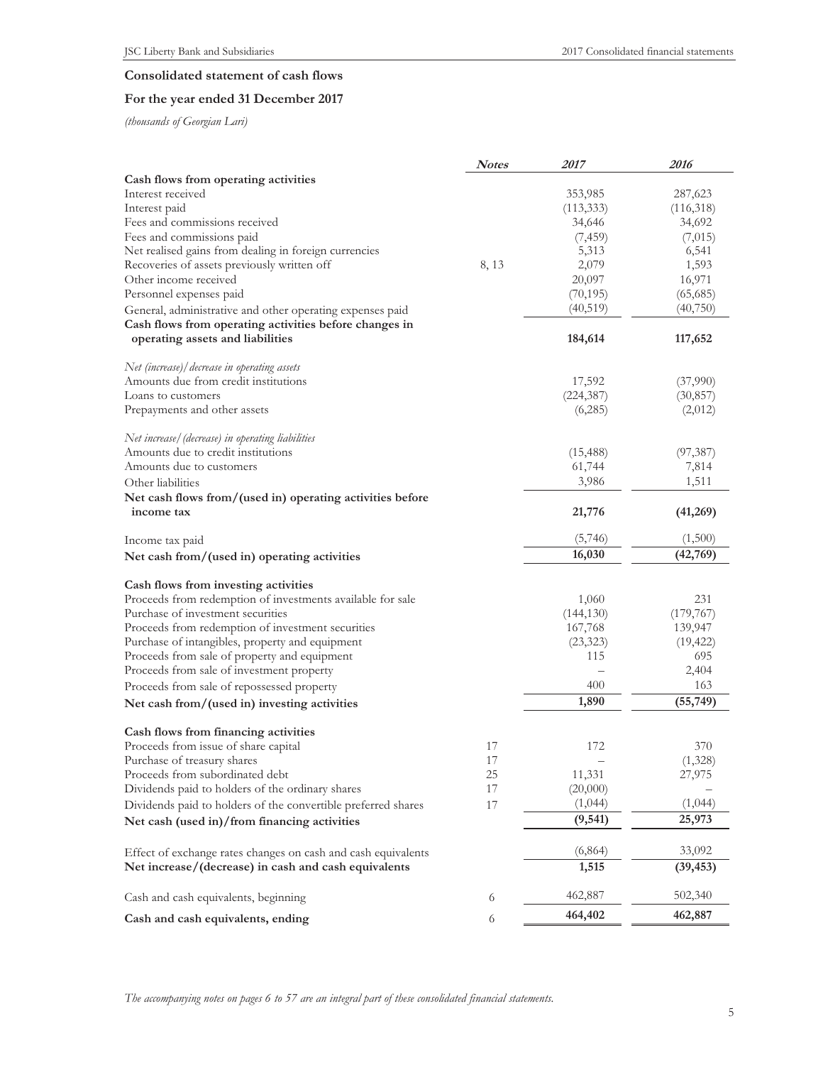## Consolidated statement of cash flows

## For the year ended 31 December 2017

*(thousands of Georgian Lari)*

| | *Notes* | *2017* | *2016* |
|---|---|---|---|
| **Cash flows from operating activities** | | | |
| Interest received | | 353,985 | 287,623 |
| Interest paid | | (113,333) | (116,318) |
| Fees and commissions received | | 34,646 | 34,692 |
| Fees and commissions paid | | (7,459) | (7,015) |
| Net realised gains from dealing in foreign currencies | | 5,313 | 6,541 |
| Recoveries of assets previously written off | 8, 13 | 2,079 | 1,593 |
| Other income received | | 20,097 | 16,971 |
| Personnel expenses paid | | (70,195) | (65,685) |
| General, administrative and other operating expenses paid | | (40,519) | (40,750) |
| **Cash flows from operating activities before changes in operating assets and liabilities** | | **184,614** | **117,652** |
| | | | |
| *Net (increase)/decrease in operating assets* | | | |
| Amounts due from credit institutions | | 17,592 | (37,990) |
| Loans to customers | | (224,387) | (30,857) |
| Prepayments and other assets | | (6,285) | (2,012) |
| | | | |
| *Net increase/(decrease) in operating liabilities* | | | |
| Amounts due to credit institutions | | (15,488) | (97,387) |
| Amounts due to customers | | 61,744 | 7,814 |
| Other liabilities | | 3,986 | 1,511 |
| **Net cash flows from/(used in) operating activities before income tax** | | **21,776** | **(41,269)** |
| | | | |
| Income tax paid | | (5,746) | (1,500) |
| **Net cash from/(used in) operating activities** | | **16,030** | **(42,769)** |
| | | | |
| **Cash flows from investing activities** | | | |
| Proceeds from redemption of investments available for sale | | 1,060 | 231 |
| Purchase of investment securities | | (144,130) | (179,767) |
| Proceeds from redemption of investment securities | | 167,768 | 139,947 |
| Purchase of intangibles, property and equipment | | (23,323) | (19,422) |
| Proceeds from sale of property and equipment | | 115 | 695 |
| Proceeds from sale of investment property | | – | 2,404 |
| Proceeds from sale of repossessed property | | 400 | 163 |
| **Net cash from/(used in) investing activities** | | **1,890** | **(55,749)** |
| | | | |
| **Cash flows from financing activities** | | | |
| Proceeds from issue of share capital | 17 | 172 | 370 |
| Purchase of treasury shares | 17 | – | (1,328) |
| Proceeds from subordinated debt | 25 | 11,331 | 27,975 |
| Dividends paid to holders of the ordinary shares | 17 | (20,000) | – |
| Dividends paid to holders of the convertible preferred shares | 17 | (1,044) | (1,044) |
| **Net cash (used in)/from financing activities** | | **(9,541)** | **25,973** |
| | | | |
| Effect of exchange rates changes on cash and cash equivalents | | (6,864) | 33,092 |
| **Net increase/(decrease) in cash and cash equivalents** | | **1,515** | **(39,453)** |
| | | | |
| Cash and cash equivalents, beginning | 6 | 462,887 | 502,340 |
| **Cash and cash equivalents, ending** | 6 | **464,402** | **462,887** |

*The accompanying notes on pages 6 to 57 are an integral part of these consolidated financial statements.*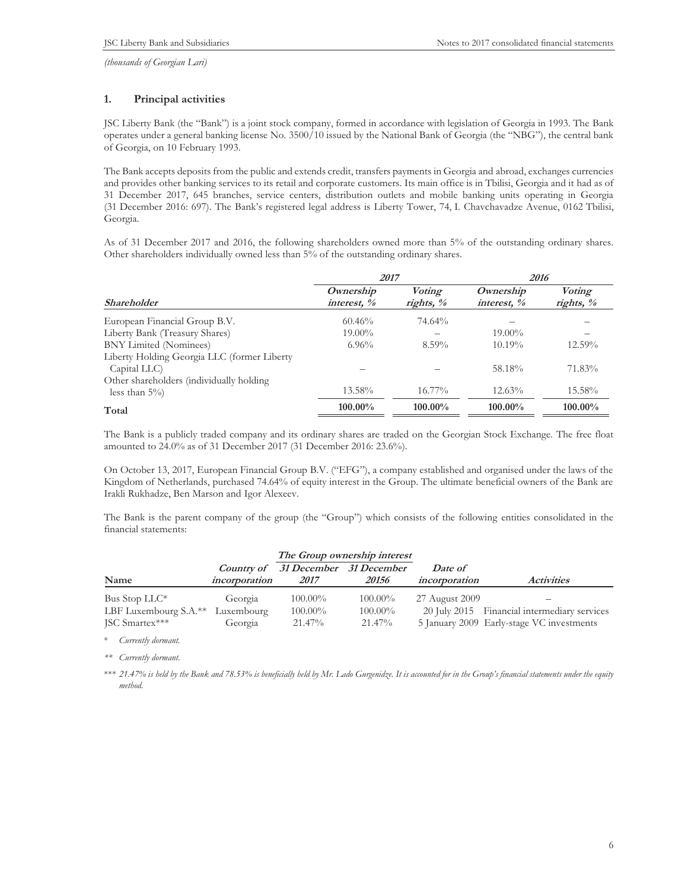*(thousands of Georgian Lari)*

## 1. Principal activities

JSC Liberty Bank (the "Bank") is a joint stock company, formed in accordance with legislation of Georgia in 1993. The Bank operates under a general banking license No. 3500/10 issued by the National Bank of Georgia (the "NBG"), the central bank of Georgia, on 10 February 1993.

The Bank accepts deposits from the public and extends credit, transfers payments in Georgia and abroad, exchanges currencies and provides other banking services to its retail and corporate customers. Its main office is in Tbilisi, Georgia and it had as of 31 December 2017, 645 branches, service centers, distribution outlets and mobile banking units operating in Georgia (31 December 2016: 697). The Bank's registered legal address is Liberty Tower, 74, I. Chavchavadze Avenue, 0162 Tbilisi, Georgia.

As of 31 December 2017 and 2016, the following shareholders owned more than 5% of the outstanding ordinary shares. Other shareholders individually owned less than 5% of the outstanding ordinary shares.

| | *2017* | | *2016* | |
|---|---|---|---|---|
| ***Shareholder*** | ***Ownership interest, %*** | ***Voting rights, %*** | ***Ownership interest, %*** | ***Voting rights, %*** |
| European Financial Group B.V. | 60.46% | 74.64% | – | – |
| Liberty Bank (Treasury Shares) | 19.00% | – | 19.00% | – |
| BNY Limited (Nominees) | 6.96% | 8.59% | 10.19% | 12.59% |
| Liberty Holding Georgia LLC (former Liberty Capital LLC) | – | – | 58.18% | 71.83% |
| Other shareholders (individually holding less than 5%) | 13.58% | 16.77% | 12.63% | 15.58% |
| **Total** | **100.00%** | **100.00%** | **100.00%** | **100.00%** |

The Bank is a publicly traded company and its ordinary shares are traded on the Georgian Stock Exchange. The free float amounted to 24.0% as of 31 December 2017 (31 December 2016: 23.6%).

On October 13, 2017, European Financial Group B.V. ("EFG"), a company established and organised under the laws of the Kingdom of Netherlands, purchased 74.64% of equity interest in the Group. The ultimate beneficial owners of the Bank are Irakli Rukhadze, Ben Marson and Igor Alexeev.

The Bank is the parent company of the group (the "Group") which consists of the following entities consolidated in the financial statements:

| | | ***The Group ownership interest*** | | | |
|---|---|---|---|---|---|
| **Name** | ***Country of incorporation*** | ***31 December 2017*** | ***31 December 20156*** | ***Date of incorporation*** | ***Activities*** |
| Bus Stop LLC* | Georgia | 100.00% | 100.00% | 27 August 2009 | – |
| LBF Luxembourg S.A.** | Luxembourg | 100.00% | 100.00% | 20 July 2015 | Financial intermediary services |
| JSC Smartex*** | Georgia | 21.47% | 21.47% | 5 January 2009 | Early-stage VC investments |

\* *Currently dormant.*

\** *Currently dormant.*

\*** *21.47% is held by the Bank and 78.53% is beneficially held by Mr. Lado Gurgenidze. It is accounted for in the Group's financial statements under the equity method.*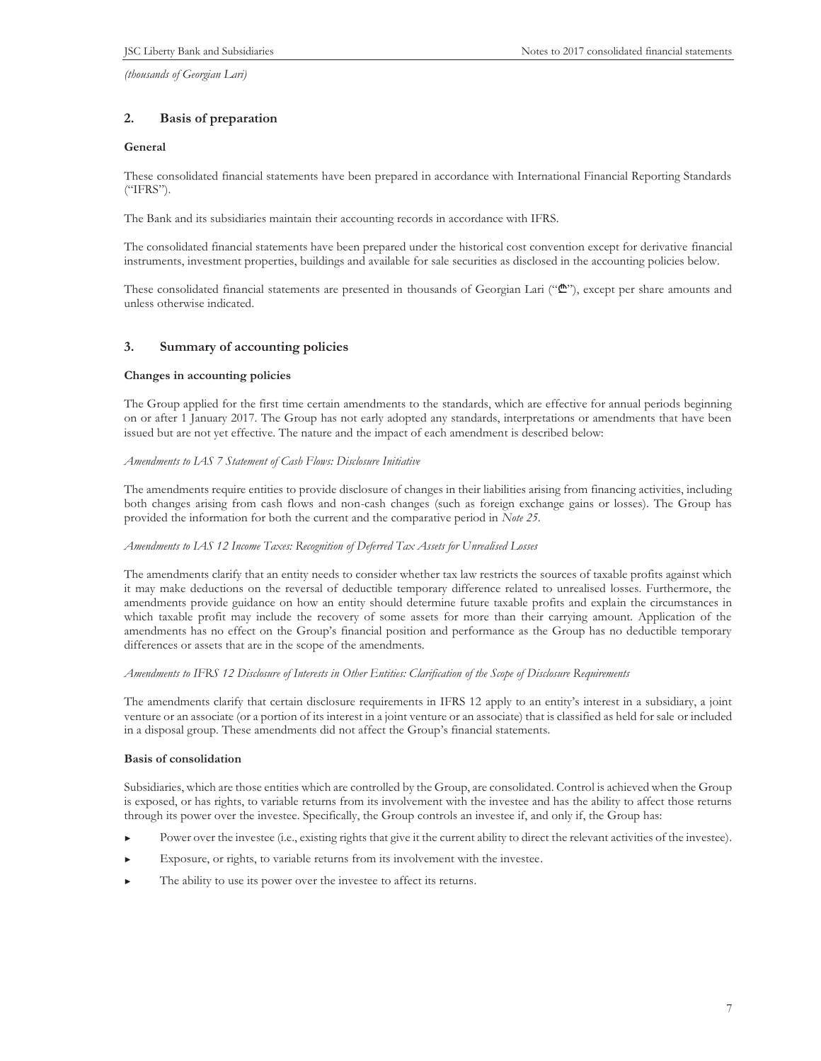*(thousands of Georgian Lari)*

## 2. Basis of preparation

**General**

These consolidated financial statements have been prepared in accordance with International Financial Reporting Standards ("IFRS").

The Bank and its subsidiaries maintain their accounting records in accordance with IFRS.

The consolidated financial statements have been prepared under the historical cost convention except for derivative financial instruments, investment properties, buildings and available for sale securities as disclosed in the accounting policies below.

These consolidated financial statements are presented in thousands of Georgian Lari ("₾"), except per share amounts and unless otherwise indicated.

## 3. Summary of accounting policies

**Changes in accounting policies**

The Group applied for the first time certain amendments to the standards, which are effective for annual periods beginning on or after 1 January 2017. The Group has not early adopted any standards, interpretations or amendments that have been issued but are not yet effective. The nature and the impact of each amendment is described below:

*Amendments to IAS 7 Statement of Cash Flows: Disclosure Initiative*

The amendments require entities to provide disclosure of changes in their liabilities arising from financing activities, including both changes arising from cash flows and non-cash changes (such as foreign exchange gains or losses). The Group has provided the information for both the current and the comparative period in *Note 25*.

*Amendments to IAS 12 Income Taxes: Recognition of Deferred Tax Assets for Unrealised Losses*

The amendments clarify that an entity needs to consider whether tax law restricts the sources of taxable profits against which it may make deductions on the reversal of deductible temporary difference related to unrealised losses. Furthermore, the amendments provide guidance on how an entity should determine future taxable profits and explain the circumstances in which taxable profit may include the recovery of some assets for more than their carrying amount. Application of the amendments has no effect on the Group's financial position and performance as the Group has no deductible temporary differences or assets that are in the scope of the amendments.

*Amendments to IFRS 12 Disclosure of Interests in Other Entities: Clarification of the Scope of Disclosure Requirements*

The amendments clarify that certain disclosure requirements in IFRS 12 apply to an entity's interest in a subsidiary, a joint venture or an associate (or a portion of its interest in a joint venture or an associate) that is classified as held for sale or included in a disposal group. These amendments did not affect the Group's financial statements.

**Basis of consolidation**

Subsidiaries, which are those entities which are controlled by the Group, are consolidated. Control is achieved when the Group is exposed, or has rights, to variable returns from its involvement with the investee and has the ability to affect those returns through its power over the investee. Specifically, the Group controls an investee if, and only if, the Group has:

- Power over the investee (i.e., existing rights that give it the current ability to direct the relevant activities of the investee).
- Exposure, or rights, to variable returns from its involvement with the investee.
- The ability to use its power over the investee to affect its returns.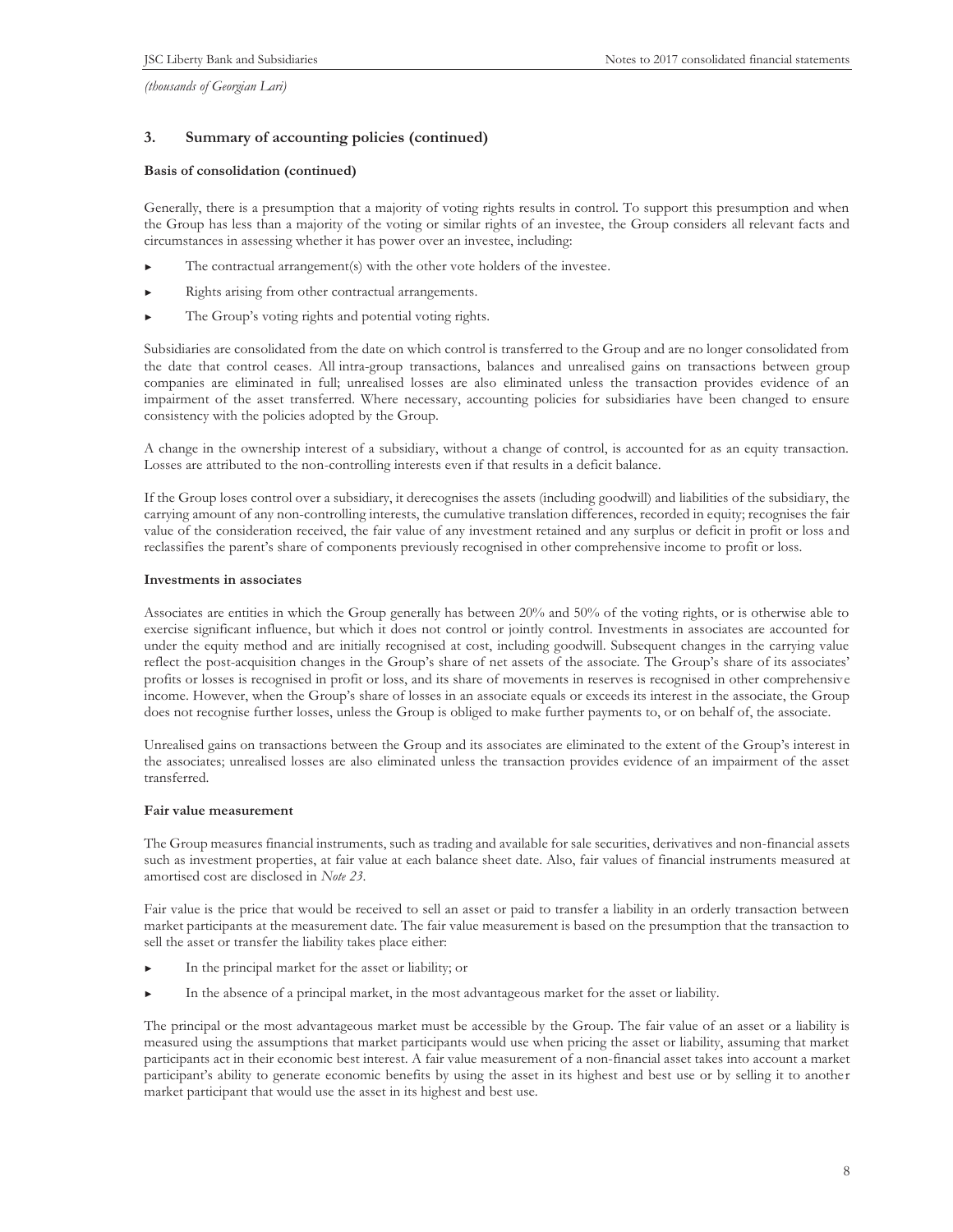*(thousands of Georgian Lari)*

## 3. Summary of accounting policies (continued)

### Basis of consolidation (continued)

Generally, there is a presumption that a majority of voting rights results in control. To support this presumption and when the Group has less than a majority of the voting or similar rights of an investee, the Group considers all relevant facts and circumstances in assessing whether it has power over an investee, including:

- The contractual arrangement(s) with the other vote holders of the investee.
- Rights arising from other contractual arrangements.
- The Group's voting rights and potential voting rights.

Subsidiaries are consolidated from the date on which control is transferred to the Group and are no longer consolidated from the date that control ceases. All intra-group transactions, balances and unrealised gains on transactions between group companies are eliminated in full; unrealised losses are also eliminated unless the transaction provides evidence of an impairment of the asset transferred. Where necessary, accounting policies for subsidiaries have been changed to ensure consistency with the policies adopted by the Group.

A change in the ownership interest of a subsidiary, without a change of control, is accounted for as an equity transaction. Losses are attributed to the non-controlling interests even if that results in a deficit balance.

If the Group loses control over a subsidiary, it derecognises the assets (including goodwill) and liabilities of the subsidiary, the carrying amount of any non-controlling interests, the cumulative translation differences, recorded in equity; recognises the fair value of the consideration received, the fair value of any investment retained and any surplus or deficit in profit or loss and reclassifies the parent's share of components previously recognised in other comprehensive income to profit or loss.

### Investments in associates

Associates are entities in which the Group generally has between 20% and 50% of the voting rights, or is otherwise able to exercise significant influence, but which it does not control or jointly control. Investments in associates are accounted for under the equity method and are initially recognised at cost, including goodwill. Subsequent changes in the carrying value reflect the post-acquisition changes in the Group's share of net assets of the associate. The Group's share of its associates' profits or losses is recognised in profit or loss, and its share of movements in reserves is recognised in other comprehensive income. However, when the Group's share of losses in an associate equals or exceeds its interest in the associate, the Group does not recognise further losses, unless the Group is obliged to make further payments to, or on behalf of, the associate.

Unrealised gains on transactions between the Group and its associates are eliminated to the extent of the Group's interest in the associates; unrealised losses are also eliminated unless the transaction provides evidence of an impairment of the asset transferred.

### Fair value measurement

The Group measures financial instruments, such as trading and available for sale securities, derivatives and non-financial assets such as investment properties, at fair value at each balance sheet date. Also, fair values of financial instruments measured at amortised cost are disclosed in *Note 23*.

Fair value is the price that would be received to sell an asset or paid to transfer a liability in an orderly transaction between market participants at the measurement date. The fair value measurement is based on the presumption that the transaction to sell the asset or transfer the liability takes place either:

- In the principal market for the asset or liability; or
- In the absence of a principal market, in the most advantageous market for the asset or liability.

The principal or the most advantageous market must be accessible by the Group. The fair value of an asset or a liability is measured using the assumptions that market participants would use when pricing the asset or liability, assuming that market participants act in their economic best interest. A fair value measurement of a non-financial asset takes into account a market participant's ability to generate economic benefits by using the asset in its highest and best use or by selling it to another market participant that would use the asset in its highest and best use.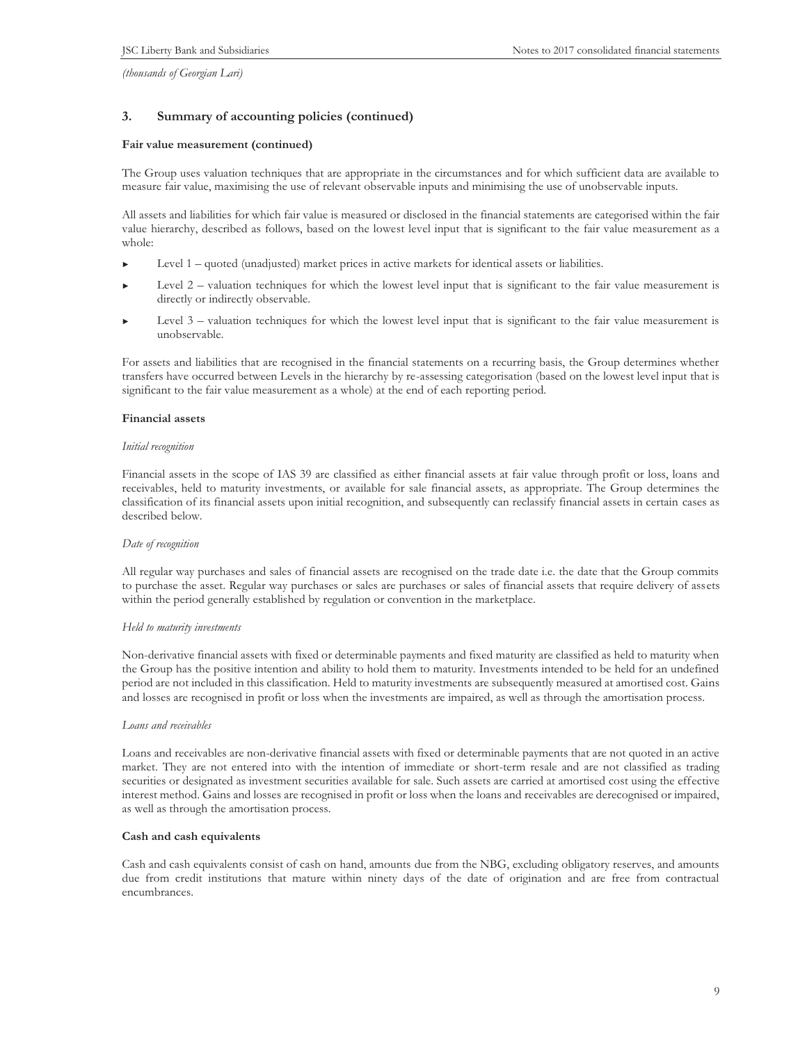*(thousands of Georgian Lari)*

## 3. Summary of accounting policies (continued)

**Fair value measurement (continued)**

The Group uses valuation techniques that are appropriate in the circumstances and for which sufficient data are available to measure fair value, maximising the use of relevant observable inputs and minimising the use of unobservable inputs.

All assets and liabilities for which fair value is measured or disclosed in the financial statements are categorised within the fair value hierarchy, described as follows, based on the lowest level input that is significant to the fair value measurement as a whole:

- Level 1 – quoted (unadjusted) market prices in active markets for identical assets or liabilities.
- Level 2 – valuation techniques for which the lowest level input that is significant to the fair value measurement is directly or indirectly observable.
- Level 3 – valuation techniques for which the lowest level input that is significant to the fair value measurement is unobservable.

For assets and liabilities that are recognised in the financial statements on a recurring basis, the Group determines whether transfers have occurred between Levels in the hierarchy by re-assessing categorisation (based on the lowest level input that is significant to the fair value measurement as a whole) at the end of each reporting period.

**Financial assets**

*Initial recognition*

Financial assets in the scope of IAS 39 are classified as either financial assets at fair value through profit or loss, loans and receivables, held to maturity investments, or available for sale financial assets, as appropriate. The Group determines the classification of its financial assets upon initial recognition, and subsequently can reclassify financial assets in certain cases as described below.

*Date of recognition*

All regular way purchases and sales of financial assets are recognised on the trade date i.e. the date that the Group commits to purchase the asset. Regular way purchases or sales are purchases or sales of financial assets that require delivery of assets within the period generally established by regulation or convention in the marketplace.

*Held to maturity investments*

Non-derivative financial assets with fixed or determinable payments and fixed maturity are classified as held to maturity when the Group has the positive intention and ability to hold them to maturity. Investments intended to be held for an undefined period are not included in this classification. Held to maturity investments are subsequently measured at amortised cost. Gains and losses are recognised in profit or loss when the investments are impaired, as well as through the amortisation process.

*Loans and receivables*

Loans and receivables are non-derivative financial assets with fixed or determinable payments that are not quoted in an active market. They are not entered into with the intention of immediate or short-term resale and are not classified as trading securities or designated as investment securities available for sale. Such assets are carried at amortised cost using the effective interest method. Gains and losses are recognised in profit or loss when the loans and receivables are derecognised or impaired, as well as through the amortisation process.

**Cash and cash equivalents**

Cash and cash equivalents consist of cash on hand, amounts due from the NBG, excluding obligatory reserves, and amounts due from credit institutions that mature within ninety days of the date of origination and are free from contractual encumbrances.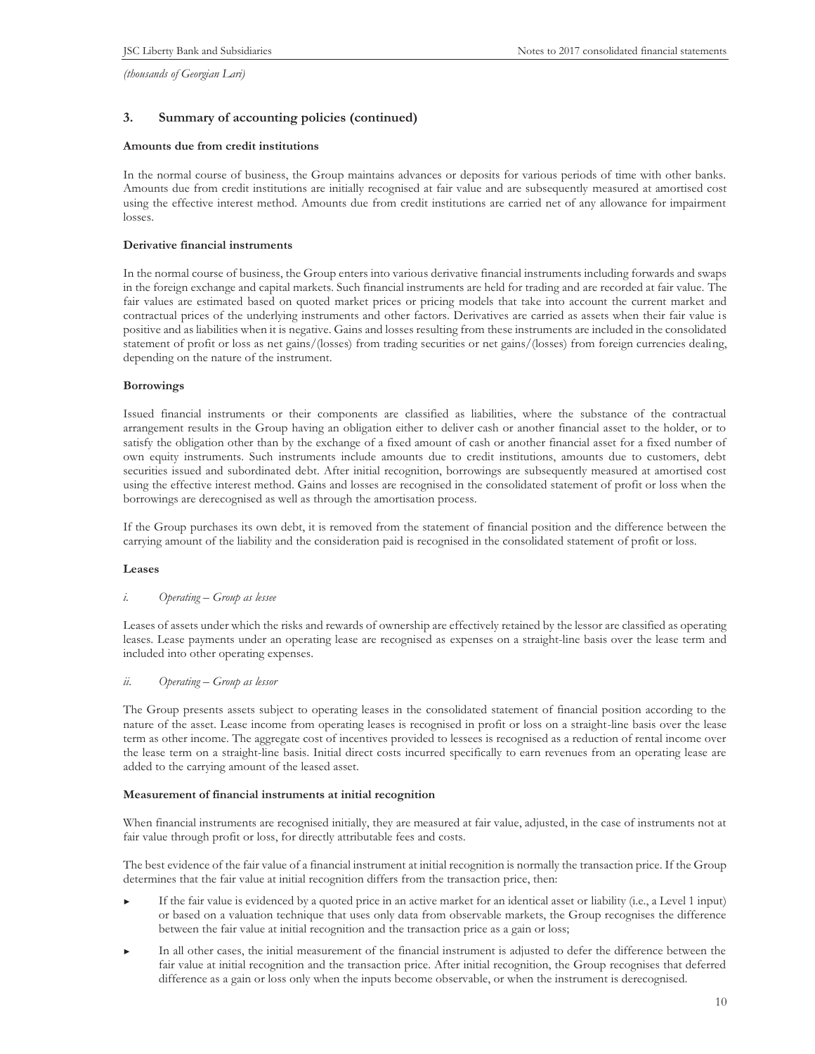*(thousands of Georgian Lari)*

## 3. Summary of accounting policies (continued)

**Amounts due from credit institutions**

In the normal course of business, the Group maintains advances or deposits for various periods of time with other banks. Amounts due from credit institutions are initially recognised at fair value and are subsequently measured at amortised cost using the effective interest method. Amounts due from credit institutions are carried net of any allowance for impairment losses.

**Derivative financial instruments**

In the normal course of business, the Group enters into various derivative financial instruments including forwards and swaps in the foreign exchange and capital markets. Such financial instruments are held for trading and are recorded at fair value. The fair values are estimated based on quoted market prices or pricing models that take into account the current market and contractual prices of the underlying instruments and other factors. Derivatives are carried as assets when their fair value is positive and as liabilities when it is negative. Gains and losses resulting from these instruments are included in the consolidated statement of profit or loss as net gains/(losses) from trading securities or net gains/(losses) from foreign currencies dealing, depending on the nature of the instrument.

**Borrowings**

Issued financial instruments or their components are classified as liabilities, where the substance of the contractual arrangement results in the Group having an obligation either to deliver cash or another financial asset to the holder, or to satisfy the obligation other than by the exchange of a fixed amount of cash or another financial asset for a fixed number of own equity instruments. Such instruments include amounts due to credit institutions, amounts due to customers, debt securities issued and subordinated debt. After initial recognition, borrowings are subsequently measured at amortised cost using the effective interest method. Gains and losses are recognised in the consolidated statement of profit or loss when the borrowings are derecognised as well as through the amortisation process.

If the Group purchases its own debt, it is removed from the statement of financial position and the difference between the carrying amount of the liability and the consideration paid is recognised in the consolidated statement of profit or loss.

**Leases**

*i. Operating – Group as lessee*

Leases of assets under which the risks and rewards of ownership are effectively retained by the lessor are classified as operating leases. Lease payments under an operating lease are recognised as expenses on a straight-line basis over the lease term and included into other operating expenses.

*ii. Operating – Group as lessor*

The Group presents assets subject to operating leases in the consolidated statement of financial position according to the nature of the asset. Lease income from operating leases is recognised in profit or loss on a straight-line basis over the lease term as other income. The aggregate cost of incentives provided to lessees is recognised as a reduction of rental income over the lease term on a straight-line basis. Initial direct costs incurred specifically to earn revenues from an operating lease are added to the carrying amount of the leased asset.

**Measurement of financial instruments at initial recognition**

When financial instruments are recognised initially, they are measured at fair value, adjusted, in the case of instruments not at fair value through profit or loss, for directly attributable fees and costs.

The best evidence of the fair value of a financial instrument at initial recognition is normally the transaction price. If the Group determines that the fair value at initial recognition differs from the transaction price, then:

- If the fair value is evidenced by a quoted price in an active market for an identical asset or liability (i.e., a Level 1 input) or based on a valuation technique that uses only data from observable markets, the Group recognises the difference between the fair value at initial recognition and the transaction price as a gain or loss;
- In all other cases, the initial measurement of the financial instrument is adjusted to defer the difference between the fair value at initial recognition and the transaction price. After initial recognition, the Group recognises that deferred difference as a gain or loss only when the inputs become observable, or when the instrument is derecognised.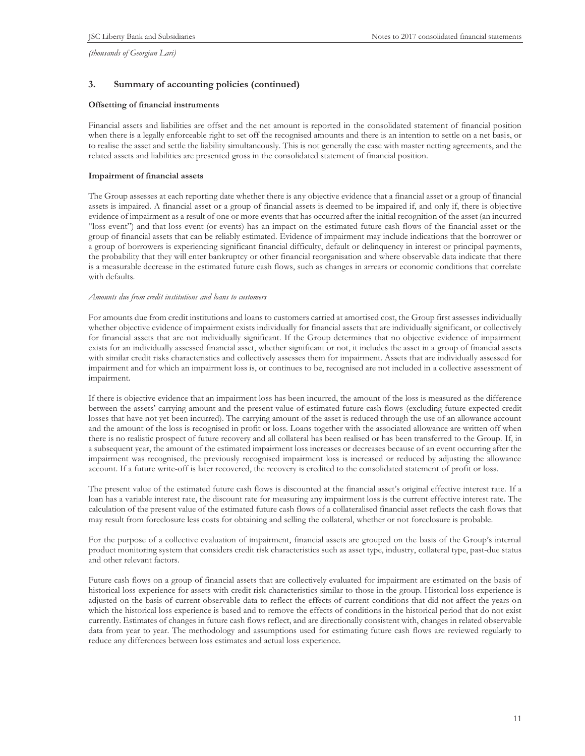(thousands of Georgian Lari)

## 3. Summary of accounting policies (continued)

**Offsetting of financial instruments**

Financial assets and liabilities are offset and the net amount is reported in the consolidated statement of financial position when there is a legally enforceable right to set off the recognised amounts and there is an intention to settle on a net basis, or to realise the asset and settle the liability simultaneously. This is not generally the case with master netting agreements, and the related assets and liabilities are presented gross in the consolidated statement of financial position.

**Impairment of financial assets**

The Group assesses at each reporting date whether there is any objective evidence that a financial asset or a group of financial assets is impaired. A financial asset or a group of financial assets is deemed to be impaired if, and only if, there is objective evidence of impairment as a result of one or more events that has occurred after the initial recognition of the asset (an incurred "loss event") and that loss event (or events) has an impact on the estimated future cash flows of the financial asset or the group of financial assets that can be reliably estimated. Evidence of impairment may include indications that the borrower or a group of borrowers is experiencing significant financial difficulty, default or delinquency in interest or principal payments, the probability that they will enter bankruptcy or other financial reorganisation and where observable data indicate that there is a measurable decrease in the estimated future cash flows, such as changes in arrears or economic conditions that correlate with defaults.

*Amounts due from credit institutions and loans to customers*

For amounts due from credit institutions and loans to customers carried at amortised cost, the Group first assesses individually whether objective evidence of impairment exists individually for financial assets that are individually significant, or collectively for financial assets that are not individually significant. If the Group determines that no objective evidence of impairment exists for an individually assessed financial asset, whether significant or not, it includes the asset in a group of financial assets with similar credit risks characteristics and collectively assesses them for impairment. Assets that are individually assessed for impairment and for which an impairment loss is, or continues to be, recognised are not included in a collective assessment of impairment.

If there is objective evidence that an impairment loss has been incurred, the amount of the loss is measured as the difference between the assets' carrying amount and the present value of estimated future cash flows (excluding future expected credit losses that have not yet been incurred). The carrying amount of the asset is reduced through the use of an allowance account and the amount of the loss is recognised in profit or loss. Loans together with the associated allowance are written off when there is no realistic prospect of future recovery and all collateral has been realised or has been transferred to the Group. If, in a subsequent year, the amount of the estimated impairment loss increases or decreases because of an event occurring after the impairment was recognised, the previously recognised impairment loss is increased or reduced by adjusting the allowance account. If a future write-off is later recovered, the recovery is credited to the consolidated statement of profit or loss.

The present value of the estimated future cash flows is discounted at the financial asset's original effective interest rate. If a loan has a variable interest rate, the discount rate for measuring any impairment loss is the current effective interest rate. The calculation of the present value of the estimated future cash flows of a collateralised financial asset reflects the cash flows that may result from foreclosure less costs for obtaining and selling the collateral, whether or not foreclosure is probable.

For the purpose of a collective evaluation of impairment, financial assets are grouped on the basis of the Group's internal product monitoring system that considers credit risk characteristics such as asset type, industry, collateral type, past-due status and other relevant factors.

Future cash flows on a group of financial assets that are collectively evaluated for impairment are estimated on the basis of historical loss experience for assets with credit risk characteristics similar to those in the group. Historical loss experience is adjusted on the basis of current observable data to reflect the effects of current conditions that did not affect the years on which the historical loss experience is based and to remove the effects of conditions in the historical period that do not exist currently. Estimates of changes in future cash flows reflect, and are directionally consistent with, changes in related observable data from year to year. The methodology and assumptions used for estimating future cash flows are reviewed regularly to reduce any differences between loss estimates and actual loss experience.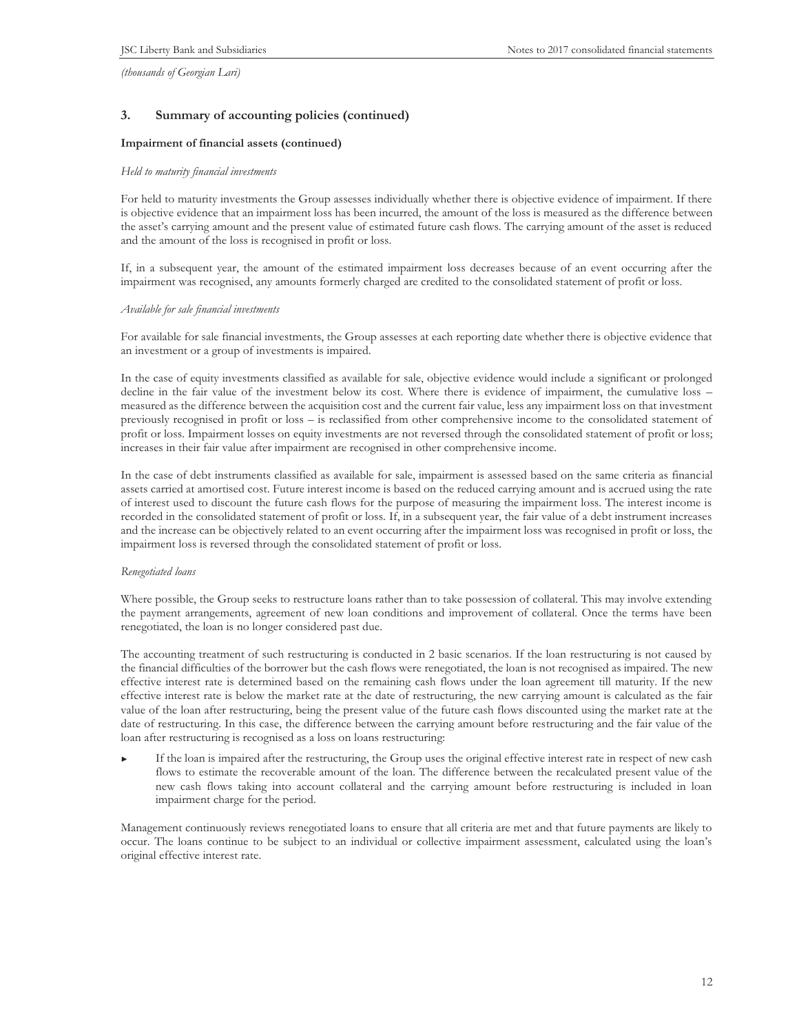*(thousands of Georgian Lari)*

## 3. Summary of accounting policies (continued)

### Impairment of financial assets (continued)

*Held to maturity financial investments*

For held to maturity investments the Group assesses individually whether there is objective evidence of impairment. If there is objective evidence that an impairment loss has been incurred, the amount of the loss is measured as the difference between the asset's carrying amount and the present value of estimated future cash flows. The carrying amount of the asset is reduced and the amount of the loss is recognised in profit or loss.

If, in a subsequent year, the amount of the estimated impairment loss decreases because of an event occurring after the impairment was recognised, any amounts formerly charged are credited to the consolidated statement of profit or loss.

*Available for sale financial investments*

For available for sale financial investments, the Group assesses at each reporting date whether there is objective evidence that an investment or a group of investments is impaired.

In the case of equity investments classified as available for sale, objective evidence would include a significant or prolonged decline in the fair value of the investment below its cost. Where there is evidence of impairment, the cumulative loss – measured as the difference between the acquisition cost and the current fair value, less any impairment loss on that investment previously recognised in profit or loss – is reclassified from other comprehensive income to the consolidated statement of profit or loss. Impairment losses on equity investments are not reversed through the consolidated statement of profit or loss; increases in their fair value after impairment are recognised in other comprehensive income.

In the case of debt instruments classified as available for sale, impairment is assessed based on the same criteria as financial assets carried at amortised cost. Future interest income is based on the reduced carrying amount and is accrued using the rate of interest used to discount the future cash flows for the purpose of measuring the impairment loss. The interest income is recorded in the consolidated statement of profit or loss. If, in a subsequent year, the fair value of a debt instrument increases and the increase can be objectively related to an event occurring after the impairment loss was recognised in profit or loss, the impairment loss is reversed through the consolidated statement of profit or loss.

*Renegotiated loans*

Where possible, the Group seeks to restructure loans rather than to take possession of collateral. This may involve extending the payment arrangements, agreement of new loan conditions and improvement of collateral. Once the terms have been renegotiated, the loan is no longer considered past due.

The accounting treatment of such restructuring is conducted in 2 basic scenarios. If the loan restructuring is not caused by the financial difficulties of the borrower but the cash flows were renegotiated, the loan is not recognised as impaired. The new effective interest rate is determined based on the remaining cash flows under the loan agreement till maturity. If the new effective interest rate is below the market rate at the date of restructuring, the new carrying amount is calculated as the fair value of the loan after restructuring, being the present value of the future cash flows discounted using the market rate at the date of restructuring. In this case, the difference between the carrying amount before restructuring and the fair value of the loan after restructuring is recognised as a loss on loans restructuring:

- If the loan is impaired after the restructuring, the Group uses the original effective interest rate in respect of new cash flows to estimate the recoverable amount of the loan. The difference between the recalculated present value of the new cash flows taking into account collateral and the carrying amount before restructuring is included in loan impairment charge for the period.

Management continuously reviews renegotiated loans to ensure that all criteria are met and that future payments are likely to occur. The loans continue to be subject to an individual or collective impairment assessment, calculated using the loan's original effective interest rate.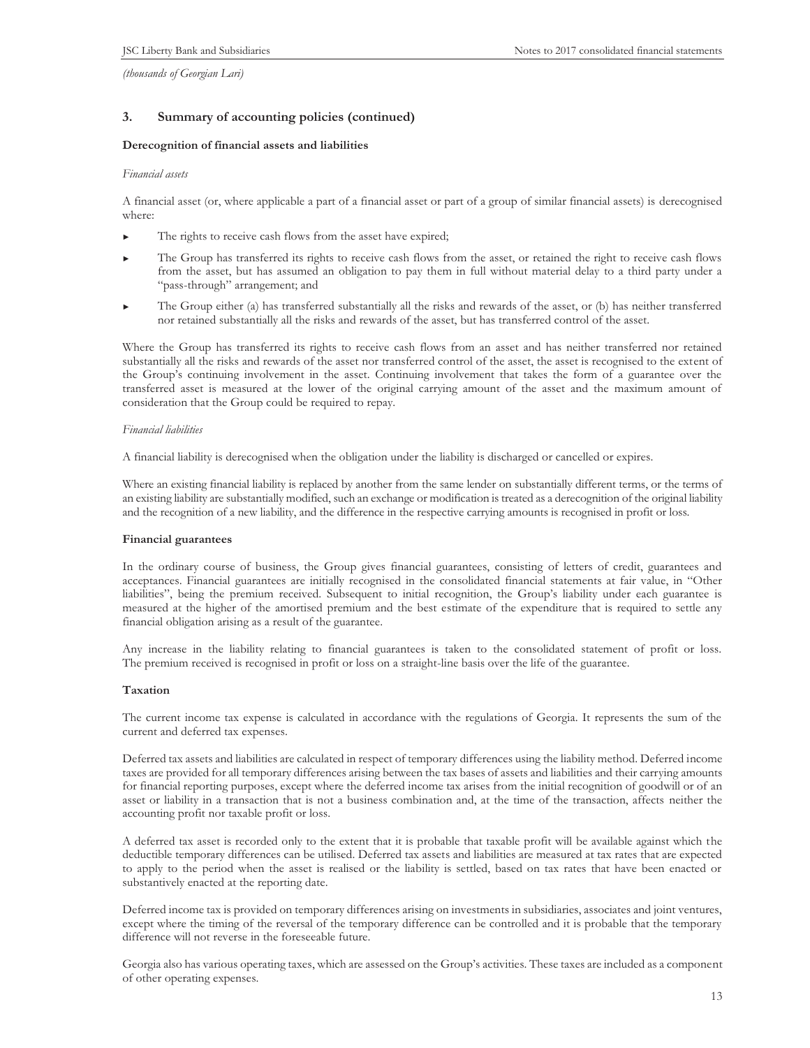*(thousands of Georgian Lari)*

## 3. Summary of accounting policies (continued)

### Derecognition of financial assets and liabilities

*Financial assets*

A financial asset (or, where applicable a part of a financial asset or part of a group of similar financial assets) is derecognised where:

- The rights to receive cash flows from the asset have expired;
- The Group has transferred its rights to receive cash flows from the asset, or retained the right to receive cash flows from the asset, but has assumed an obligation to pay them in full without material delay to a third party under a "pass-through" arrangement; and
- The Group either (a) has transferred substantially all the risks and rewards of the asset, or (b) has neither transferred nor retained substantially all the risks and rewards of the asset, but has transferred control of the asset.

Where the Group has transferred its rights to receive cash flows from an asset and has neither transferred nor retained substantially all the risks and rewards of the asset nor transferred control of the asset, the asset is recognised to the extent of the Group's continuing involvement in the asset. Continuing involvement that takes the form of a guarantee over the transferred asset is measured at the lower of the original carrying amount of the asset and the maximum amount of consideration that the Group could be required to repay.

*Financial liabilities*

A financial liability is derecognised when the obligation under the liability is discharged or cancelled or expires.

Where an existing financial liability is replaced by another from the same lender on substantially different terms, or the terms of an existing liability are substantially modified, such an exchange or modification is treated as a derecognition of the original liability and the recognition of a new liability, and the difference in the respective carrying amounts is recognised in profit or loss.

### Financial guarantees

In the ordinary course of business, the Group gives financial guarantees, consisting of letters of credit, guarantees and acceptances. Financial guarantees are initially recognised in the consolidated financial statements at fair value, in "Other liabilities", being the premium received. Subsequent to initial recognition, the Group's liability under each guarantee is measured at the higher of the amortised premium and the best estimate of the expenditure that is required to settle any financial obligation arising as a result of the guarantee.

Any increase in the liability relating to financial guarantees is taken to the consolidated statement of profit or loss. The premium received is recognised in profit or loss on a straight-line basis over the life of the guarantee.

### Taxation

The current income tax expense is calculated in accordance with the regulations of Georgia. It represents the sum of the current and deferred tax expenses.

Deferred tax assets and liabilities are calculated in respect of temporary differences using the liability method. Deferred income taxes are provided for all temporary differences arising between the tax bases of assets and liabilities and their carrying amounts for financial reporting purposes, except where the deferred income tax arises from the initial recognition of goodwill or of an asset or liability in a transaction that is not a business combination and, at the time of the transaction, affects neither the accounting profit nor taxable profit or loss.

A deferred tax asset is recorded only to the extent that it is probable that taxable profit will be available against which the deductible temporary differences can be utilised. Deferred tax assets and liabilities are measured at tax rates that are expected to apply to the period when the asset is realised or the liability is settled, based on tax rates that have been enacted or substantively enacted at the reporting date.

Deferred income tax is provided on temporary differences arising on investments in subsidiaries, associates and joint ventures, except where the timing of the reversal of the temporary difference can be controlled and it is probable that the temporary difference will not reverse in the foreseeable future.

Georgia also has various operating taxes, which are assessed on the Group's activities. These taxes are included as a component of other operating expenses.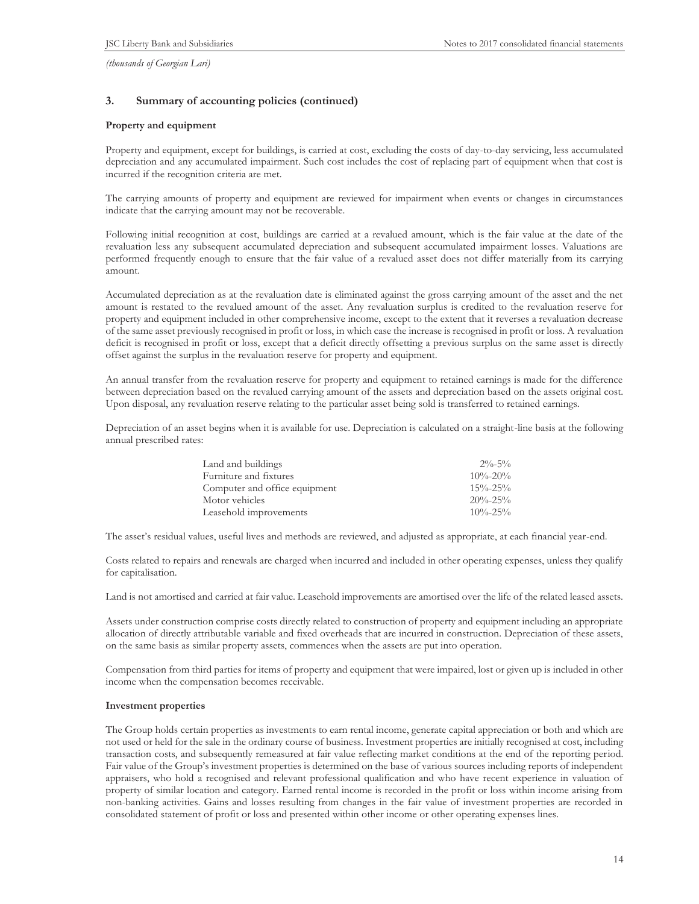*(thousands of Georgian Lari)*

## 3. Summary of accounting policies (continued)

**Property and equipment**

Property and equipment, except for buildings, is carried at cost, excluding the costs of day-to-day servicing, less accumulated depreciation and any accumulated impairment. Such cost includes the cost of replacing part of equipment when that cost is incurred if the recognition criteria are met.

The carrying amounts of property and equipment are reviewed for impairment when events or changes in circumstances indicate that the carrying amount may not be recoverable.

Following initial recognition at cost, buildings are carried at a revalued amount, which is the fair value at the date of the revaluation less any subsequent accumulated depreciation and subsequent accumulated impairment losses. Valuations are performed frequently enough to ensure that the fair value of a revalued asset does not differ materially from its carrying amount.

Accumulated depreciation as at the revaluation date is eliminated against the gross carrying amount of the asset and the net amount is restated to the revalued amount of the asset. Any revaluation surplus is credited to the revaluation reserve for property and equipment included in other comprehensive income, except to the extent that it reverses a revaluation decrease of the same asset previously recognised in profit or loss, in which case the increase is recognised in profit or loss. A revaluation deficit is recognised in profit or loss, except that a deficit directly offsetting a previous surplus on the same asset is directly offset against the surplus in the revaluation reserve for property and equipment.

An annual transfer from the revaluation reserve for property and equipment to retained earnings is made for the difference between depreciation based on the revalued carrying amount of the assets and depreciation based on the assets original cost. Upon disposal, any revaluation reserve relating to the particular asset being sold is transferred to retained earnings.

Depreciation of an asset begins when it is available for use. Depreciation is calculated on a straight-line basis at the following annual prescribed rates:

| | |
|---|---|
| Land and buildings | 2%-5% |
| Furniture and fixtures | 10%-20% |
| Computer and office equipment | 15%-25% |
| Motor vehicles | 20%-25% |
| Leasehold improvements | 10%-25% |

The asset's residual values, useful lives and methods are reviewed, and adjusted as appropriate, at each financial year-end.

Costs related to repairs and renewals are charged when incurred and included in other operating expenses, unless they qualify for capitalisation.

Land is not amortised and carried at fair value. Leasehold improvements are amortised over the life of the related leased assets.

Assets under construction comprise costs directly related to construction of property and equipment including an appropriate allocation of directly attributable variable and fixed overheads that are incurred in construction. Depreciation of these assets, on the same basis as similar property assets, commences when the assets are put into operation.

Compensation from third parties for items of property and equipment that were impaired, lost or given up is included in other income when the compensation becomes receivable.

**Investment properties**

The Group holds certain properties as investments to earn rental income, generate capital appreciation or both and which are not used or held for the sale in the ordinary course of business. Investment properties are initially recognised at cost, including transaction costs, and subsequently remeasured at fair value reflecting market conditions at the end of the reporting period. Fair value of the Group's investment properties is determined on the base of various sources including reports of independent appraisers, who hold a recognised and relevant professional qualification and who have recent experience in valuation of property of similar location and category. Earned rental income is recorded in the profit or loss within income arising from non-banking activities. Gains and losses resulting from changes in the fair value of investment properties are recorded in consolidated statement of profit or loss and presented within other income or other operating expenses lines.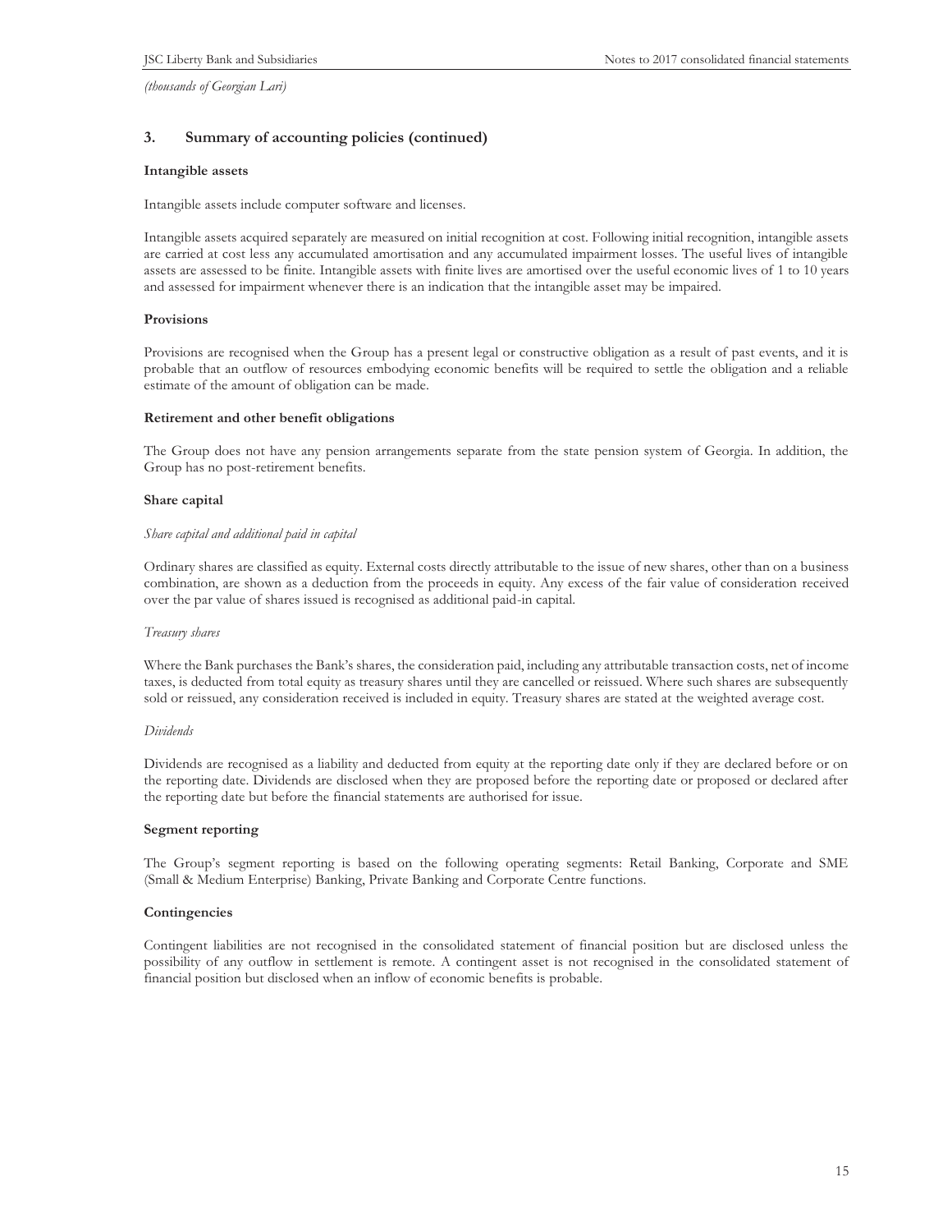*(thousands of Georgian Lari)*

## 3. Summary of accounting policies (continued)

**Intangible assets**

Intangible assets include computer software and licenses.

Intangible assets acquired separately are measured on initial recognition at cost. Following initial recognition, intangible assets are carried at cost less any accumulated amortisation and any accumulated impairment losses. The useful lives of intangible assets are assessed to be finite. Intangible assets with finite lives are amortised over the useful economic lives of 1 to 10 years and assessed for impairment whenever there is an indication that the intangible asset may be impaired.

**Provisions**

Provisions are recognised when the Group has a present legal or constructive obligation as a result of past events, and it is probable that an outflow of resources embodying economic benefits will be required to settle the obligation and a reliable estimate of the amount of obligation can be made.

**Retirement and other benefit obligations**

The Group does not have any pension arrangements separate from the state pension system of Georgia. In addition, the Group has no post-retirement benefits.

**Share capital**

*Share capital and additional paid in capital*

Ordinary shares are classified as equity. External costs directly attributable to the issue of new shares, other than on a business combination, are shown as a deduction from the proceeds in equity. Any excess of the fair value of consideration received over the par value of shares issued is recognised as additional paid-in capital.

*Treasury shares*

Where the Bank purchases the Bank's shares, the consideration paid, including any attributable transaction costs, net of income taxes, is deducted from total equity as treasury shares until they are cancelled or reissued. Where such shares are subsequently sold or reissued, any consideration received is included in equity. Treasury shares are stated at the weighted average cost.

*Dividends*

Dividends are recognised as a liability and deducted from equity at the reporting date only if they are declared before or on the reporting date. Dividends are disclosed when they are proposed before the reporting date or proposed or declared after the reporting date but before the financial statements are authorised for issue.

**Segment reporting**

The Group's segment reporting is based on the following operating segments: Retail Banking, Corporate and SME (Small & Medium Enterprise) Banking, Private Banking and Corporate Centre functions.

**Contingencies**

Contingent liabilities are not recognised in the consolidated statement of financial position but are disclosed unless the possibility of any outflow in settlement is remote. A contingent asset is not recognised in the consolidated statement of financial position but disclosed when an inflow of economic benefits is probable.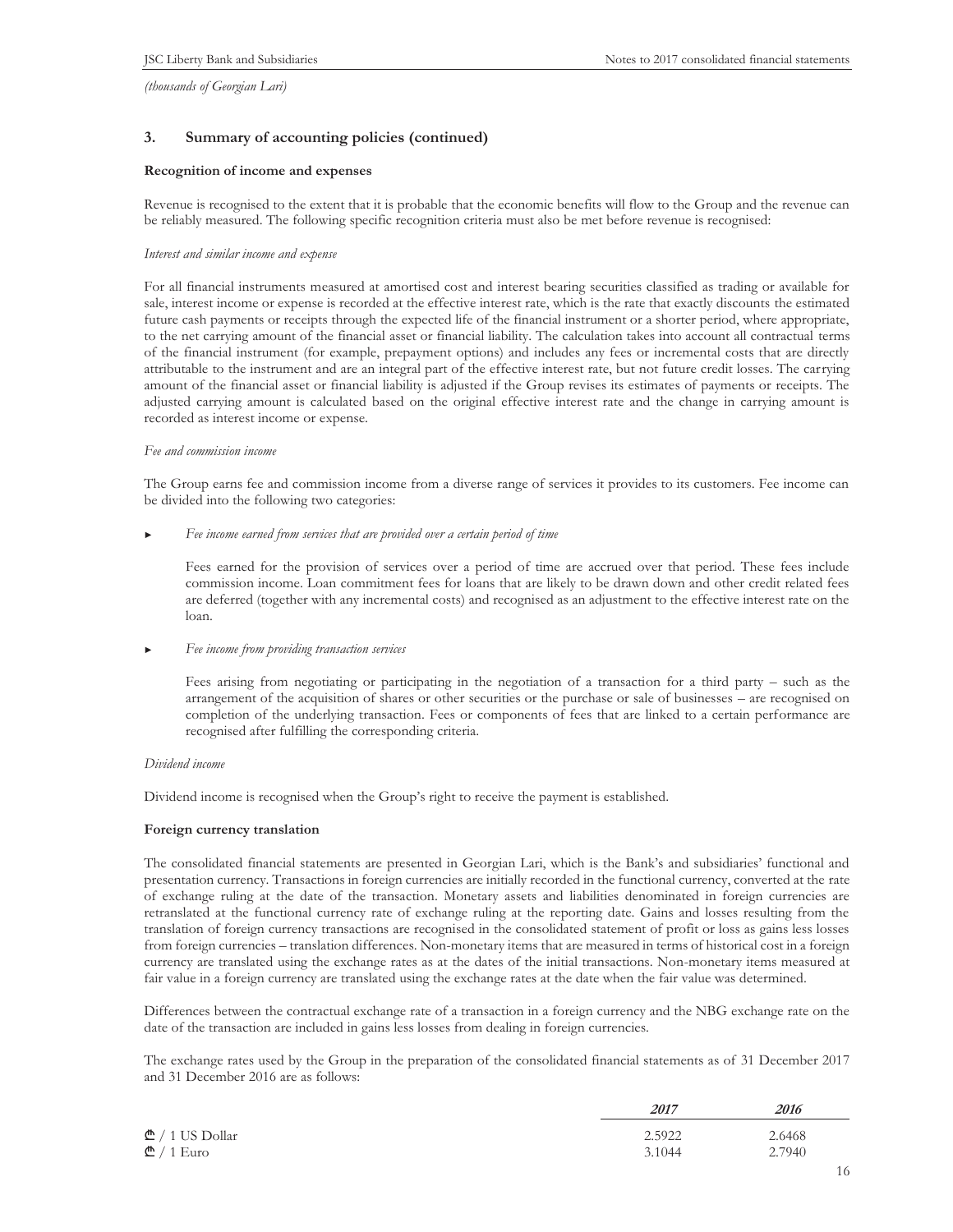*(thousands of Georgian Lari)*

## 3. Summary of accounting policies (continued)

### Recognition of income and expenses

Revenue is recognised to the extent that it is probable that the economic benefits will flow to the Group and the revenue can be reliably measured. The following specific recognition criteria must also be met before revenue is recognised:

*Interest and similar income and expense*

For all financial instruments measured at amortised cost and interest bearing securities classified as trading or available for sale, interest income or expense is recorded at the effective interest rate, which is the rate that exactly discounts the estimated future cash payments or receipts through the expected life of the financial instrument or a shorter period, where appropriate, to the net carrying amount of the financial asset or financial liability. The calculation takes into account all contractual terms of the financial instrument (for example, prepayment options) and includes any fees or incremental costs that are directly attributable to the instrument and are an integral part of the effective interest rate, but not future credit losses. The carrying amount of the financial asset or financial liability is adjusted if the Group revises its estimates of payments or receipts. The adjusted carrying amount is calculated based on the original effective interest rate and the change in carrying amount is recorded as interest income or expense.

*Fee and commission income*

The Group earns fee and commission income from a diverse range of services it provides to its customers. Fee income can be divided into the following two categories:

- *Fee income earned from services that are provided over a certain period of time*

  Fees earned for the provision of services over a period of time are accrued over that period. These fees include commission income. Loan commitment fees for loans that are likely to be drawn down and other credit related fees are deferred (together with any incremental costs) and recognised as an adjustment to the effective interest rate on the loan.

- *Fee income from providing transaction services*

  Fees arising from negotiating or participating in the negotiation of a transaction for a third party – such as the arrangement of the acquisition of shares or other securities or the purchase or sale of businesses – are recognised on completion of the underlying transaction. Fees or components of fees that are linked to a certain performance are recognised after fulfilling the corresponding criteria.

*Dividend income*

Dividend income is recognised when the Group's right to receive the payment is established.

### Foreign currency translation

The consolidated financial statements are presented in Georgian Lari, which is the Bank's and subsidiaries' functional and presentation currency. Transactions in foreign currencies are initially recorded in the functional currency, converted at the rate of exchange ruling at the date of the transaction. Monetary assets and liabilities denominated in foreign currencies are retranslated at the functional currency rate of exchange ruling at the reporting date. Gains and losses resulting from the translation of foreign currency transactions are recognised in the consolidated statement of profit or loss as gains less losses from foreign currencies – translation differences. Non-monetary items that are measured in terms of historical cost in a foreign currency are translated using the exchange rates as at the dates of the initial transactions. Non-monetary items measured at fair value in a foreign currency are translated using the exchange rates at the date when the fair value was determined.

Differences between the contractual exchange rate of a transaction in a foreign currency and the NBG exchange rate on the date of the transaction are included in gains less losses from dealing in foreign currencies.

The exchange rates used by the Group in the preparation of the consolidated financial statements as of 31 December 2017 and 31 December 2016 are as follows:

| | *2017* | *2016* |
|---|---|---|
| ₾ / 1 US Dollar | 2.5922 | 2.6468 |
| ₾ / 1 Euro | 3.1044 | 2.7940 |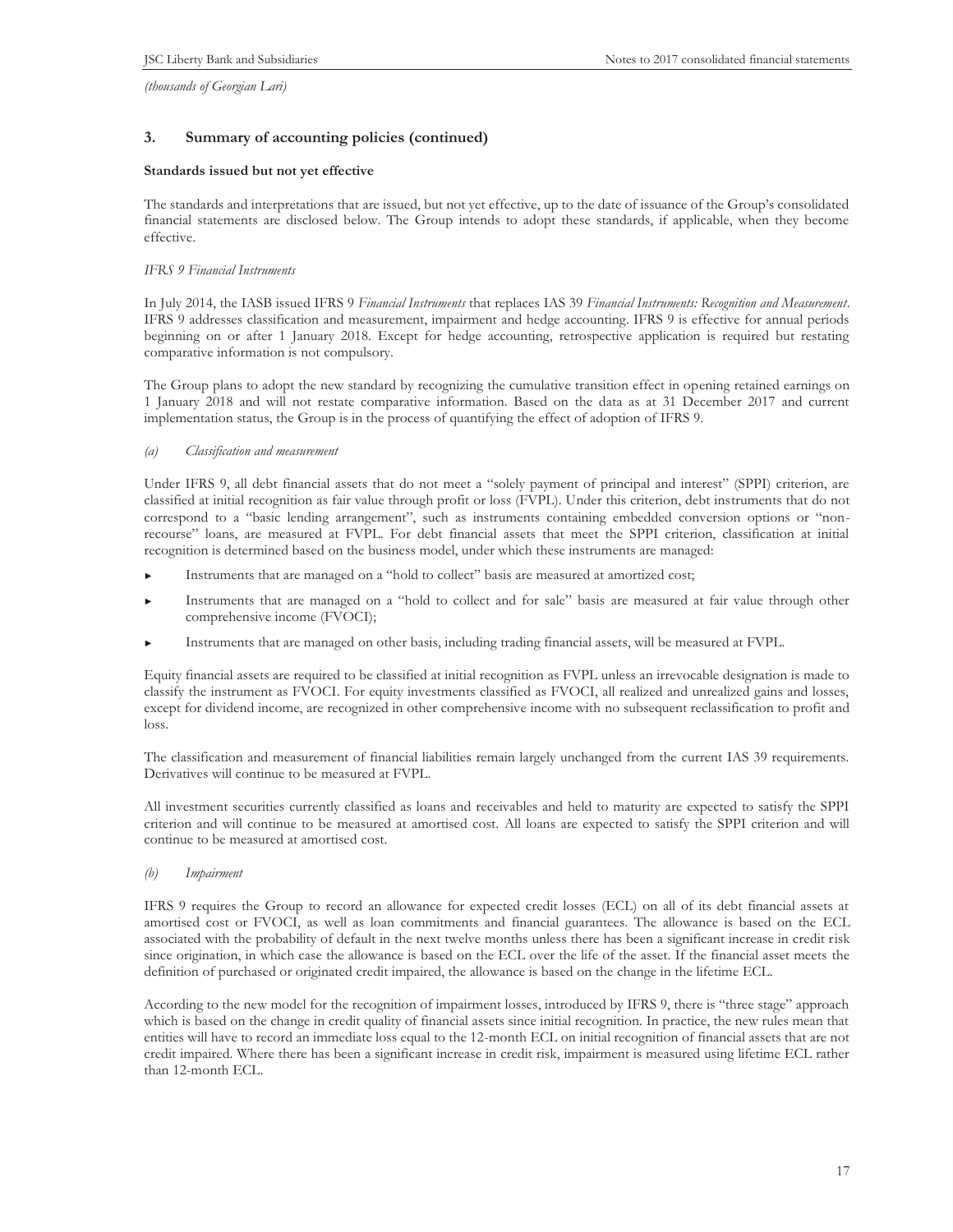*(thousands of Georgian Lari)*

## 3. Summary of accounting policies (continued)

**Standards issued but not yet effective**

The standards and interpretations that are issued, but not yet effective, up to the date of issuance of the Group's consolidated financial statements are disclosed below. The Group intends to adopt these standards, if applicable, when they become effective.

*IFRS 9 Financial Instruments*

In July 2014, the IASB issued IFRS 9 *Financial Instruments* that replaces IAS 39 *Financial Instruments: Recognition and Measurement*. IFRS 9 addresses classification and measurement, impairment and hedge accounting. IFRS 9 is effective for annual periods beginning on or after 1 January 2018. Except for hedge accounting, retrospective application is required but restating comparative information is not compulsory.

The Group plans to adopt the new standard by recognizing the cumulative transition effect in opening retained earnings on 1 January 2018 and will not restate comparative information. Based on the data as at 31 December 2017 and current implementation status, the Group is in the process of quantifying the effect of adoption of IFRS 9.

*(a) Classification and measurement*

Under IFRS 9, all debt financial assets that do not meet a "solely payment of principal and interest" (SPPI) criterion, are classified at initial recognition as fair value through profit or loss (FVPL). Under this criterion, debt instruments that do not correspond to a "basic lending arrangement", such as instruments containing embedded conversion options or "non-recourse" loans, are measured at FVPL. For debt financial assets that meet the SPPI criterion, classification at initial recognition is determined based on the business model, under which these instruments are managed:

- Instruments that are managed on a "hold to collect" basis are measured at amortized cost;
- Instruments that are managed on a "hold to collect and for sale" basis are measured at fair value through other comprehensive income (FVOCI);
- Instruments that are managed on other basis, including trading financial assets, will be measured at FVPL.

Equity financial assets are required to be classified at initial recognition as FVPL unless an irrevocable designation is made to classify the instrument as FVOCI. For equity investments classified as FVOCI, all realized and unrealized gains and losses, except for dividend income, are recognized in other comprehensive income with no subsequent reclassification to profit and loss.

The classification and measurement of financial liabilities remain largely unchanged from the current IAS 39 requirements. Derivatives will continue to be measured at FVPL.

All investment securities currently classified as loans and receivables and held to maturity are expected to satisfy the SPPI criterion and will continue to be measured at amortised cost. All loans are expected to satisfy the SPPI criterion and will continue to be measured at amortised cost.

*(b) Impairment*

IFRS 9 requires the Group to record an allowance for expected credit losses (ECL) on all of its debt financial assets at amortised cost or FVOCI, as well as loan commitments and financial guarantees. The allowance is based on the ECL associated with the probability of default in the next twelve months unless there has been a significant increase in credit risk since origination, in which case the allowance is based on the ECL over the life of the asset. If the financial asset meets the definition of purchased or originated credit impaired, the allowance is based on the change in the lifetime ECL.

According to the new model for the recognition of impairment losses, introduced by IFRS 9, there is "three stage" approach which is based on the change in credit quality of financial assets since initial recognition. In practice, the new rules mean that entities will have to record an immediate loss equal to the 12-month ECL on initial recognition of financial assets that are not credit impaired. Where there has been a significant increase in credit risk, impairment is measured using lifetime ECL rather than 12-month ECL.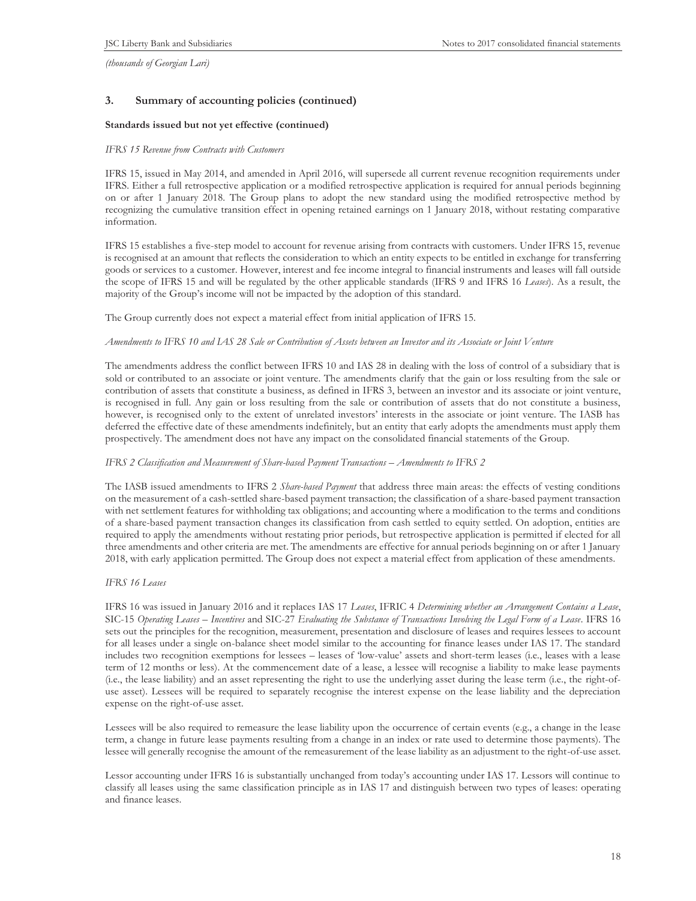*(thousands of Georgian Lari)*

## 3. Summary of accounting policies (continued)

**Standards issued but not yet effective (continued)**

*IFRS 15 Revenue from Contracts with Customers*

IFRS 15, issued in May 2014, and amended in April 2016, will supersede all current revenue recognition requirements under IFRS. Either a full retrospective application or a modified retrospective application is required for annual periods beginning on or after 1 January 2018. The Group plans to adopt the new standard using the modified retrospective method by recognizing the cumulative transition effect in opening retained earnings on 1 January 2018, without restating comparative information.

IFRS 15 establishes a five-step model to account for revenue arising from contracts with customers. Under IFRS 15, revenue is recognised at an amount that reflects the consideration to which an entity expects to be entitled in exchange for transferring goods or services to a customer. However, interest and fee income integral to financial instruments and leases will fall outside the scope of IFRS 15 and will be regulated by the other applicable standards (IFRS 9 and IFRS 16 *Leases*). As a result, the majority of the Group's income will not be impacted by the adoption of this standard.

The Group currently does not expect a material effect from initial application of IFRS 15.

*Amendments to IFRS 10 and IAS 28 Sale or Contribution of Assets between an Investor and its Associate or Joint Venture*

The amendments address the conflict between IFRS 10 and IAS 28 in dealing with the loss of control of a subsidiary that is sold or contributed to an associate or joint venture. The amendments clarify that the gain or loss resulting from the sale or contribution of assets that constitute a business, as defined in IFRS 3, between an investor and its associate or joint venture, is recognised in full. Any gain or loss resulting from the sale or contribution of assets that do not constitute a business, however, is recognised only to the extent of unrelated investors' interests in the associate or joint venture. The IASB has deferred the effective date of these amendments indefinitely, but an entity that early adopts the amendments must apply them prospectively. The amendment does not have any impact on the consolidated financial statements of the Group.

*IFRS 2 Classification and Measurement of Share-based Payment Transactions – Amendments to IFRS 2*

The IASB issued amendments to IFRS 2 *Share-based Payment* that address three main areas: the effects of vesting conditions on the measurement of a cash-settled share-based payment transaction; the classification of a share-based payment transaction with net settlement features for withholding tax obligations; and accounting where a modification to the terms and conditions of a share-based payment transaction changes its classification from cash settled to equity settled. On adoption, entities are required to apply the amendments without restating prior periods, but retrospective application is permitted if elected for all three amendments and other criteria are met. The amendments are effective for annual periods beginning on or after 1 January 2018, with early application permitted. The Group does not expect a material effect from application of these amendments.

*IFRS 16 Leases*

IFRS 16 was issued in January 2016 and it replaces IAS 17 *Leases*, IFRIC 4 *Determining whether an Arrangement Contains a Lease*, SIC-15 *Operating Leases – Incentives* and SIC-27 *Evaluating the Substance of Transactions Involving the Legal Form of a Lease*. IFRS 16 sets out the principles for the recognition, measurement, presentation and disclosure of leases and requires lessees to account for all leases under a single on-balance sheet model similar to the accounting for finance leases under IAS 17. The standard includes two recognition exemptions for lessees – leases of 'low-value' assets and short-term leases (i.e., leases with a lease term of 12 months or less). At the commencement date of a lease, a lessee will recognise a liability to make lease payments (i.e., the lease liability) and an asset representing the right to use the underlying asset during the lease term (i.e., the right-of-use asset). Lessees will be required to separately recognise the interest expense on the lease liability and the depreciation expense on the right-of-use asset.

Lessees will be also required to remeasure the lease liability upon the occurrence of certain events (e.g., a change in the lease term, a change in future lease payments resulting from a change in an index or rate used to determine those payments). The lessee will generally recognise the amount of the remeasurement of the lease liability as an adjustment to the right-of-use asset.

Lessor accounting under IFRS 16 is substantially unchanged from today's accounting under IAS 17. Lessors will continue to classify all leases using the same classification principle as in IAS 17 and distinguish between two types of leases: operating and finance leases.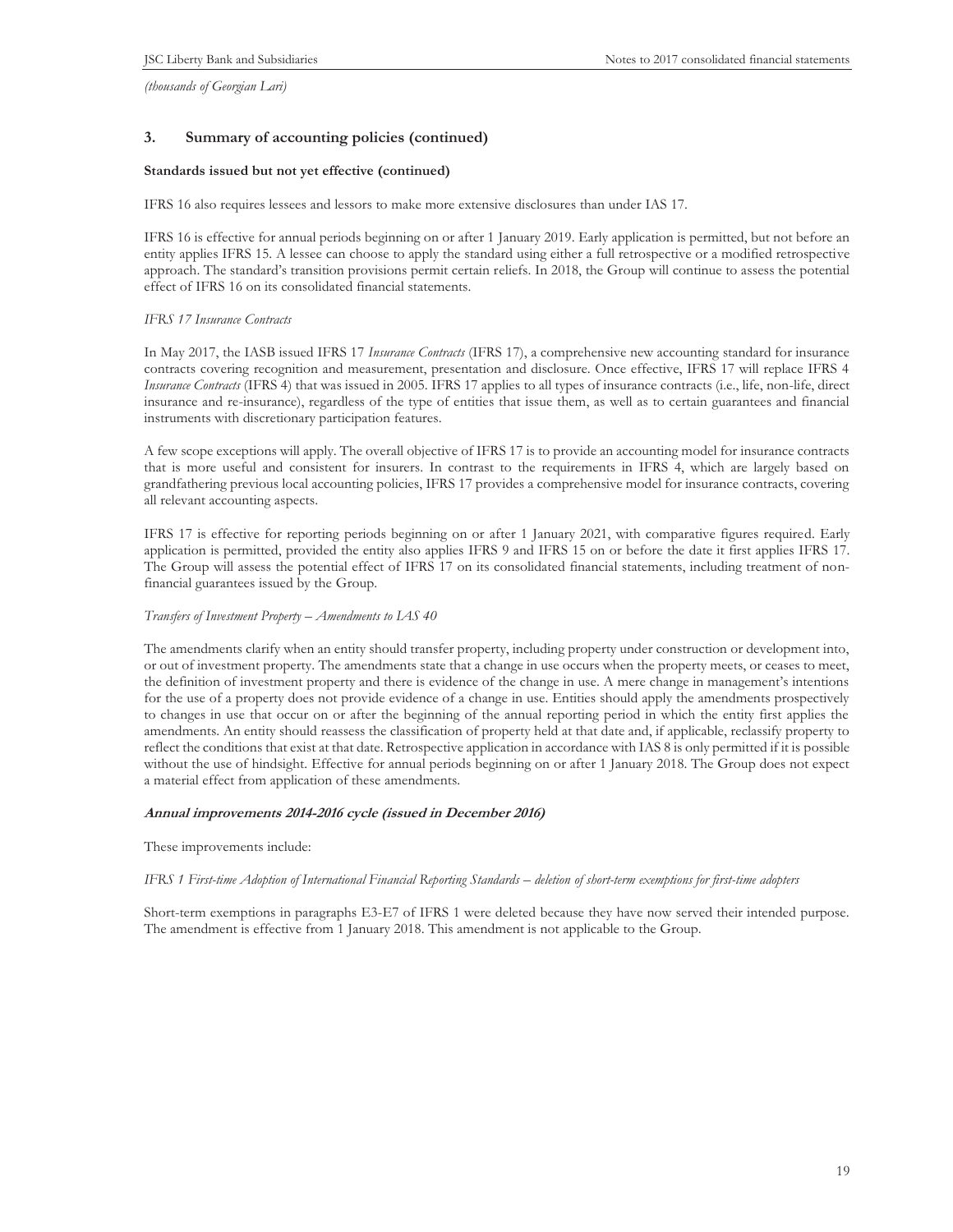*(thousands of Georgian Lari)*

## 3. Summary of accounting policies (continued)

**Standards issued but not yet effective (continued)**

IFRS 16 also requires lessees and lessors to make more extensive disclosures than under IAS 17.

IFRS 16 is effective for annual periods beginning on or after 1 January 2019. Early application is permitted, but not before an entity applies IFRS 15. A lessee can choose to apply the standard using either a full retrospective or a modified retrospective approach. The standard's transition provisions permit certain reliefs. In 2018, the Group will continue to assess the potential effect of IFRS 16 on its consolidated financial statements.

*IFRS 17 Insurance Contracts*

In May 2017, the IASB issued IFRS 17 *Insurance Contracts* (IFRS 17), a comprehensive new accounting standard for insurance contracts covering recognition and measurement, presentation and disclosure. Once effective, IFRS 17 will replace IFRS 4 *Insurance Contracts* (IFRS 4) that was issued in 2005. IFRS 17 applies to all types of insurance contracts (i.e., life, non-life, direct insurance and re-insurance), regardless of the type of entities that issue them, as well as to certain guarantees and financial instruments with discretionary participation features.

A few scope exceptions will apply. The overall objective of IFRS 17 is to provide an accounting model for insurance contracts that is more useful and consistent for insurers. In contrast to the requirements in IFRS 4, which are largely based on grandfathering previous local accounting policies, IFRS 17 provides a comprehensive model for insurance contracts, covering all relevant accounting aspects.

IFRS 17 is effective for reporting periods beginning on or after 1 January 2021, with comparative figures required. Early application is permitted, provided the entity also applies IFRS 9 and IFRS 15 on or before the date it first applies IFRS 17. The Group will assess the potential effect of IFRS 17 on its consolidated financial statements, including treatment of non-financial guarantees issued by the Group.

*Transfers of Investment Property – Amendments to IAS 40*

The amendments clarify when an entity should transfer property, including property under construction or development into, or out of investment property. The amendments state that a change in use occurs when the property meets, or ceases to meet, the definition of investment property and there is evidence of the change in use. A mere change in management's intentions for the use of a property does not provide evidence of a change in use. Entities should apply the amendments prospectively to changes in use that occur on or after the beginning of the annual reporting period in which the entity first applies the amendments. An entity should reassess the classification of property held at that date and, if applicable, reclassify property to reflect the conditions that exist at that date. Retrospective application in accordance with IAS 8 is only permitted if it is possible without the use of hindsight. Effective for annual periods beginning on or after 1 January 2018. The Group does not expect a material effect from application of these amendments.

***Annual improvements 2014-2016 cycle (issued in December 2016)***

These improvements include:

*IFRS 1 First-time Adoption of International Financial Reporting Standards – deletion of short-term exemptions for first-time adopters*

Short-term exemptions in paragraphs E3-E7 of IFRS 1 were deleted because they have now served their intended purpose. The amendment is effective from 1 January 2018. This amendment is not applicable to the Group.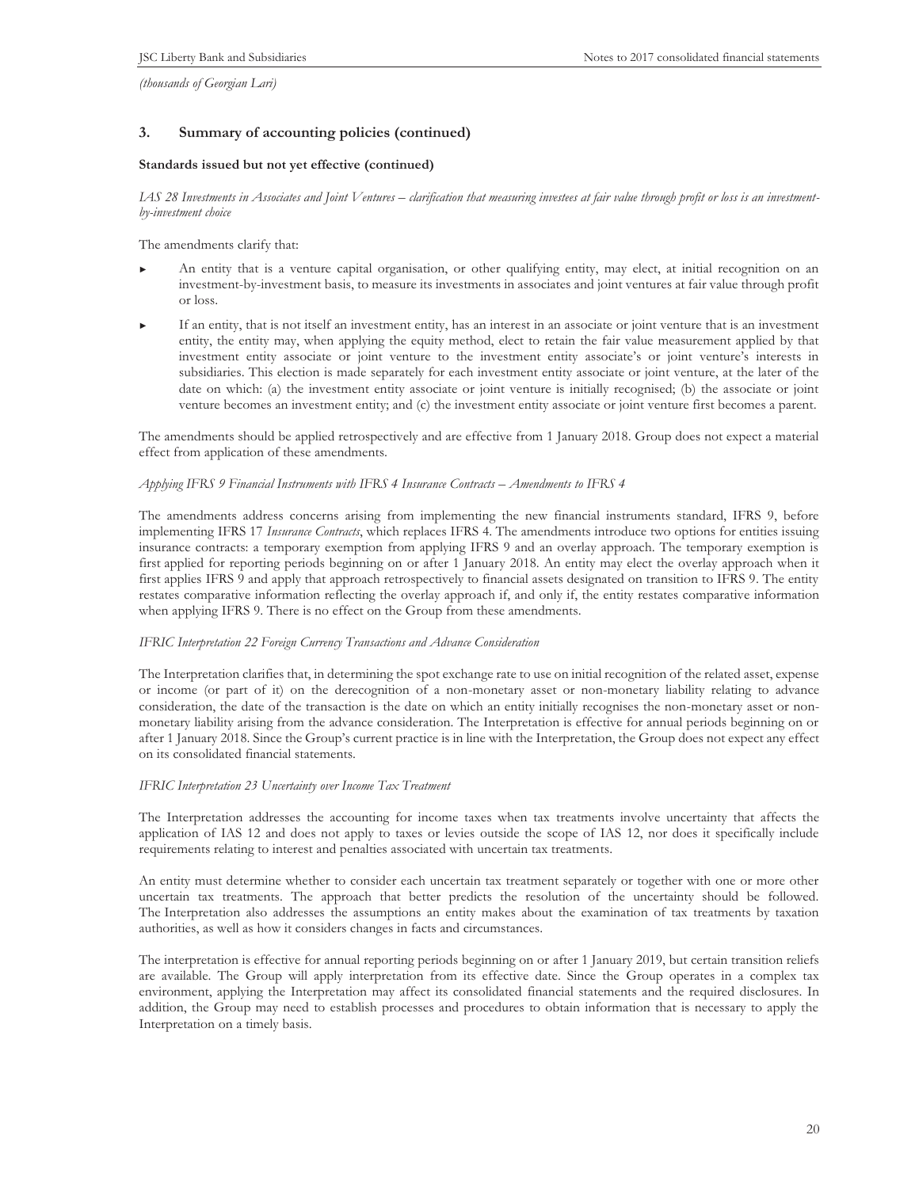*(thousands of Georgian Lari)*

## 3. Summary of accounting policies (continued)

### Standards issued but not yet effective (continued)

*IAS 28 Investments in Associates and Joint Ventures – clarification that measuring investees at fair value through profit or loss is an investment-by-investment choice*

The amendments clarify that:

- An entity that is a venture capital organisation, or other qualifying entity, may elect, at initial recognition on an investment-by-investment basis, to measure its investments in associates and joint ventures at fair value through profit or loss.
- If an entity, that is not itself an investment entity, has an interest in an associate or joint venture that is an investment entity, the entity may, when applying the equity method, elect to retain the fair value measurement applied by that investment entity associate or joint venture to the investment entity associate's or joint venture's interests in subsidiaries. This election is made separately for each investment entity associate or joint venture, at the later of the date on which: (a) the investment entity associate or joint venture is initially recognised; (b) the associate or joint venture becomes an investment entity; and (c) the investment entity associate or joint venture first becomes a parent.

The amendments should be applied retrospectively and are effective from 1 January 2018. Group does not expect a material effect from application of these amendments.

*Applying IFRS 9 Financial Instruments with IFRS 4 Insurance Contracts – Amendments to IFRS 4*

The amendments address concerns arising from implementing the new financial instruments standard, IFRS 9, before implementing IFRS 17 *Insurance Contracts*, which replaces IFRS 4. The amendments introduce two options for entities issuing insurance contracts: a temporary exemption from applying IFRS 9 and an overlay approach. The temporary exemption is first applied for reporting periods beginning on or after 1 January 2018. An entity may elect the overlay approach when it first applies IFRS 9 and apply that approach retrospectively to financial assets designated on transition to IFRS 9. The entity restates comparative information reflecting the overlay approach if, and only if, the entity restates comparative information when applying IFRS 9. There is no effect on the Group from these amendments.

*IFRIC Interpretation 22 Foreign Currency Transactions and Advance Consideration*

The Interpretation clarifies that, in determining the spot exchange rate to use on initial recognition of the related asset, expense or income (or part of it) on the derecognition of a non-monetary asset or non-monetary liability relating to advance consideration, the date of the transaction is the date on which an entity initially recognises the non-monetary asset or non-monetary liability arising from the advance consideration. The Interpretation is effective for annual periods beginning on or after 1 January 2018. Since the Group's current practice is in line with the Interpretation, the Group does not expect any effect on its consolidated financial statements.

*IFRIC Interpretation 23 Uncertainty over Income Tax Treatment*

The Interpretation addresses the accounting for income taxes when tax treatments involve uncertainty that affects the application of IAS 12 and does not apply to taxes or levies outside the scope of IAS 12, nor does it specifically include requirements relating to interest and penalties associated with uncertain tax treatments.

An entity must determine whether to consider each uncertain tax treatment separately or together with one or more other uncertain tax treatments. The approach that better predicts the resolution of the uncertainty should be followed. The Interpretation also addresses the assumptions an entity makes about the examination of tax treatments by taxation authorities, as well as how it considers changes in facts and circumstances.

The interpretation is effective for annual reporting periods beginning on or after 1 January 2019, but certain transition reliefs are available. The Group will apply interpretation from its effective date. Since the Group operates in a complex tax environment, applying the Interpretation may affect its consolidated financial statements and the required disclosures. In addition, the Group may need to establish processes and procedures to obtain information that is necessary to apply the Interpretation on a timely basis.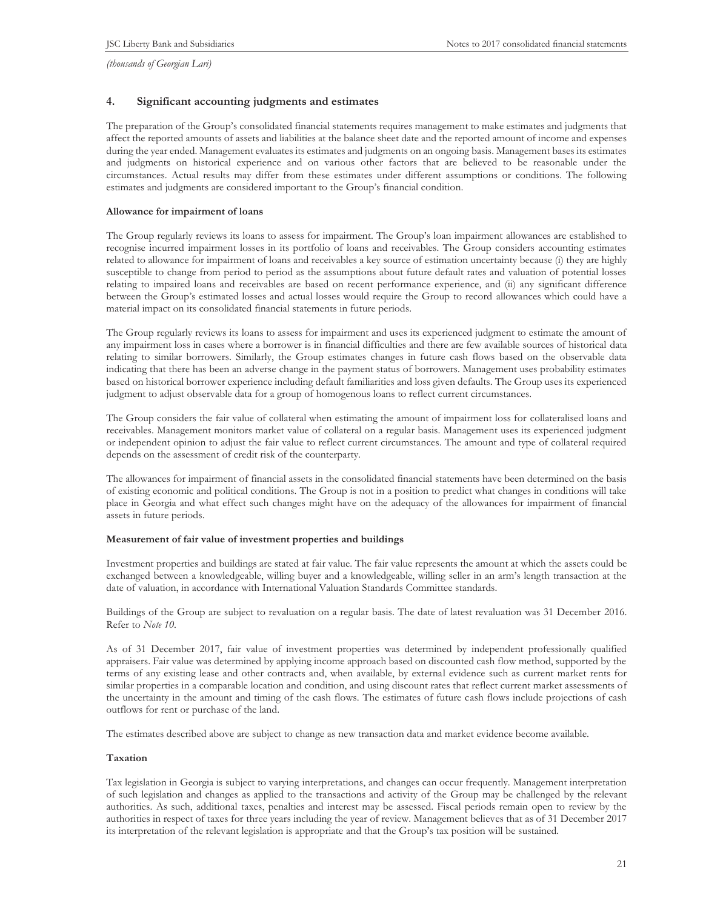*(thousands of Georgian Lari)*

## 4. Significant accounting judgments and estimates

The preparation of the Group's consolidated financial statements requires management to make estimates and judgments that affect the reported amounts of assets and liabilities at the balance sheet date and the reported amount of income and expenses during the year ended. Management evaluates its estimates and judgments on an ongoing basis. Management bases its estimates and judgments on historical experience and on various other factors that are believed to be reasonable under the circumstances. Actual results may differ from these estimates under different assumptions or conditions. The following estimates and judgments are considered important to the Group's financial condition.

**Allowance for impairment of loans**

The Group regularly reviews its loans to assess for impairment. The Group's loan impairment allowances are established to recognise incurred impairment losses in its portfolio of loans and receivables. The Group considers accounting estimates related to allowance for impairment of loans and receivables a key source of estimation uncertainty because (i) they are highly susceptible to change from period to period as the assumptions about future default rates and valuation of potential losses relating to impaired loans and receivables are based on recent performance experience, and (ii) any significant difference between the Group's estimated losses and actual losses would require the Group to record allowances which could have a material impact on its consolidated financial statements in future periods.

The Group regularly reviews its loans to assess for impairment and uses its experienced judgment to estimate the amount of any impairment loss in cases where a borrower is in financial difficulties and there are few available sources of historical data relating to similar borrowers. Similarly, the Group estimates changes in future cash flows based on the observable data indicating that there has been an adverse change in the payment status of borrowers. Management uses probability estimates based on historical borrower experience including default familiarities and loss given defaults. The Group uses its experienced judgment to adjust observable data for a group of homogenous loans to reflect current circumstances.

The Group considers the fair value of collateral when estimating the amount of impairment loss for collateralised loans and receivables. Management monitors market value of collateral on a regular basis. Management uses its experienced judgment or independent opinion to adjust the fair value to reflect current circumstances. The amount and type of collateral required depends on the assessment of credit risk of the counterparty.

The allowances for impairment of financial assets in the consolidated financial statements have been determined on the basis of existing economic and political conditions. The Group is not in a position to predict what changes in conditions will take place in Georgia and what effect such changes might have on the adequacy of the allowances for impairment of financial assets in future periods.

**Measurement of fair value of investment properties and buildings**

Investment properties and buildings are stated at fair value. The fair value represents the amount at which the assets could be exchanged between a knowledgeable, willing buyer and a knowledgeable, willing seller in an arm's length transaction at the date of valuation, in accordance with International Valuation Standards Committee standards.

Buildings of the Group are subject to revaluation on a regular basis. The date of latest revaluation was 31 December 2016. Refer to *Note 10*.

As of 31 December 2017, fair value of investment properties was determined by independent professionally qualified appraisers. Fair value was determined by applying income approach based on discounted cash flow method, supported by the terms of any existing lease and other contracts and, when available, by external evidence such as current market rents for similar properties in a comparable location and condition, and using discount rates that reflect current market assessments of the uncertainty in the amount and timing of the cash flows. The estimates of future cash flows include projections of cash outflows for rent or purchase of the land.

The estimates described above are subject to change as new transaction data and market evidence become available.

**Taxation**

Tax legislation in Georgia is subject to varying interpretations, and changes can occur frequently. Management interpretation of such legislation and changes as applied to the transactions and activity of the Group may be challenged by the relevant authorities. As such, additional taxes, penalties and interest may be assessed. Fiscal periods remain open to review by the authorities in respect of taxes for three years including the year of review. Management believes that as of 31 December 2017 its interpretation of the relevant legislation is appropriate and that the Group's tax position will be sustained.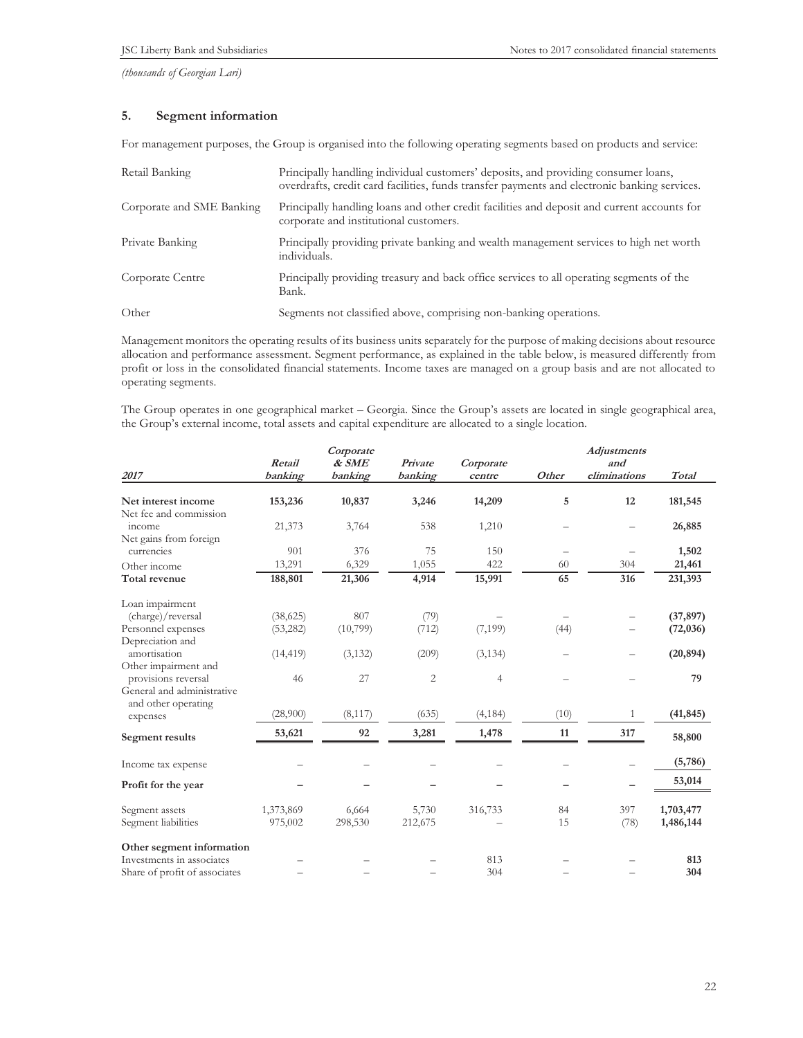*(thousands of Georgian Lari)*

## 5. Segment information

For management purposes, the Group is organised into the following operating segments based on products and service:

| | |
|---|---|
| Retail Banking | Principally handling individual customers' deposits, and providing consumer loans, overdrafts, credit card facilities, funds transfer payments and electronic banking services. |
| Corporate and SME Banking | Principally handling loans and other credit facilities and deposit and current accounts for corporate and institutional customers. |
| Private Banking | Principally providing private banking and wealth management services to high net worth individuals. |
| Corporate Centre | Principally providing treasury and back office services to all operating segments of the Bank. |
| Other | Segments not classified above, comprising non-banking operations. |

Management monitors the operating results of its business units separately for the purpose of making decisions about resource allocation and performance assessment. Segment performance, as explained in the table below, is measured differently from profit or loss in the consolidated financial statements. Income taxes are managed on a group basis and are not allocated to operating segments.

The Group operates in one geographical market – Georgia. Since the Group's assets are located in single geographical area, the Group's external income, total assets and capital expenditure are allocated to a single location.

| *2017* | *Retail banking* | *Corporate & SME banking* | *Private banking* | *Corporate centre* | *Other* | *Adjustments and eliminations* | *Total* |
|---|---|---|---|---|---|---|---|
| **Net interest income** | **153,236** | **10,837** | **3,246** | **14,209** | **5** | **12** | **181,545** |
| Net fee and commission income | 21,373 | 3,764 | 538 | 1,210 | – | – | **26,885** |
| Net gains from foreign currencies | 901 | 376 | 75 | 150 | – | – | **1,502** |
| Other income | 13,291 | 6,329 | 1,055 | 422 | 60 | 304 | **21,461** |
| **Total revenue** | **188,801** | **21,306** | **4,914** | **15,991** | **65** | **316** | **231,393** |
| Loan impairment (charge)/reversal | (38,625) | 807 | (79) | – | – | – | **(37,897)** |
| Personnel expenses | (53,282) | (10,799) | (712) | (7,199) | (44) | – | **(72,036)** |
| Depreciation and amortisation | (14,419) | (3,132) | (209) | (3,134) | – | – | **(20,894)** |
| Other impairment and provisions reversal | 46 | 27 | 2 | 4 | – | – | **79** |
| General and administrative and other operating expenses | (28,900) | (8,117) | (635) | (4,184) | (10) | 1 | **(41,845)** |
| **Segment results** | **53,621** | **92** | **3,281** | **1,478** | **11** | **317** | **58,800** |
| Income tax expense | – | – | – | – | – | – | **(5,786)** |
| **Profit for the year** | **–** | **–** | **–** | **–** | **–** | **–** | **53,014** |
| Segment assets | 1,373,869 | 6,664 | 5,730 | 316,733 | 84 | 397 | **1,703,477** |
| Segment liabilities | 975,002 | 298,530 | 212,675 | – | 15 | (78) | **1,486,144** |
| **Other segment information** | | | | | | | |
| Investments in associates | – | – | – | 813 | – | – | **813** |
| Share of profit of associates | – | – | – | 304 | – | – | **304** |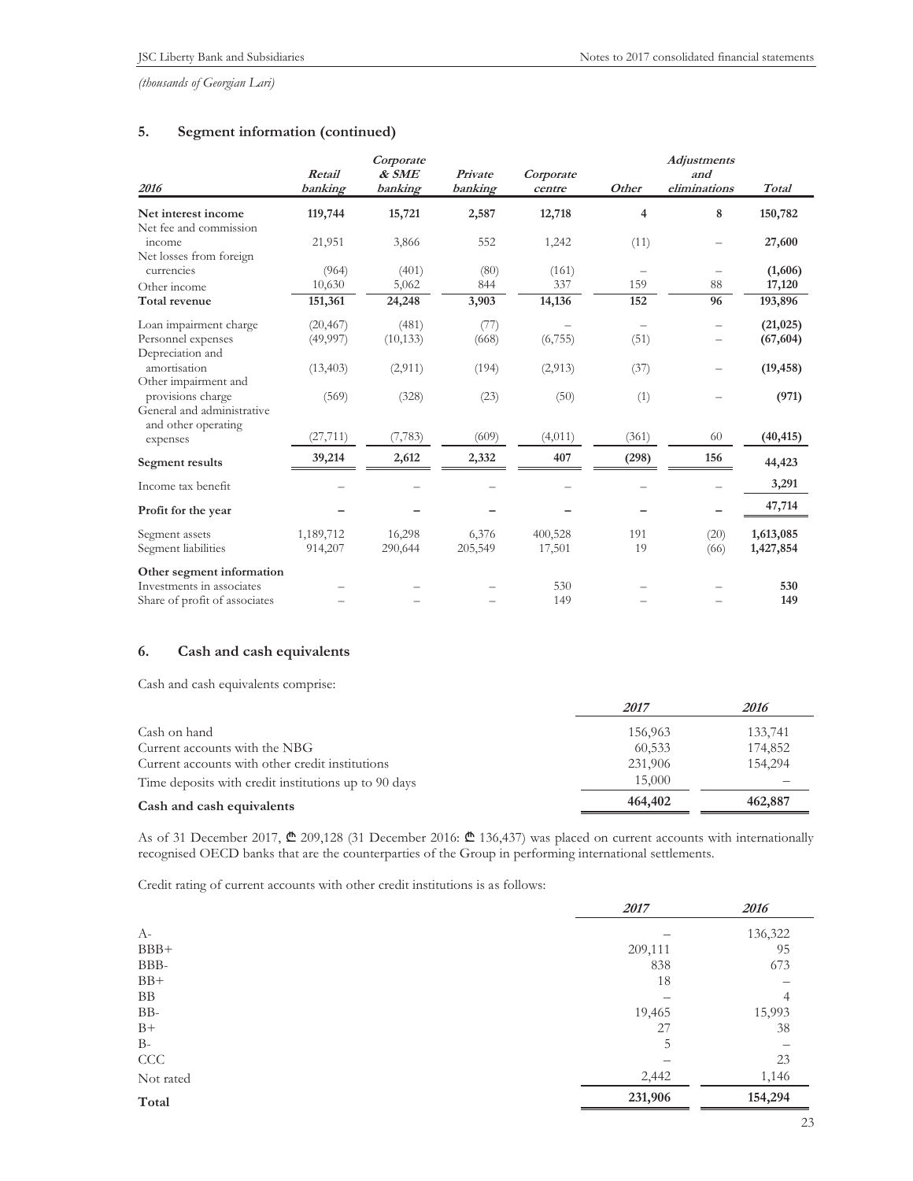*(thousands of Georgian Lari)*

## 5. Segment information (continued)

| *2016* | *Retail banking* | *Corporate & SME banking* | *Private banking* | *Corporate centre* | *Other* | *Adjustments and eliminations* | *Total* |
|---|---|---|---|---|---|---|---|
| **Net interest income** | **119,744** | **15,721** | **2,587** | **12,718** | **4** | **8** | **150,782** |
| Net fee and commission income | 21,951 | 3,866 | 552 | 1,242 | (11) | – | **27,600** |
| Net losses from foreign currencies | (964) | (401) | (80) | (161) | – | – | **(1,606)** |
| Other income | 10,630 | 5,062 | 844 | 337 | 159 | 88 | **17,120** |
| **Total revenue** | **151,361** | **24,248** | **3,903** | **14,136** | **152** | **96** | **193,896** |
| Loan impairment charge | (20,467) | (481) | (77) | – | – | – | **(21,025)** |
| Personnel expenses | (49,997) | (10,133) | (668) | (6,755) | (51) | – | **(67,604)** |
| Depreciation and amortisation | (13,403) | (2,911) | (194) | (2,913) | (37) | – | **(19,458)** |
| Other impairment and provisions charge | (569) | (328) | (23) | (50) | (1) | – | **(971)** |
| General and administrative and other operating expenses | (27,711) | (7,783) | (609) | (4,011) | (361) | 60 | **(40,415)** |
| **Segment results** | **39,214** | **2,612** | **2,332** | **407** | **(298)** | **156** | **44,423** |
| Income tax benefit | – | – | – | – | – | – | **3,291** |
| **Profit for the year** | **–** | **–** | **–** | **–** | **–** | **–** | **47,714** |
| Segment assets | 1,189,712 | 16,298 | 6,376 | 400,528 | 191 | (20) | **1,613,085** |
| Segment liabilities | 914,207 | 290,644 | 205,549 | 17,501 | 19 | (66) | **1,427,854** |
| **Other segment information** | | | | | | | |
| Investments in associates | – | – | – | 530 | – | – | **530** |
| Share of profit of associates | – | – | – | 149 | – | – | **149** |

## 6. Cash and cash equivalents

Cash and cash equivalents comprise:

| | *2017* | *2016* |
|---|---|---|
| Cash on hand | 156,963 | 133,741 |
| Current accounts with the NBG | 60,533 | 174,852 |
| Current accounts with other credit institutions | 231,906 | 154,294 |
| Time deposits with credit institutions up to 90 days | 15,000 | – |
| **Cash and cash equivalents** | **464,402** | **462,887** |

As of 31 December 2017, ₾ 209,128 (31 December 2016: ₾ 136,437) was placed on current accounts with internationally recognised OECD banks that are the counterparties of the Group in performing international settlements.

Credit rating of current accounts with other credit institutions is as follows:

| | *2017* | *2016* |
|---|---|---|
| A- | – | 136,322 |
| BBB+ | 209,111 | 95 |
| BBB- | 838 | 673 |
| BB+ | 18 | – |
| BB | – | 4 |
| BB- | 19,465 | 15,993 |
| B+ | 27 | 38 |
| B- | 5 | – |
| CCC | – | 23 |
| Not rated | 2,442 | 1,146 |
| **Total** | **231,906** | **154,294** |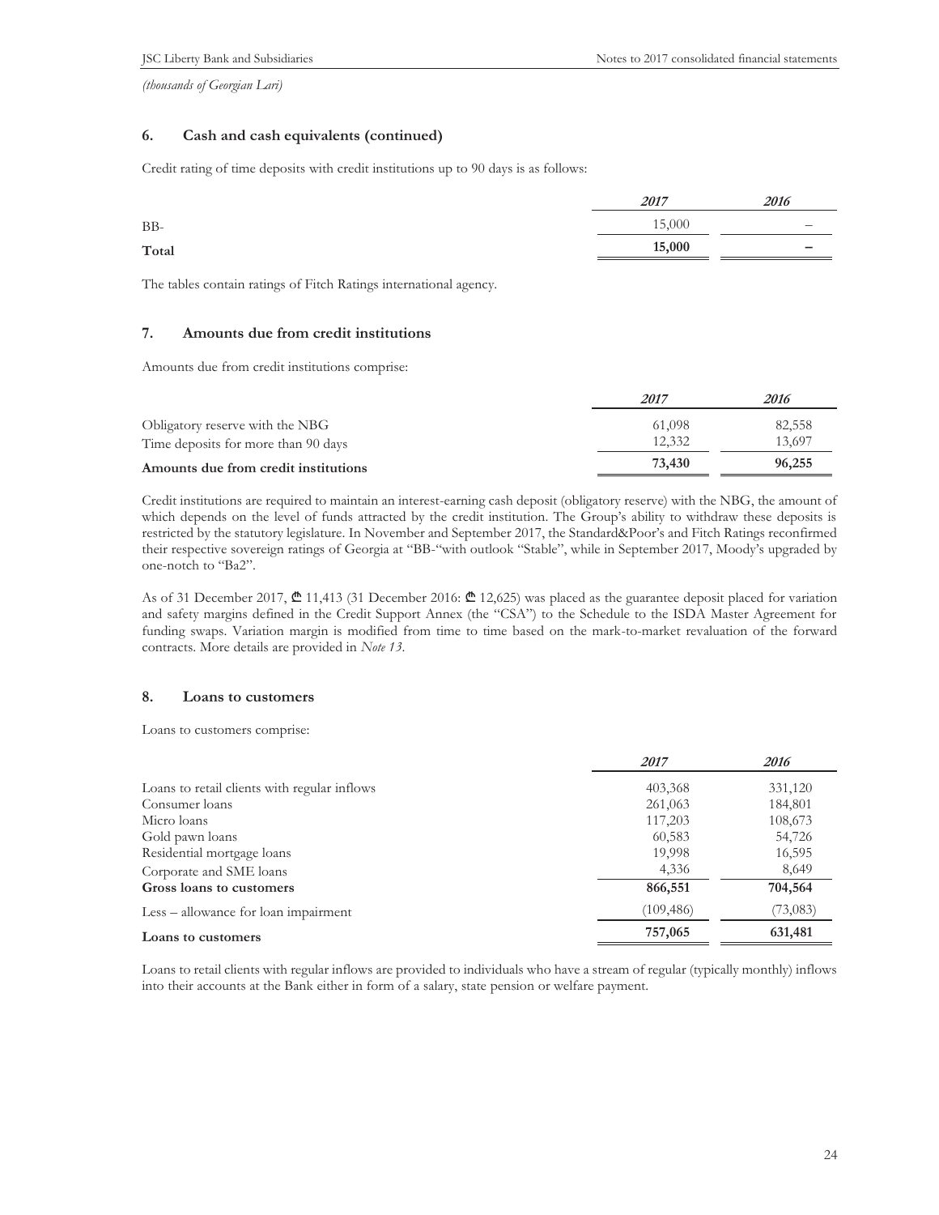*(thousands of Georgian Lari)*

## 6. Cash and cash equivalents (continued)

Credit rating of time deposits with credit institutions up to 90 days is as follows:

| | *2017* | *2016* |
|---|---|---|
| BB- | 15,000 | – |
| **Total** | **15,000** | **–** |

The tables contain ratings of Fitch Ratings international agency.

## 7. Amounts due from credit institutions

Amounts due from credit institutions comprise:

| | *2017* | *2016* |
|---|---|---|
| Obligatory reserve with the NBG | 61,098 | 82,558 |
| Time deposits for more than 90 days | 12,332 | 13,697 |
| **Amounts due from credit institutions** | **73,430** | **96,255** |

Credit institutions are required to maintain an interest-earning cash deposit (obligatory reserve) with the NBG, the amount of which depends on the level of funds attracted by the credit institution. The Group's ability to withdraw these deposits is restricted by the statutory legislature. In November and September 2017, the Standard&Poor's and Fitch Ratings reconfirmed their respective sovereign ratings of Georgia at "BB-"with outlook "Stable", while in September 2017, Moody's upgraded by one-notch to "Ba2".

As of 31 December 2017, ₾ 11,413 (31 December 2016: ₾ 12,625) was placed as the guarantee deposit placed for variation and safety margins defined in the Credit Support Annex (the "CSA") to the Schedule to the ISDA Master Agreement for funding swaps. Variation margin is modified from time to time based on the mark-to-market revaluation of the forward contracts. More details are provided in *Note 13*.

## 8. Loans to customers

Loans to customers comprise:

| | *2017* | *2016* |
|---|---|---|
| Loans to retail clients with regular inflows | 403,368 | 331,120 |
| Consumer loans | 261,063 | 184,801 |
| Micro loans | 117,203 | 108,673 |
| Gold pawn loans | 60,583 | 54,726 |
| Residential mortgage loans | 19,998 | 16,595 |
| Corporate and SME loans | 4,336 | 8,649 |
| **Gross loans to customers** | **866,551** | **704,564** |
| Less – allowance for loan impairment | (109,486) | (73,083) |
| **Loans to customers** | **757,065** | **631,481** |

Loans to retail clients with regular inflows are provided to individuals who have a stream of regular (typically monthly) inflows into their accounts at the Bank either in form of a salary, state pension or welfare payment.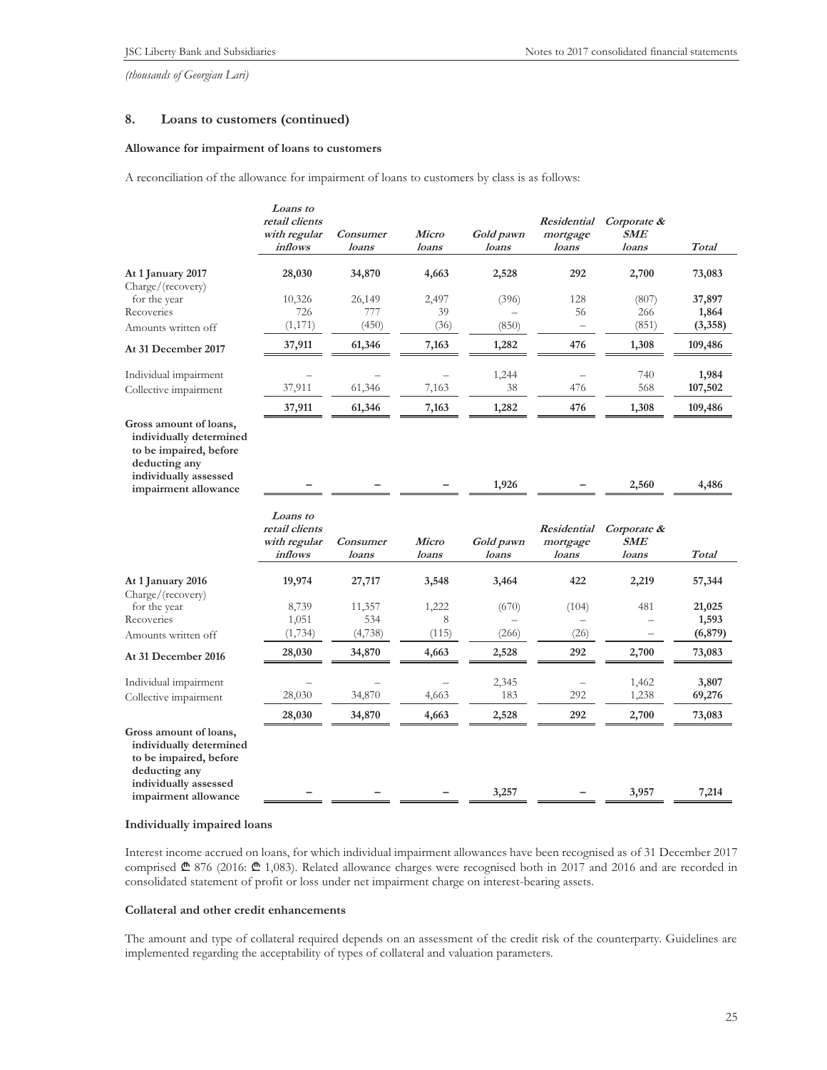*(thousands of Georgian Lari)*

## 8. Loans to customers (continued)

### Allowance for impairment of loans to customers

A reconciliation of the allowance for impairment of loans to customers by class is as follows:

| | *Loans to retail clients with regular inflows* | *Consumer loans* | *Micro loans* | *Gold pawn loans* | *Residential mortgage loans* | *Corporate & SME loans* | *Total* |
|---|---|---|---|---|---|---|---|
| **At 1 January 2017** | **28,030** | **34,870** | **4,663** | **2,528** | **292** | **2,700** | **73,083** |
| Charge/(recovery) for the year | 10,326 | 26,149 | 2,497 | (396) | 128 | (807) | **37,897** |
| Recoveries | 726 | 777 | 39 | – | 56 | 266 | **1,864** |
| Amounts written off | (1,171) | (450) | (36) | (850) | – | (851) | **(3,358)** |
| **At 31 December 2017** | **37,911** | **61,346** | **7,163** | **1,282** | **476** | **1,308** | **109,486** |
| Individual impairment | – | – | – | 1,244 | – | 740 | **1,984** |
| Collective impairment | 37,911 | 61,346 | 7,163 | 38 | 476 | 568 | **107,502** |
| | **37,911** | **61,346** | **7,163** | **1,282** | **476** | **1,308** | **109,486** |
| **Gross amount of loans, individually determined to be impaired, before deducting any individually assessed impairment allowance** | **–** | **–** | **–** | **1,926** | **–** | **2,560** | **4,486** |

| | *Loans to retail clients with regular inflows* | *Consumer loans* | *Micro loans* | *Gold pawn loans* | *Residential mortgage loans* | *Corporate & SME loans* | *Total* |
|---|---|---|---|---|---|---|---|
| **At 1 January 2016** | **19,974** | **27,717** | **3,548** | **3,464** | **422** | **2,219** | **57,344** |
| Charge/(recovery) for the year | 8,739 | 11,357 | 1,222 | (670) | (104) | 481 | **21,025** |
| Recoveries | 1,051 | 534 | 8 | – | – | – | **1,593** |
| Amounts written off | (1,734) | (4,738) | (115) | (266) | (26) | – | **(6,879)** |
| **At 31 December 2016** | **28,030** | **34,870** | **4,663** | **2,528** | **292** | **2,700** | **73,083** |
| Individual impairment | – | – | – | 2,345 | – | 1,462 | **3,807** |
| Collective impairment | 28,030 | 34,870 | 4,663 | 183 | 292 | 1,238 | **69,276** |
| | **28,030** | **34,870** | **4,663** | **2,528** | **292** | **2,700** | **73,083** |
| **Gross amount of loans, individually determined to be impaired, before deducting any individually assessed impairment allowance** | **–** | **–** | **–** | **3,257** | **–** | **3,957** | **7,214** |

### Individually impaired loans

Interest income accrued on loans, for which individual impairment allowances have been recognised as of 31 December 2017 comprised ₾ 876 (2016: ₾ 1,083). Related allowance charges were recognised both in 2017 and 2016 and are recorded in consolidated statement of profit or loss under net impairment charge on interest-bearing assets.

### Collateral and other credit enhancements

The amount and type of collateral required depends on an assessment of the credit risk of the counterparty. Guidelines are implemented regarding the acceptability of types of collateral and valuation parameters.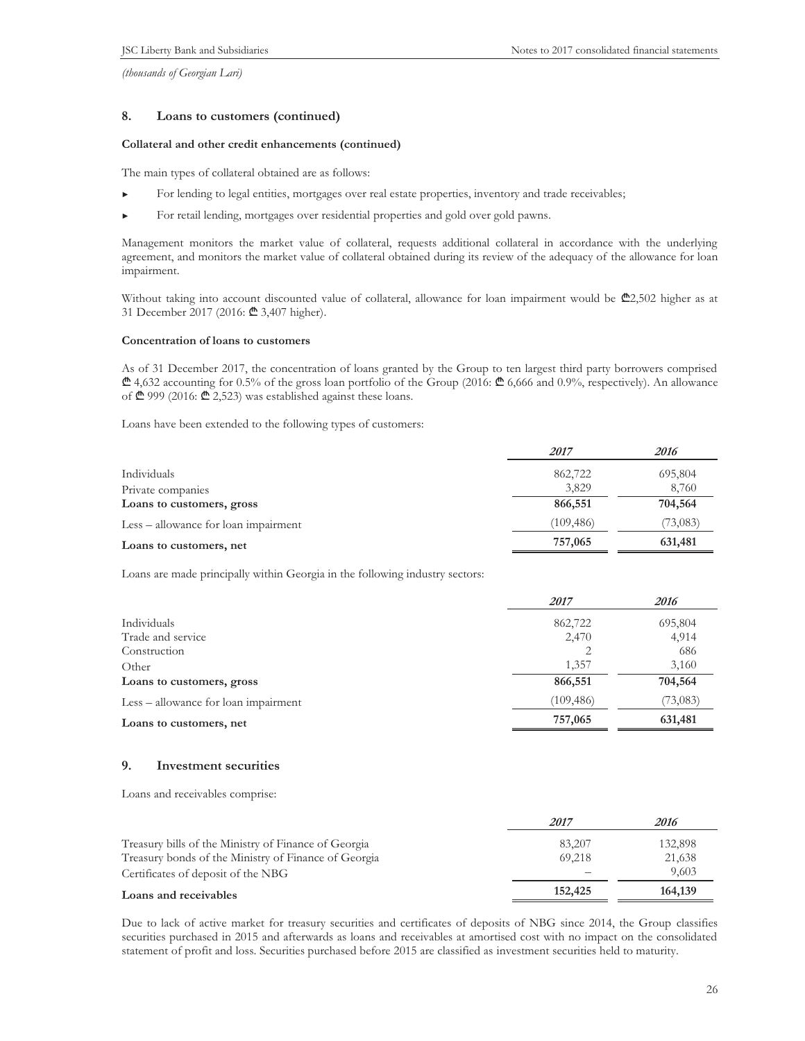*(thousands of Georgian Lari)*

## 8. Loans to customers (continued)

### Collateral and other credit enhancements (continued)

The main types of collateral obtained are as follows:

- For lending to legal entities, mortgages over real estate properties, inventory and trade receivables;
- For retail lending, mortgages over residential properties and gold over gold pawns.

Management monitors the market value of collateral, requests additional collateral in accordance with the underlying agreement, and monitors the market value of collateral obtained during its review of the adequacy of the allowance for loan impairment.

Without taking into account discounted value of collateral, allowance for loan impairment would be ₾2,502 higher as at 31 December 2017 (2016: ₾ 3,407 higher).

### Concentration of loans to customers

As of 31 December 2017, the concentration of loans granted by the Group to ten largest third party borrowers comprised ₾ 4,632 accounting for 0.5% of the gross loan portfolio of the Group (2016: ₾ 6,666 and 0.9%, respectively). An allowance of ₾ 999 (2016: ₾ 2,523) was established against these loans.

Loans have been extended to the following types of customers:

| | *2017* | *2016* |
|---|---|---|
| Individuals | 862,722 | 695,804 |
| Private companies | 3,829 | 8,760 |
| **Loans to customers, gross** | **866,551** | **704,564** |
| Less – allowance for loan impairment | (109,486) | (73,083) |
| **Loans to customers, net** | **757,065** | **631,481** |

Loans are made principally within Georgia in the following industry sectors:

| | *2017* | *2016* |
|---|---|---|
| Individuals | 862,722 | 695,804 |
| Trade and service | 2,470 | 4,914 |
| Construction | 2 | 686 |
| Other | 1,357 | 3,160 |
| **Loans to customers, gross** | **866,551** | **704,564** |
| Less – allowance for loan impairment | (109,486) | (73,083) |
| **Loans to customers, net** | **757,065** | **631,481** |

## 9. Investment securities

Loans and receivables comprise:

| | *2017* | *2016* |
|---|---|---|
| Treasury bills of the Ministry of Finance of Georgia | 83,207 | 132,898 |
| Treasury bonds of the Ministry of Finance of Georgia | 69,218 | 21,638 |
| Certificates of deposit of the NBG | – | 9,603 |
| **Loans and receivables** | **152,425** | **164,139** |

Due to lack of active market for treasury securities and certificates of deposits of NBG since 2014, the Group classifies securities purchased in 2015 and afterwards as loans and receivables at amortised cost with no impact on the consolidated statement of profit and loss. Securities purchased before 2015 are classified as investment securities held to maturity.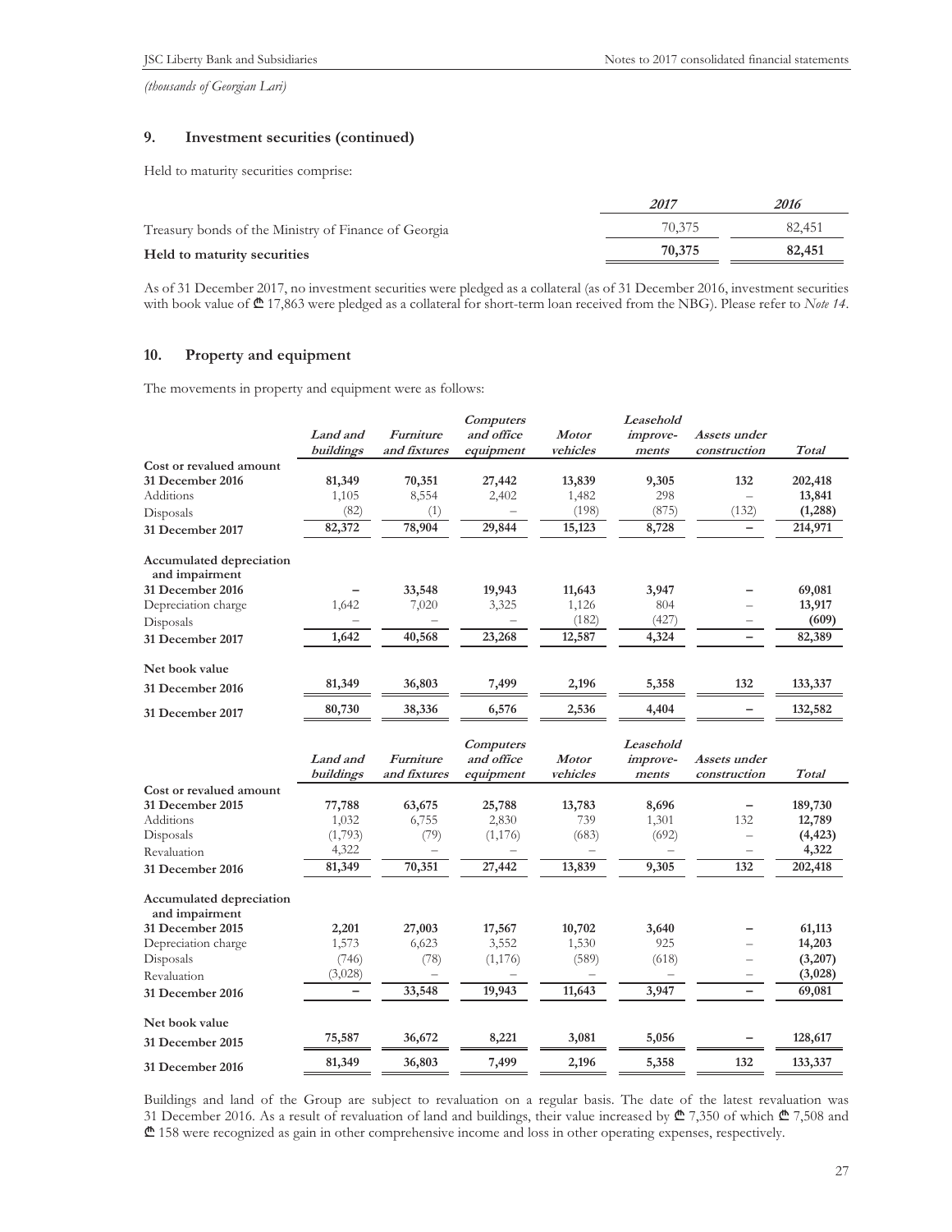*(thousands of Georgian Lari)*

## 9. Investment securities (continued)

Held to maturity securities comprise:

| | *2017* | *2016* |
|---|---|---|
| Treasury bonds of the Ministry of Finance of Georgia | 70,375 | 82,451 |
| **Held to maturity securities** | **70,375** | **82,451** |

As of 31 December 2017, no investment securities were pledged as a collateral (as of 31 December 2016, investment securities with book value of ₾ 17,863 were pledged as a collateral for short-term loan received from the NBG). Please refer to *Note 14*.

## 10. Property and equipment

The movements in property and equipment were as follows:

| | *Land and buildings* | *Furniture and fixtures* | *Computers and office equipment* | *Motor vehicles* | *Leasehold improve-ments* | *Assets under construction* | *Total* |
|---|---|---|---|---|---|---|---|
| **Cost or revalued amount** | | | | | | | |
| **31 December 2016** | **81,349** | **70,351** | **27,442** | **13,839** | **9,305** | **132** | **202,418** |
| Additions | 1,105 | 8,554 | 2,402 | 1,482 | 298 | – | 13,841 |
| Disposals | (82) | (1) | – | (198) | (875) | (132) | (1,288) |
| **31 December 2017** | **82,372** | **78,904** | **29,844** | **15,123** | **8,728** | **–** | **214,971** |
| **Accumulated depreciation and impairment** | | | | | | | |
| **31 December 2016** | **–** | **33,548** | **19,943** | **11,643** | **3,947** | **–** | **69,081** |
| Depreciation charge | 1,642 | 7,020 | 3,325 | 1,126 | 804 | – | 13,917 |
| Disposals | – | – | – | (182) | (427) | – | (609) |
| **31 December 2017** | **1,642** | **40,568** | **23,268** | **12,587** | **4,324** | **–** | **82,389** |
| **Net book value** | | | | | | | |
| **31 December 2016** | **81,349** | **36,803** | **7,499** | **2,196** | **5,358** | **132** | **133,337** |
| **31 December 2017** | **80,730** | **38,336** | **6,576** | **2,536** | **4,404** | **–** | **132,582** |

| | *Land and buildings* | *Furniture and fixtures* | *Computers and office equipment* | *Motor vehicles* | *Leasehold improve-ments* | *Assets under construction* | *Total* |
|---|---|---|---|---|---|---|---|
| **Cost or revalued amount** | | | | | | | |
| **31 December 2015** | **77,788** | **63,675** | **25,788** | **13,783** | **8,696** | **–** | **189,730** |
| Additions | 1,032 | 6,755 | 2,830 | 739 | 1,301 | 132 | 12,789 |
| Disposals | (1,793) | (79) | (1,176) | (683) | (692) | – | (4,423) |
| Revaluation | 4,322 | – | – | – | – | – | 4,322 |
| **31 December 2016** | **81,349** | **70,351** | **27,442** | **13,839** | **9,305** | **132** | **202,418** |
| **Accumulated depreciation and impairment** | | | | | | | |
| **31 December 2015** | **2,201** | **27,003** | **17,567** | **10,702** | **3,640** | **–** | **61,113** |
| Depreciation charge | 1,573 | 6,623 | 3,552 | 1,530 | 925 | – | 14,203 |
| Disposals | (746) | (78) | (1,176) | (589) | (618) | – | (3,207) |
| Revaluation | (3,028) | – | – | – | – | – | (3,028) |
| **31 December 2016** | **–** | **33,548** | **19,943** | **11,643** | **3,947** | **–** | **69,081** |
| **Net book value** | | | | | | | |
| **31 December 2015** | **75,587** | **36,672** | **8,221** | **3,081** | **5,056** | **–** | **128,617** |
| **31 December 2016** | **81,349** | **36,803** | **7,499** | **2,196** | **5,358** | **132** | **133,337** |

Buildings and land of the Group are subject to revaluation on a regular basis. The date of the latest revaluation was 31 December 2016. As a result of revaluation of land and buildings, their value increased by ₾ 7,350 of which ₾ 7,508 and ₾ 158 were recognized as gain in other comprehensive income and loss in other operating expenses, respectively.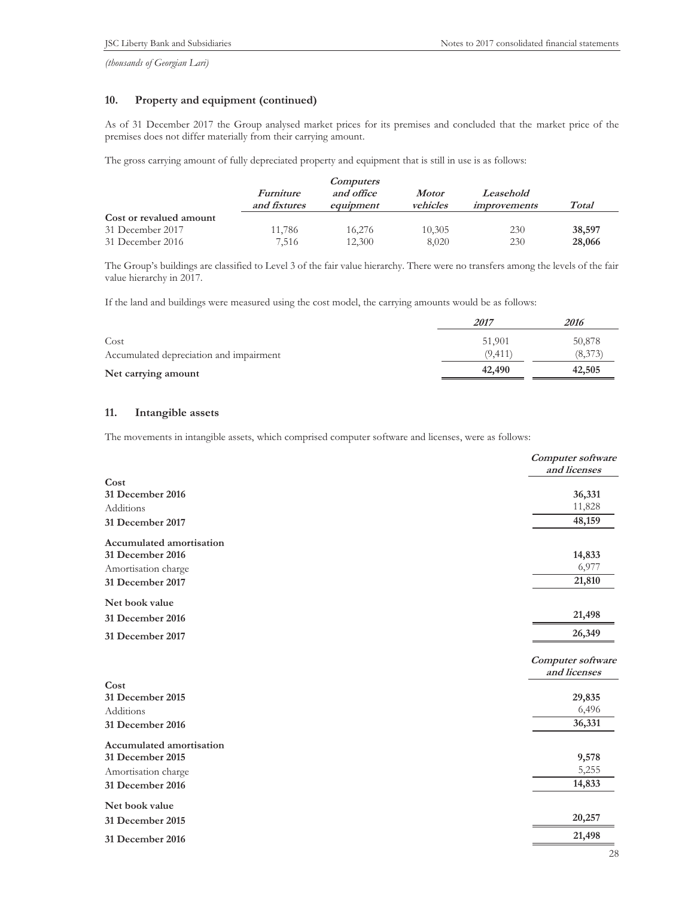*(thousands of Georgian Lari)*

## 10. Property and equipment (continued)

As of 31 December 2017 the Group analysed market prices for its premises and concluded that the market price of the premises does not differ materially from their carrying amount.

The gross carrying amount of fully depreciated property and equipment that is still in use is as follows:

| | *Furniture and fixtures* | *Computers and office equipment* | *Motor vehicles* | *Leasehold improvements* | *Total* |
|---|---|---|---|---|---|
| **Cost or revalued amount** | | | | | |
| 31 December 2017 | 11,786 | 16,276 | 10,305 | 230 | **38,597** |
| 31 December 2016 | 7,516 | 12,300 | 8,020 | 230 | **28,066** |

The Group's buildings are classified to Level 3 of the fair value hierarchy. There were no transfers among the levels of the fair value hierarchy in 2017.

If the land and buildings were measured using the cost model, the carrying amounts would be as follows:

| | *2017* | *2016* |
|---|---|---|
| Cost | 51,901 | 50,878 |
| Accumulated depreciation and impairment | (9,411) | (8,373) |
| **Net carrying amount** | **42,490** | **42,505** |

## 11. Intangible assets

The movements in intangible assets, which comprised computer software and licenses, were as follows:

| | *Computer software and licenses* |
|---|---|
| **Cost** | |
| **31 December 2016** | **36,331** |
| Additions | 11,828 |
| **31 December 2017** | **48,159** |
| **Accumulated amortisation** | |
| **31 December 2016** | **14,833** |
| Amortisation charge | 6,977 |
| **31 December 2017** | **21,810** |
| **Net book value** | |
| **31 December 2016** | **21,498** |
| **31 December 2017** | **26,349** |

| | *Computer software and licenses* |
|---|---|
| **Cost** | |
| **31 December 2015** | **29,835** |
| Additions | 6,496 |
| **31 December 2016** | **36,331** |
| **Accumulated amortisation** | |
| **31 December 2015** | **9,578** |
| Amortisation charge | 5,255 |
| **31 December 2016** | **14,833** |
| **Net book value** | |
| **31 December 2015** | **20,257** |
| **31 December 2016** | **21,498** |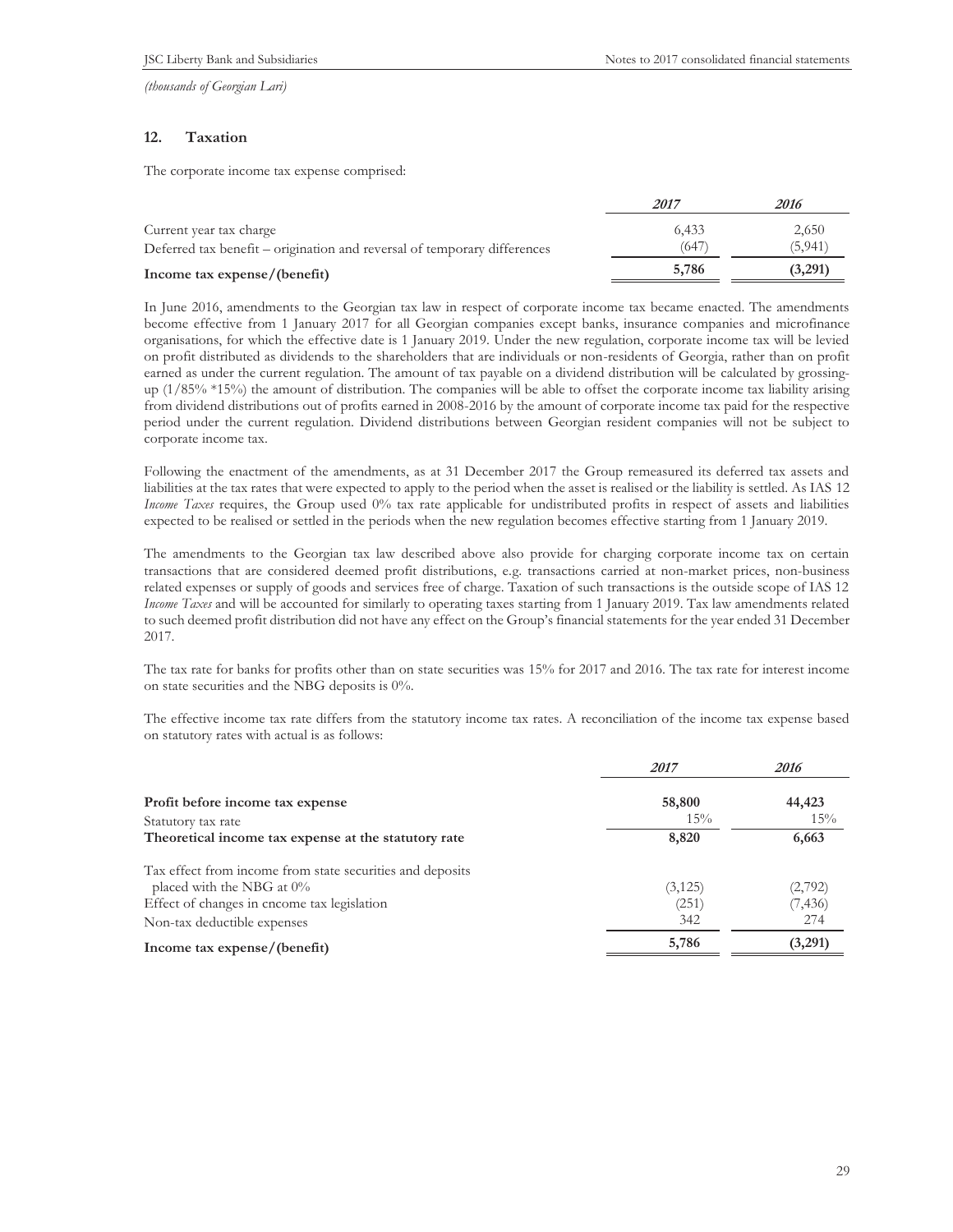*(thousands of Georgian Lari)*

## 12. Taxation

The corporate income tax expense comprised:

| | *2017* | *2016* |
|---|---|---|
| Current year tax charge | 6,433 | 2,650 |
| Deferred tax benefit – origination and reversal of temporary differences | (647) | (5,941) |
| **Income tax expense/(benefit)** | **5,786** | **(3,291)** |

In June 2016, amendments to the Georgian tax law in respect of corporate income tax became enacted. The amendments become effective from 1 January 2017 for all Georgian companies except banks, insurance companies and microfinance organisations, for which the effective date is 1 January 2019. Under the new regulation, corporate income tax will be levied on profit distributed as dividends to the shareholders that are individuals or non-residents of Georgia, rather than on profit earned as under the current regulation. The amount of tax payable on a dividend distribution will be calculated by grossing-up (1/85% *15%) the amount of distribution. The companies will be able to offset the corporate income tax liability arising from dividend distributions out of profits earned in 2008-2016 by the amount of corporate income tax paid for the respective period under the current regulation. Dividend distributions between Georgian resident companies will not be subject to corporate income tax.

Following the enactment of the amendments, as at 31 December 2017 the Group remeasured its deferred tax assets and liabilities at the tax rates that were expected to apply to the period when the asset is realised or the liability is settled. As IAS 12 *Income Taxes* requires, the Group used 0% tax rate applicable for undistributed profits in respect of assets and liabilities expected to be realised or settled in the periods when the new regulation becomes effective starting from 1 January 2019.

The amendments to the Georgian tax law described above also provide for charging corporate income tax on certain transactions that are considered deemed profit distributions, e.g. transactions carried at non-market prices, non-business related expenses or supply of goods and services free of charge. Taxation of such transactions is the outside scope of IAS 12 *Income Taxes* and will be accounted for similarly to operating taxes starting from 1 January 2019. Tax law amendments related to such deemed profit distribution did not have any effect on the Group's financial statements for the year ended 31 December 2017.

The tax rate for banks for profits other than on state securities was 15% for 2017 and 2016. The tax rate for interest income on state securities and the NBG deposits is 0%.

The effective income tax rate differs from the statutory income tax rates. A reconciliation of the income tax expense based on statutory rates with actual is as follows:

| | *2017* | *2016* |
|---|---|---|
| **Profit before income tax expense** | **58,800** | **44,423** |
| Statutory tax rate | 15% | 15% |
| **Theoretical income tax expense at the statutory rate** | **8,820** | **6,663** |
| Tax effect from income from state securities and deposits placed with the NBG at 0% | (3,125) | (2,792) |
| Effect of changes in cncome tax legislation | (251) | (7,436) |
| Non-tax deductible expenses | 342 | 274 |
| **Income tax expense/(benefit)** | **5,786** | **(3,291)** |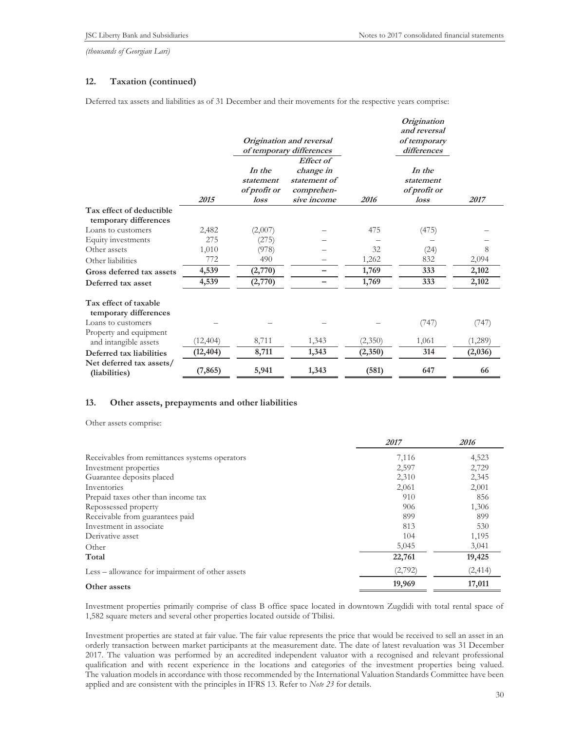*(thousands of Georgian Lari)*

## 12. Taxation (continued)

Deferred tax assets and liabilities as of 31 December and their movements for the respective years comprise:

| | | ***Origination and reversal of temporary differences*** | | | ***Origination and reversal of temporary differences*** | |
|---|---|---|---|---|---|---|
| | ***2015*** | ***In the statement of profit or loss*** | ***Effect of change in statement of comprehen-sive income*** | ***2016*** | ***In the statement of profit or loss*** | ***2017*** |
| **Tax effect of deductible temporary differences** | | | | | | |
| Loans to customers | 2,482 | (2,007) | – | 475 | (475) | – |
| Equity investments | 275 | (275) | – | – | – | – |
| Other assets | 1,010 | (978) | – | 32 | (24) | 8 |
| Other liabilities | 772 | 490 | – | 1,262 | 832 | 2,094 |
| **Gross deferred tax assets** | **4,539** | **(2,770)** | **–** | **1,769** | **333** | **2,102** |
| **Deferred tax asset** | **4,539** | **(2,770)** | **–** | **1,769** | **333** | **2,102** |
| **Tax effect of taxable temporary differences** | | | | | | |
| Loans to customers | – | – | – | – | (747) | (747) |
| Property and equipment and intangible assets | (12,404) | 8,711 | 1,343 | (2,350) | 1,061 | (1,289) |
| **Deferred tax liabilities** | **(12,404)** | **8,711** | **1,343** | **(2,350)** | **314** | **(2,036)** |
| **Net deferred tax assets/ (liabilities)** | **(7,865)** | **5,941** | **1,343** | **(581)** | **647** | **66** |

## 13. Other assets, prepayments and other liabilities

Other assets comprise:

| | *2017* | *2016* |
|---|---|---|
| Receivables from remittances systems operators | 7,116 | 4,523 |
| Investment properties | 2,597 | 2,729 |
| Guarantee deposits placed | 2,310 | 2,345 |
| Inventories | 2,061 | 2,001 |
| Prepaid taxes other than income tax | 910 | 856 |
| Repossessed property | 906 | 1,306 |
| Receivable from guarantees paid | 899 | 899 |
| Investment in associate | 813 | 530 |
| Derivative asset | 104 | 1,195 |
| Other | 5,045 | 3,041 |
| **Total** | **22,761** | **19,425** |
| Less – allowance for impairment of other assets | (2,792) | (2,414) |
| **Other assets** | **19,969** | **17,011** |

Investment properties primarily comprise of class B office space located in downtown Zugdidi with total rental space of 1,582 square meters and several other properties located outside of Tbilisi.

Investment properties are stated at fair value. The fair value represents the price that would be received to sell an asset in an orderly transaction between market participants at the measurement date. The date of latest revaluation was 31 December 2017. The valuation was performed by an accredited independent valuator with a recognised and relevant professional qualification and with recent experience in the locations and categories of the investment properties being valued. The valuation models in accordance with those recommended by the International Valuation Standards Committee have been applied and are consistent with the principles in IFRS 13. Refer to *Note 23* for details.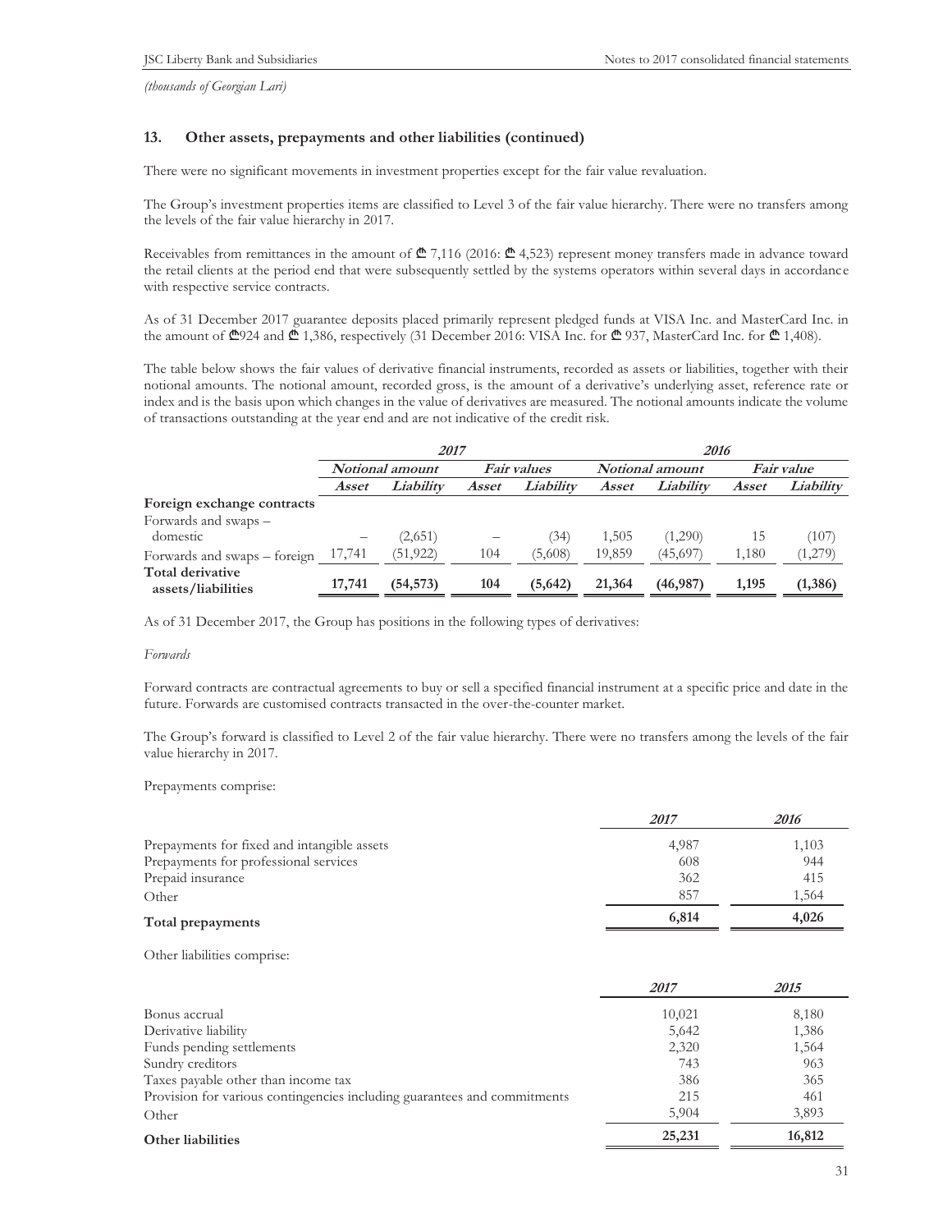*(thousands of Georgian Lari)*

## 13. Other assets, prepayments and other liabilities (continued)

There were no significant movements in investment properties except for the fair value revaluation.

The Group's investment properties items are classified to Level 3 of the fair value hierarchy. There were no transfers among the levels of the fair value hierarchy in 2017.

Receivables from remittances in the amount of ₾ 7,116 (2016: ₾ 4,523) represent money transfers made in advance toward the retail clients at the period end that were subsequently settled by the systems operators within several days in accordance with respective service contracts.

As of 31 December 2017 guarantee deposits placed primarily represent pledged funds at VISA Inc. and MasterCard Inc. in the amount of ₾924 and ₾ 1,386, respectively (31 December 2016: VISA Inc. for ₾ 937, MasterCard Inc. for ₾ 1,408).

The table below shows the fair values of derivative financial instruments, recorded as assets or liabilities, together with their notional amounts. The notional amount, recorded gross, is the amount of a derivative's underlying asset, reference rate or index and is the basis upon which changes in the value of derivatives are measured. The notional amounts indicate the volume of transactions outstanding at the year end and are not indicative of the credit risk.

| | *2017* | | | | *2016* | | | |
|---|---|---|---|---|---|---|---|---|
| | *Notional amount* | | *Fair values* | | *Notional amount* | | *Fair value* | |
| | *Asset* | *Liability* | *Asset* | *Liability* | *Asset* | *Liability* | *Asset* | *Liability* |
| **Foreign exchange contracts** | | | | | | | | |
| Forwards and swaps – domestic | – | (2,651) | – | (34) | 1,505 | (1,290) | 15 | (107) |
| Forwards and swaps – foreign | 17,741 | (51,922) | 104 | (5,608) | 19,859 | (45,697) | 1,180 | (1,279) |
| **Total derivative assets/liabilities** | **17,741** | **(54,573)** | **104** | **(5,642)** | **21,364** | **(46,987)** | **1,195** | **(1,386)** |

As of 31 December 2017, the Group has positions in the following types of derivatives:

*Forwards*

Forward contracts are contractual agreements to buy or sell a specified financial instrument at a specific price and date in the future. Forwards are customised contracts transacted in the over-the-counter market.

The Group's forward is classified to Level 2 of the fair value hierarchy. There were no transfers among the levels of the fair value hierarchy in 2017.

Prepayments comprise:

| | *2017* | *2016* |
|---|---|---|
| Prepayments for fixed and intangible assets | 4,987 | 1,103 |
| Prepayments for professional services | 608 | 944 |
| Prepaid insurance | 362 | 415 |
| Other | 857 | 1,564 |
| **Total prepayments** | **6,814** | **4,026** |

Other liabilities comprise:

| | *2017* | *2015* |
|---|---|---|
| Bonus accrual | 10,021 | 8,180 |
| Derivative liability | 5,642 | 1,386 |
| Funds pending settlements | 2,320 | 1,564 |
| Sundry creditors | 743 | 963 |
| Taxes payable other than income tax | 386 | 365 |
| Provision for various contingencies including guarantees and commitments | 215 | 461 |
| Other | 5,904 | 3,893 |
| **Other liabilities** | **25,231** | **16,812** |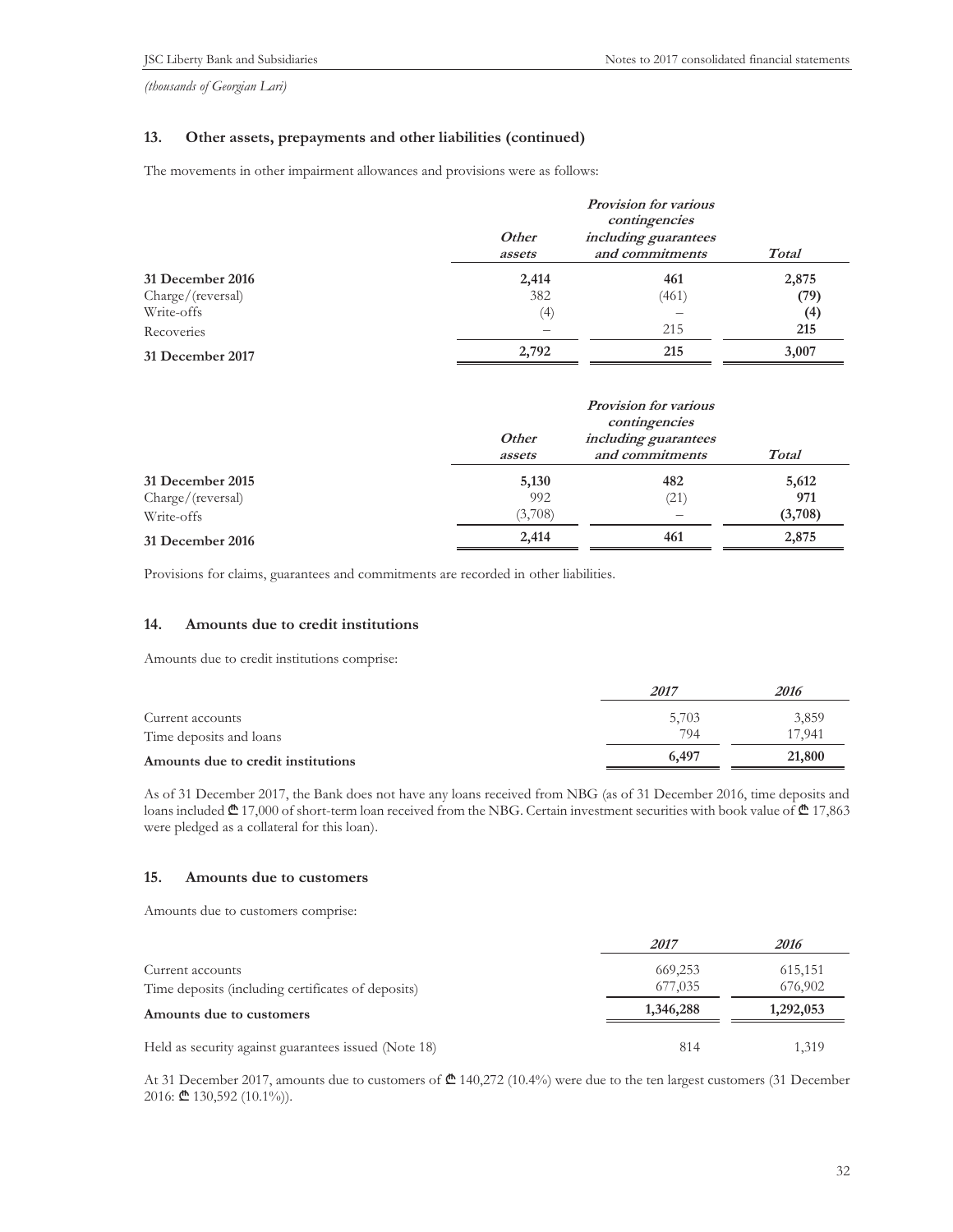*(thousands of Georgian Lari)*

## 13. Other assets, prepayments and other liabilities (continued)

The movements in other impairment allowances and provisions were as follows:

| | *Other assets* | *Provision for various contingencies including guarantees and commitments* | *Total* |
|---|---|---|---|
| **31 December 2016** | **2,414** | **461** | **2,875** |
| Charge/(reversal) | 382 | (461) | **(79)** |
| Write-offs | (4) | – | **(4)** |
| Recoveries | – | 215 | **215** |
| **31 December 2017** | **2,792** | **215** | **3,007** |

| | *Other assets* | *Provision for various contingencies including guarantees and commitments* | *Total* |
|---|---|---|---|
| **31 December 2015** | **5,130** | **482** | **5,612** |
| Charge/(reversal) | 992 | (21) | **971** |
| Write-offs | (3,708) | – | **(3,708)** |
| **31 December 2016** | **2,414** | **461** | **2,875** |

Provisions for claims, guarantees and commitments are recorded in other liabilities.

## 14. Amounts due to credit institutions

Amounts due to credit institutions comprise:

| | *2017* | *2016* |
|---|---|---|
| Current accounts | 5,703 | 3,859 |
| Time deposits and loans | 794 | 17,941 |
| **Amounts due to credit institutions** | **6,497** | **21,800** |

As of 31 December 2017, the Bank does not have any loans received from NBG (as of 31 December 2016, time deposits and loans included ₾ 17,000 of short-term loan received from the NBG. Certain investment securities with book value of ₾ 17,863 were pledged as a collateral for this loan).

## 15. Amounts due to customers

Amounts due to customers comprise:

| | *2017* | *2016* |
|---|---|---|
| Current accounts | 669,253 | 615,151 |
| Time deposits (including certificates of deposits) | 677,035 | 676,902 |
| **Amounts due to customers** | **1,346,288** | **1,292,053** |
| Held as security against guarantees issued (Note 18) | 814 | 1,319 |

At 31 December 2017, amounts due to customers of ₾ 140,272 (10.4%) were due to the ten largest customers (31 December 2016: ₾ 130,592 (10.1%)).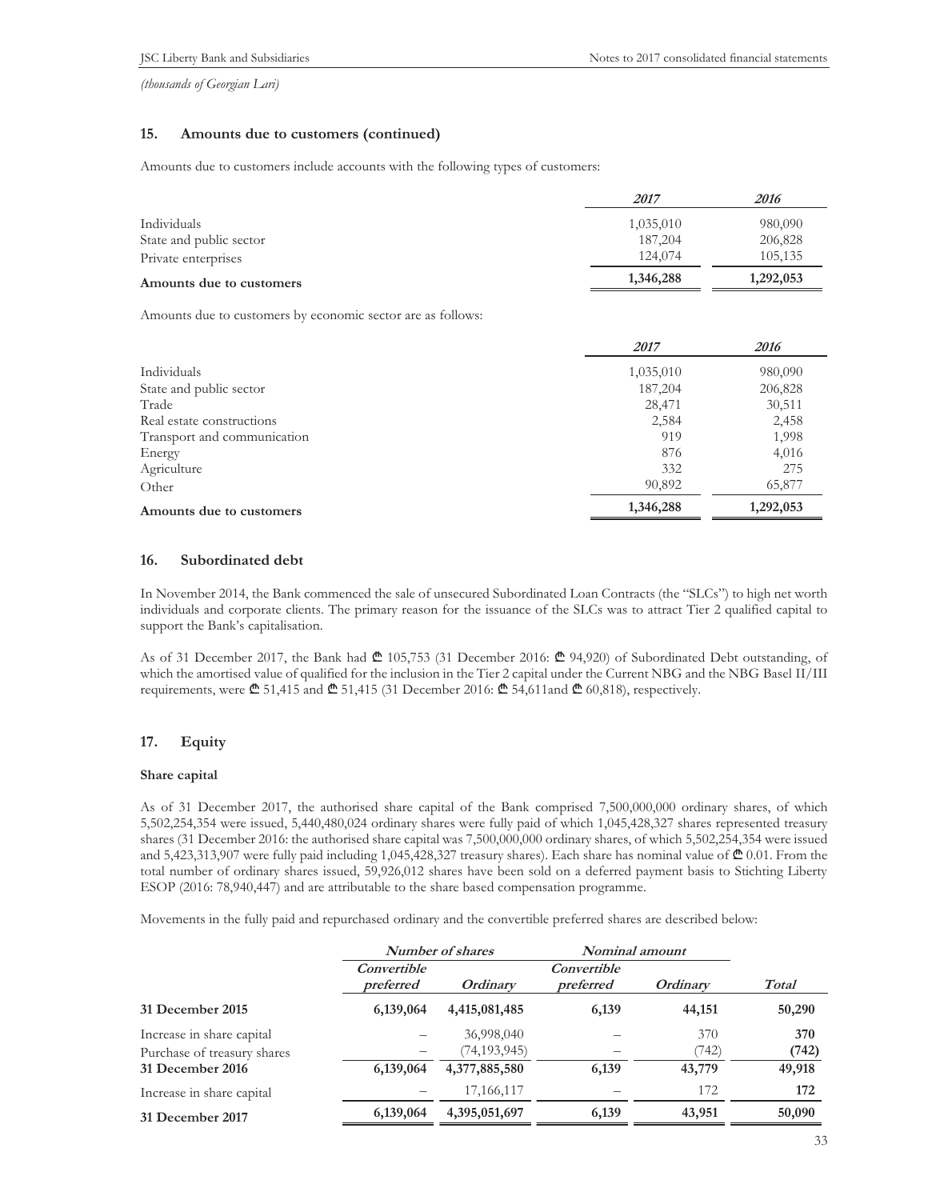*(thousands of Georgian Lari)*

## 15. Amounts due to customers (continued)

Amounts due to customers include accounts with the following types of customers:

| | *2017* | *2016* |
|---|---|---|
| Individuals | 1,035,010 | 980,090 |
| State and public sector | 187,204 | 206,828 |
| Private enterprises | 124,074 | 105,135 |
| **Amounts due to customers** | **1,346,288** | **1,292,053** |

Amounts due to customers by economic sector are as follows:

| | *2017* | *2016* |
|---|---|---|
| Individuals | 1,035,010 | 980,090 |
| State and public sector | 187,204 | 206,828 |
| Trade | 28,471 | 30,511 |
| Real estate constructions | 2,584 | 2,458 |
| Transport and communication | 919 | 1,998 |
| Energy | 876 | 4,016 |
| Agriculture | 332 | 275 |
| Other | 90,892 | 65,877 |
| **Amounts due to customers** | **1,346,288** | **1,292,053** |

## 16. Subordinated debt

In November 2014, the Bank commenced the sale of unsecured Subordinated Loan Contracts (the "SLCs") to high net worth individuals and corporate clients. The primary reason for the issuance of the SLCs was to attract Tier 2 qualified capital to support the Bank's capitalisation.

As of 31 December 2017, the Bank had ₾ 105,753 (31 December 2016: ₾ 94,920) of Subordinated Debt outstanding, of which the amortised value of qualified for the inclusion in the Tier 2 capital under the Current NBG and the NBG Basel II/III requirements, were ₾ 51,415 and ₾ 51,415 (31 December 2016: ₾ 54,611and ₾ 60,818), respectively.

## 17. Equity

### Share capital

As of 31 December 2017, the authorised share capital of the Bank comprised 7,500,000,000 ordinary shares, of which 5,502,254,354 were issued, 5,440,480,024 ordinary shares were fully paid of which 1,045,428,327 shares represented treasury shares (31 December 2016: the authorised share capital was 7,500,000,000 ordinary shares, of which 5,502,254,354 were issued and 5,423,313,907 were fully paid including 1,045,428,327 treasury shares). Each share has nominal value of ₾ 0.01. From the total number of ordinary shares issued, 59,926,012 shares have been sold on a deferred payment basis to Stichting Liberty ESOP (2016: 78,940,447) and are attributable to the share based compensation programme.

Movements in the fully paid and repurchased ordinary and the convertible preferred shares are described below:

| | *Number of shares* | | *Nominal amount* | | |
|---|---|---|---|---|---|
| | *Convertible preferred* | *Ordinary* | *Convertible preferred* | *Ordinary* | *Total* |
| **31 December 2015** | **6,139,064** | **4,415,081,485** | **6,139** | **44,151** | **50,290** |
| Increase in share capital | – | 36,998,040 | – | 370 | **370** |
| Purchase of treasury shares | – | (74,193,945) | – | (742) | **(742)** |
| **31 December 2016** | **6,139,064** | **4,377,885,580** | **6,139** | **43,779** | **49,918** |
| Increase in share capital | – | 17,166,117 | – | 172 | **172** |
| **31 December 2017** | **6,139,064** | **4,395,051,697** | **6,139** | **43,951** | **50,090** |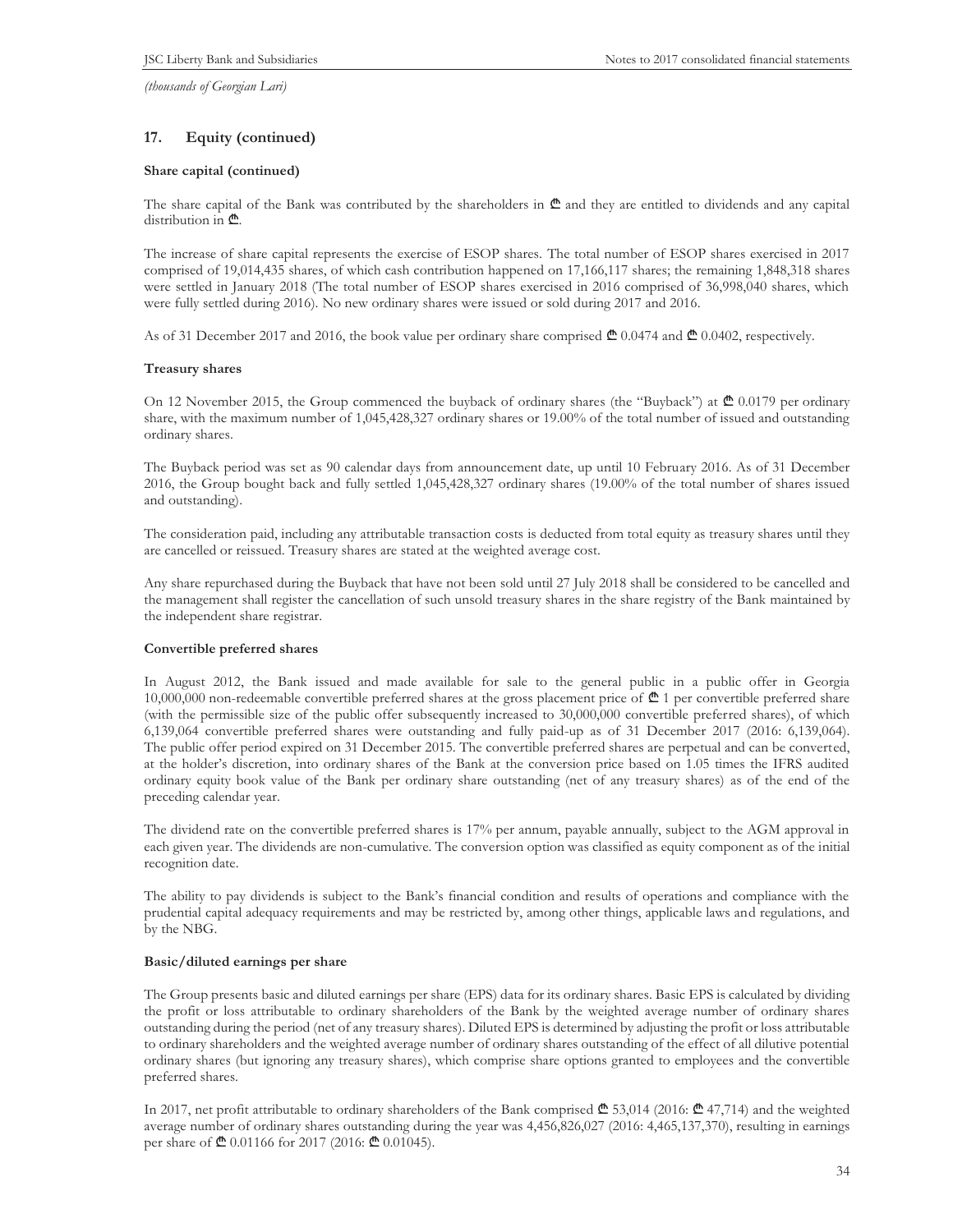*(thousands of Georgian Lari)*

## 17. Equity (continued)

**Share capital (continued)**

The share capital of the Bank was contributed by the shareholders in ₾ and they are entitled to dividends and any capital distribution in ₾.

The increase of share capital represents the exercise of ESOP shares. The total number of ESOP shares exercised in 2017 comprised of 19,014,435 shares, of which cash contribution happened on 17,166,117 shares; the remaining 1,848,318 shares were settled in January 2018 (The total number of ESOP shares exercised in 2016 comprised of 36,998,040 shares, which were fully settled during 2016). No new ordinary shares were issued or sold during 2017 and 2016.

As of 31 December 2017 and 2016, the book value per ordinary share comprised ₾ 0.0474 and ₾ 0.0402, respectively.

**Treasury shares**

On 12 November 2015, the Group commenced the buyback of ordinary shares (the "Buyback") at ₾ 0.0179 per ordinary share, with the maximum number of 1,045,428,327 ordinary shares or 19.00% of the total number of issued and outstanding ordinary shares.

The Buyback period was set as 90 calendar days from announcement date, up until 10 February 2016. As of 31 December 2016, the Group bought back and fully settled 1,045,428,327 ordinary shares (19.00% of the total number of shares issued and outstanding).

The consideration paid, including any attributable transaction costs is deducted from total equity as treasury shares until they are cancelled or reissued. Treasury shares are stated at the weighted average cost.

Any share repurchased during the Buyback that have not been sold until 27 July 2018 shall be considered to be cancelled and the management shall register the cancellation of such unsold treasury shares in the share registry of the Bank maintained by the independent share registrar.

**Convertible preferred shares**

In August 2012, the Bank issued and made available for sale to the general public in a public offer in Georgia 10,000,000 non-redeemable convertible preferred shares at the gross placement price of ₾ 1 per convertible preferred share (with the permissible size of the public offer subsequently increased to 30,000,000 convertible preferred shares), of which 6,139,064 convertible preferred shares were outstanding and fully paid-up as of 31 December 2017 (2016: 6,139,064). The public offer period expired on 31 December 2015. The convertible preferred shares are perpetual and can be converted, at the holder's discretion, into ordinary shares of the Bank at the conversion price based on 1.05 times the IFRS audited ordinary equity book value of the Bank per ordinary share outstanding (net of any treasury shares) as of the end of the preceding calendar year.

The dividend rate on the convertible preferred shares is 17% per annum, payable annually, subject to the AGM approval in each given year. The dividends are non-cumulative. The conversion option was classified as equity component as of the initial recognition date.

The ability to pay dividends is subject to the Bank's financial condition and results of operations and compliance with the prudential capital adequacy requirements and may be restricted by, among other things, applicable laws and regulations, and by the NBG.

**Basic/diluted earnings per share**

The Group presents basic and diluted earnings per share (EPS) data for its ordinary shares. Basic EPS is calculated by dividing the profit or loss attributable to ordinary shareholders of the Bank by the weighted average number of ordinary shares outstanding during the period (net of any treasury shares). Diluted EPS is determined by adjusting the profit or loss attributable to ordinary shareholders and the weighted average number of ordinary shares outstanding of the effect of all dilutive potential ordinary shares (but ignoring any treasury shares), which comprise share options granted to employees and the convertible preferred shares.

In 2017, net profit attributable to ordinary shareholders of the Bank comprised ₾ 53,014 (2016: ₾ 47,714) and the weighted average number of ordinary shares outstanding during the year was 4,456,826,027 (2016: 4,465,137,370), resulting in earnings per share of ₾ 0.01166 for 2017 (2016: ₾ 0.01045).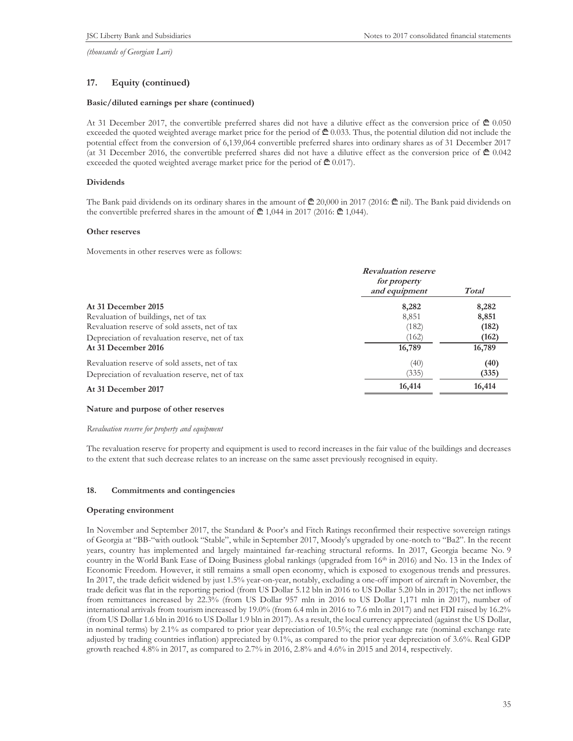*(thousands of Georgian Lari)*

## 17. Equity (continued)

### Basic/diluted earnings per share (continued)

At 31 December 2017, the convertible preferred shares did not have a dilutive effect as the conversion price of ₾ 0.050 exceeded the quoted weighted average market price for the period of ₾ 0.033. Thus, the potential dilution did not include the potential effect from the conversion of 6,139,064 convertible preferred shares into ordinary shares as of 31 December 2017 (at 31 December 2016, the convertible preferred shares did not have a dilutive effect as the conversion price of ₾ 0.042 exceeded the quoted weighted average market price for the period of ₾ 0.017).

### Dividends

The Bank paid dividends on its ordinary shares in the amount of ₾ 20,000 in 2017 (2016: ₾ nil). The Bank paid dividends on the convertible preferred shares in the amount of ₾ 1,044 in 2017 (2016: ₾ 1,044).

### Other reserves

Movements in other reserves were as follows:

| | *Revaluation reserve for property and equipment* | *Total* |
|---|---|---|
| **At 31 December 2015** | **8,282** | **8,282** |
| Revaluation of buildings, net of tax | 8,851 | **8,851** |
| Revaluation reserve of sold assets, net of tax | (182) | **(182)** |
| Depreciation of revaluation reserve, net of tax | (162) | **(162)** |
| **At 31 December 2016** | **16,789** | **16,789** |
| Revaluation reserve of sold assets, net of tax | (40) | **(40)** |
| Depreciation of revaluation reserve, net of tax | (335) | **(335)** |
| **At 31 December 2017** | **16,414** | **16,414** |

### Nature and purpose of other reserves

*Revaluation reserve for property and equipment*

The revaluation reserve for property and equipment is used to record increases in the fair value of the buildings and decreases to the extent that such decrease relates to an increase on the same asset previously recognised in equity.

## 18. Commitments and contingencies

### Operating environment

In November and September 2017, the Standard & Poor's and Fitch Ratings reconfirmed their respective sovereign ratings of Georgia at "BB-"with outlook "Stable", while in September 2017, Moody's upgraded by one-notch to "Ba2". In the recent years, country has implemented and largely maintained far-reaching structural reforms. In 2017, Georgia became No. 9 country in the World Bank Ease of Doing Business global rankings (upgraded from 16th in 2016) and No. 13 in the Index of Economic Freedom. However, it still remains a small open economy, which is exposed to exogenous trends and pressures. In 2017, the trade deficit widened by just 1.5% year-on-year, notably, excluding a one-off import of aircraft in November, the trade deficit was flat in the reporting period (from US Dollar 5.12 bln in 2016 to US Dollar 5.20 bln in 2017); the net inflows from remittances increased by 22.3% (from US Dollar 957 mln in 2016 to US Dollar 1,171 mln in 2017), number of international arrivals from tourism increased by 19.0% (from 6.4 mln in 2016 to 7.6 mln in 2017) and net FDI raised by 16.2% (from US Dollar 1.6 bln in 2016 to US Dollar 1.9 bln in 2017). As a result, the local currency appreciated (against the US Dollar, in nominal terms) by 2.1% as compared to prior year depreciation of 10.5%; the real exchange rate (nominal exchange rate adjusted by trading countries inflation) appreciated by 0.1%, as compared to the prior year depreciation of 3.6%. Real GDP growth reached 4.8% in 2017, as compared to 2.7% in 2016, 2.8% and 4.6% in 2015 and 2014, respectively.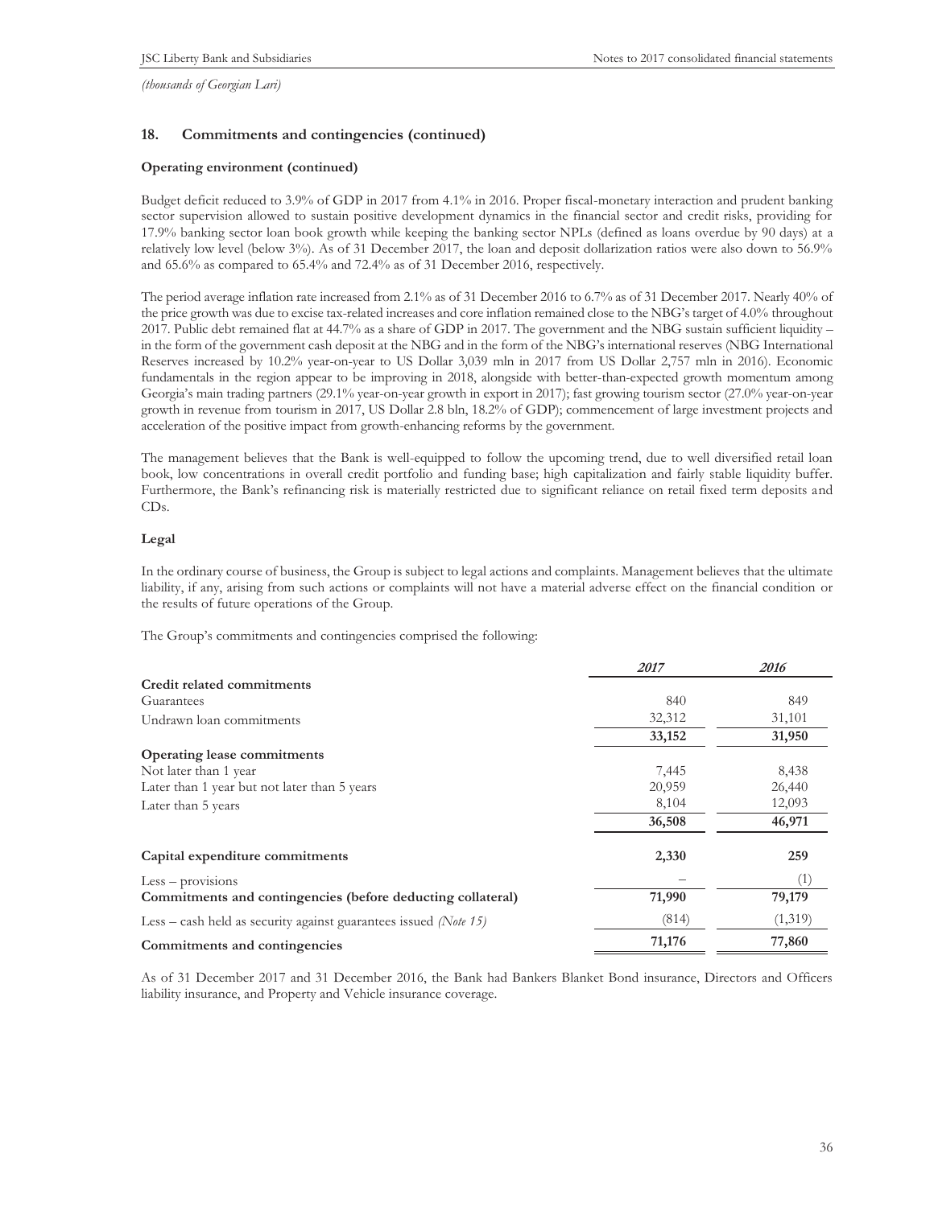*(thousands of Georgian Lari)*

## 18. Commitments and contingencies (continued)

### Operating environment (continued)

Budget deficit reduced to 3.9% of GDP in 2017 from 4.1% in 2016. Proper fiscal-monetary interaction and prudent banking sector supervision allowed to sustain positive development dynamics in the financial sector and credit risks, providing for 17.9% banking sector loan book growth while keeping the banking sector NPLs (defined as loans overdue by 90 days) at a relatively low level (below 3%). As of 31 December 2017, the loan and deposit dollarization ratios were also down to 56.9% and 65.6% as compared to 65.4% and 72.4% as of 31 December 2016, respectively.

The period average inflation rate increased from 2.1% as of 31 December 2016 to 6.7% as of 31 December 2017. Nearly 40% of the price growth was due to excise tax-related increases and core inflation remained close to the NBG's target of 4.0% throughout 2017. Public debt remained flat at 44.7% as a share of GDP in 2017. The government and the NBG sustain sufficient liquidity – in the form of the government cash deposit at the NBG and in the form of the NBG's international reserves (NBG International Reserves increased by 10.2% year-on-year to US Dollar 3,039 mln in 2017 from US Dollar 2,757 mln in 2016). Economic fundamentals in the region appear to be improving in 2018, alongside with better-than-expected growth momentum among Georgia's main trading partners (29.1% year-on-year growth in export in 2017); fast growing tourism sector (27.0% year-on-year growth in revenue from tourism in 2017, US Dollar 2.8 bln, 18.2% of GDP); commencement of large investment projects and acceleration of the positive impact from growth-enhancing reforms by the government.

The management believes that the Bank is well-equipped to follow the upcoming trend, due to well diversified retail loan book, low concentrations in overall credit portfolio and funding base; high capitalization and fairly stable liquidity buffer. Furthermore, the Bank's refinancing risk is materially restricted due to significant reliance on retail fixed term deposits and CDs.

### Legal

In the ordinary course of business, the Group is subject to legal actions and complaints. Management believes that the ultimate liability, if any, arising from such actions or complaints will not have a material adverse effect on the financial condition or the results of future operations of the Group.

The Group's commitments and contingencies comprised the following:

| | *2017* | *2016* |
|---|---|---|
| **Credit related commitments** | | |
| Guarantees | 840 | 849 |
| Undrawn loan commitments | 32,312 | 31,101 |
| | **33,152** | **31,950** |
| **Operating lease commitments** | | |
| Not later than 1 year | 7,445 | 8,438 |
| Later than 1 year but not later than 5 years | 20,959 | 26,440 |
| Later than 5 years | 8,104 | 12,093 |
| | **36,508** | **46,971** |
| **Capital expenditure commitments** | **2,330** | **259** |
| Less – provisions | – | (1) |
| **Commitments and contingencies (before deducting collateral)** | **71,990** | **79,179** |
| Less – cash held as security against guarantees issued *(Note 15)* | (814) | (1,319) |
| **Commitments and contingencies** | **71,176** | **77,860** |

As of 31 December 2017 and 31 December 2016, the Bank had Bankers Blanket Bond insurance, Directors and Officers liability insurance, and Property and Vehicle insurance coverage.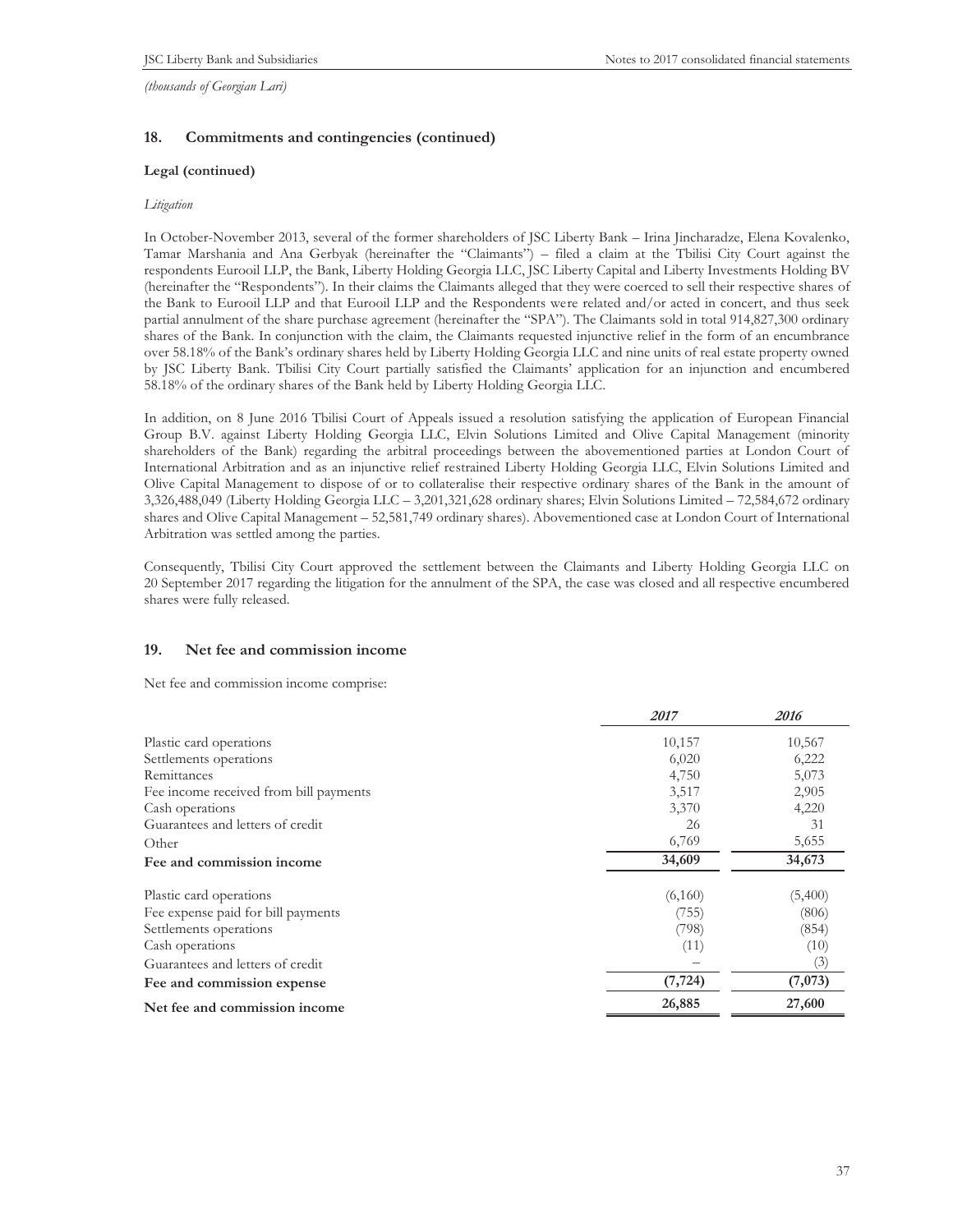*(thousands of Georgian Lari)*

## 18. Commitments and contingencies (continued)

**Legal (continued)**

*Litigation*

In October-November 2013, several of the former shareholders of JSC Liberty Bank – Irina Jincharadze, Elena Kovalenko, Tamar Marshania and Ana Gerbyak (hereinafter the "Claimants") – filed a claim at the Tbilisi City Court against the respondents Eurooil LLP, the Bank, Liberty Holding Georgia LLC, JSC Liberty Capital and Liberty Investments Holding BV (hereinafter the "Respondents"). In their claims the Claimants alleged that they were coerced to sell their respective shares of the Bank to Eurooil LLP and that Eurooil LLP and the Respondents were related and/or acted in concert, and thus seek partial annulment of the share purchase agreement (hereinafter the "SPA"). The Claimants sold in total 914,827,300 ordinary shares of the Bank. In conjunction with the claim, the Claimants requested injunctive relief in the form of an encumbrance over 58.18% of the Bank's ordinary shares held by Liberty Holding Georgia LLC and nine units of real estate property owned by JSC Liberty Bank. Tbilisi City Court partially satisfied the Claimants' application for an injunction and encumbered 58.18% of the ordinary shares of the Bank held by Liberty Holding Georgia LLC.

In addition, on 8 June 2016 Tbilisi Court of Appeals issued a resolution satisfying the application of European Financial Group B.V. against Liberty Holding Georgia LLC, Elvin Solutions Limited and Olive Capital Management (minority shareholders of the Bank) regarding the arbitral proceedings between the abovementioned parties at London Court of International Arbitration and as an injunctive relief restrained Liberty Holding Georgia LLC, Elvin Solutions Limited and Olive Capital Management to dispose of or to collateralise their respective ordinary shares of the Bank in the amount of 3,326,488,049 (Liberty Holding Georgia LLC – 3,201,321,628 ordinary shares; Elvin Solutions Limited – 72,584,672 ordinary shares and Olive Capital Management – 52,581,749 ordinary shares). Abovementioned case at London Court of International Arbitration was settled among the parties.

Consequently, Tbilisi City Court approved the settlement between the Claimants and Liberty Holding Georgia LLC on 20 September 2017 regarding the litigation for the annulment of the SPA, the case was closed and all respective encumbered shares were fully released.

## 19. Net fee and commission income

Net fee and commission income comprise:

| | *2017* | *2016* |
|---|---|---|
| Plastic card operations | 10,157 | 10,567 |
| Settlements operations | 6,020 | 6,222 |
| Remittances | 4,750 | 5,073 |
| Fee income received from bill payments | 3,517 | 2,905 |
| Cash operations | 3,370 | 4,220 |
| Guarantees and letters of credit | 26 | 31 |
| Other | 6,769 | 5,655 |
| **Fee and commission income** | **34,609** | **34,673** |
| | | |
| Plastic card operations | (6,160) | (5,400) |
| Fee expense paid for bill payments | (755) | (806) |
| Settlements operations | (798) | (854) |
| Cash operations | (11) | (10) |
| Guarantees and letters of credit | – | (3) |
| **Fee and commission expense** | **(7,724)** | **(7,073)** |
| **Net fee and commission income** | **26,885** | **27,600** |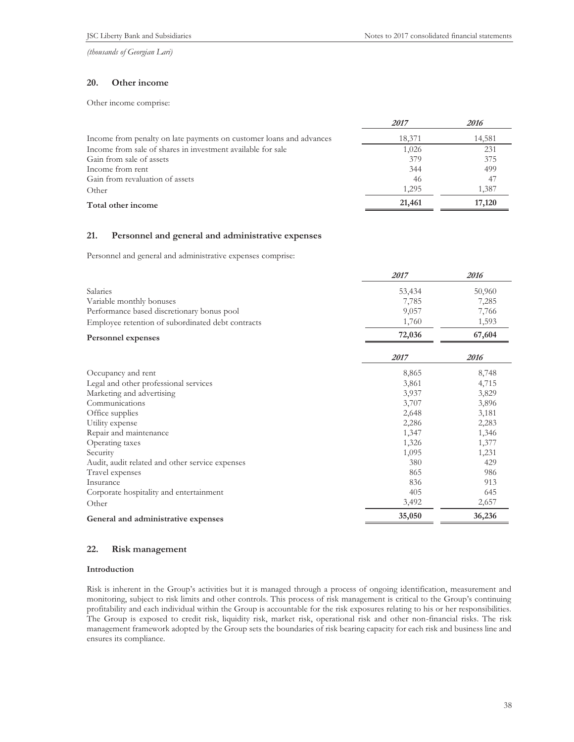*(thousands of Georgian Lari)*

## 20. Other income

Other income comprise:

| | *2017* | *2016* |
|---|---|---|
| Income from penalty on late payments on customer loans and advances | 18,371 | 14,581 |
| Income from sale of shares in investment available for sale | 1,026 | 231 |
| Gain from sale of assets | 379 | 375 |
| Income from rent | 344 | 499 |
| Gain from revaluation of assets | 46 | 47 |
| Other | 1,295 | 1,387 |
| **Total other income** | **21,461** | **17,120** |

## 21. Personnel and general and administrative expenses

Personnel and general and administrative expenses comprise:

| | *2017* | *2016* |
|---|---|---|
| Salaries | 53,434 | 50,960 |
| Variable monthly bonuses | 7,785 | 7,285 |
| Performance based discretionary bonus pool | 9,057 | 7,766 |
| Employee retention of subordinated debt contracts | 1,760 | 1,593 |
| **Personnel expenses** | **72,036** | **67,604** |

| | *2017* | *2016* |
|---|---|---|
| Occupancy and rent | 8,865 | 8,748 |
| Legal and other professional services | 3,861 | 4,715 |
| Marketing and advertising | 3,937 | 3,829 |
| Communications | 3,707 | 3,896 |
| Office supplies | 2,648 | 3,181 |
| Utility expense | 2,286 | 2,283 |
| Repair and maintenance | 1,347 | 1,346 |
| Operating taxes | 1,326 | 1,377 |
| Security | 1,095 | 1,231 |
| Audit, audit related and other service expenses | 380 | 429 |
| Travel expenses | 865 | 986 |
| Insurance | 836 | 913 |
| Corporate hospitality and entertainment | 405 | 645 |
| Other | 3,492 | 2,657 |
| **General and administrative expenses** | **35,050** | **36,236** |

## 22. Risk management

### Introduction

Risk is inherent in the Group's activities but it is managed through a process of ongoing identification, measurement and monitoring, subject to risk limits and other controls. This process of risk management is critical to the Group's continuing profitability and each individual within the Group is accountable for the risk exposures relating to his or her responsibilities. The Group is exposed to credit risk, liquidity risk, market risk, operational risk and other non-financial risks. The risk management framework adopted by the Group sets the boundaries of risk bearing capacity for each risk and business line and ensures its compliance.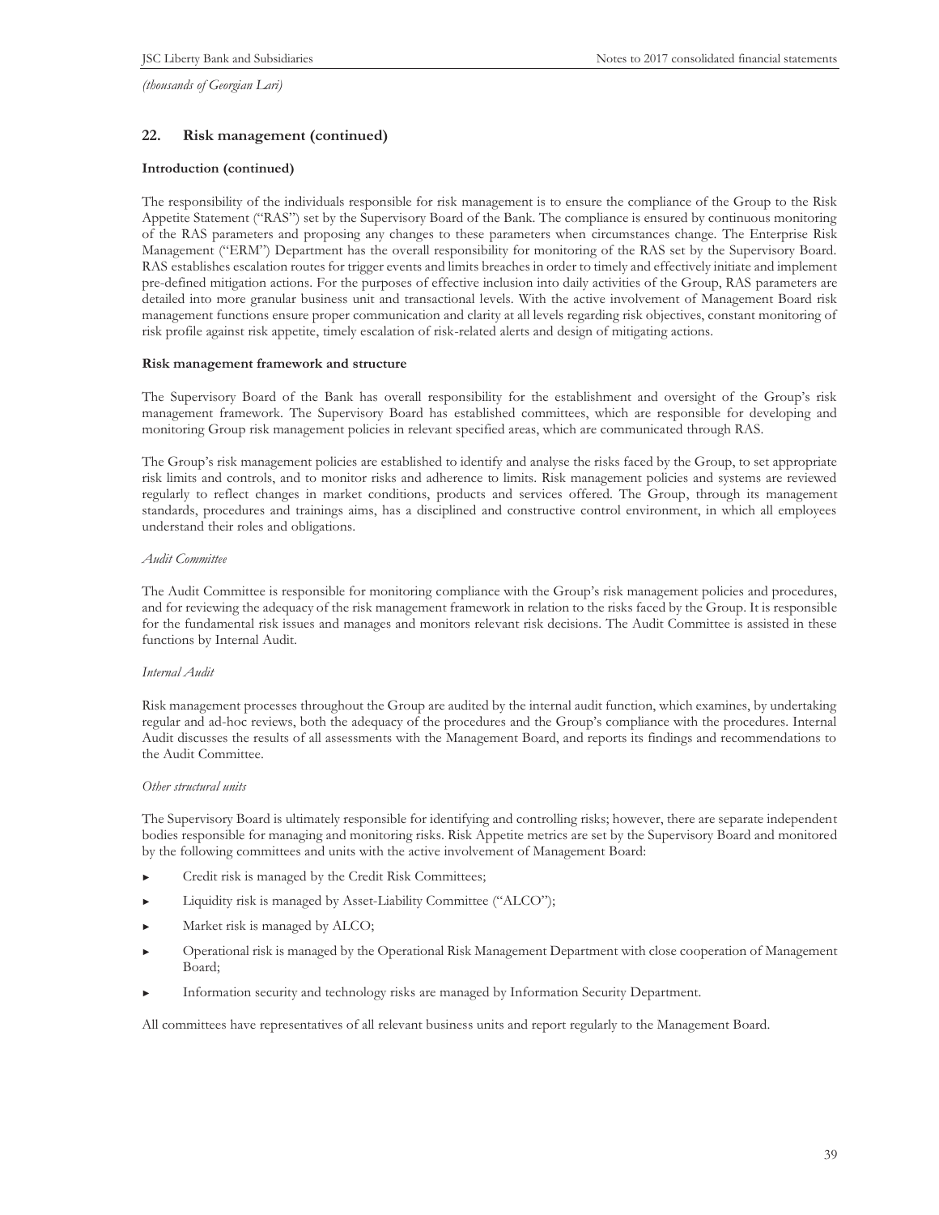*(thousands of Georgian Lari)*

## 22. Risk management (continued)

**Introduction (continued)**

The responsibility of the individuals responsible for risk management is to ensure the compliance of the Group to the Risk Appetite Statement ("RAS") set by the Supervisory Board of the Bank. The compliance is ensured by continuous monitoring of the RAS parameters and proposing any changes to these parameters when circumstances change. The Enterprise Risk Management ("ERM") Department has the overall responsibility for monitoring of the RAS set by the Supervisory Board. RAS establishes escalation routes for trigger events and limits breaches in order to timely and effectively initiate and implement pre-defined mitigation actions. For the purposes of effective inclusion into daily activities of the Group, RAS parameters are detailed into more granular business unit and transactional levels. With the active involvement of Management Board risk management functions ensure proper communication and clarity at all levels regarding risk objectives, constant monitoring of risk profile against risk appetite, timely escalation of risk-related alerts and design of mitigating actions.

**Risk management framework and structure**

The Supervisory Board of the Bank has overall responsibility for the establishment and oversight of the Group's risk management framework. The Supervisory Board has established committees, which are responsible for developing and monitoring Group risk management policies in relevant specified areas, which are communicated through RAS.

The Group's risk management policies are established to identify and analyse the risks faced by the Group, to set appropriate risk limits and controls, and to monitor risks and adherence to limits. Risk management policies and systems are reviewed regularly to reflect changes in market conditions, products and services offered. The Group, through its management standards, procedures and trainings aims, has a disciplined and constructive control environment, in which all employees understand their roles and obligations.

*Audit Committee*

The Audit Committee is responsible for monitoring compliance with the Group's risk management policies and procedures, and for reviewing the adequacy of the risk management framework in relation to the risks faced by the Group. It is responsible for the fundamental risk issues and manages and monitors relevant risk decisions. The Audit Committee is assisted in these functions by Internal Audit.

*Internal Audit*

Risk management processes throughout the Group are audited by the internal audit function, which examines, by undertaking regular and ad-hoc reviews, both the adequacy of the procedures and the Group's compliance with the procedures. Internal Audit discusses the results of all assessments with the Management Board, and reports its findings and recommendations to the Audit Committee.

*Other structural units*

The Supervisory Board is ultimately responsible for identifying and controlling risks; however, there are separate independent bodies responsible for managing and monitoring risks. Risk Appetite metrics are set by the Supervisory Board and monitored by the following committees and units with the active involvement of Management Board:

- Credit risk is managed by the Credit Risk Committees;
- Liquidity risk is managed by Asset-Liability Committee ("ALCO");
- Market risk is managed by ALCO;
- Operational risk is managed by the Operational Risk Management Department with close cooperation of Management Board;
- Information security and technology risks are managed by Information Security Department.

All committees have representatives of all relevant business units and report regularly to the Management Board.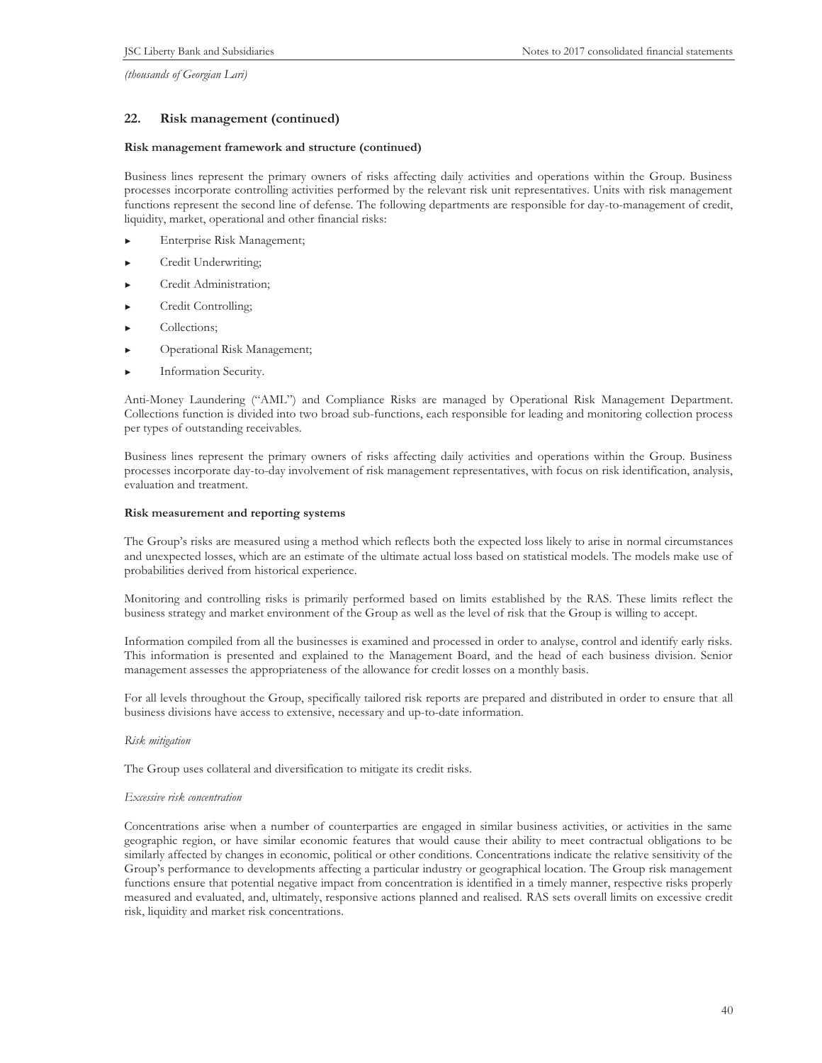*(thousands of Georgian Lari)*

## 22. Risk management (continued)

**Risk management framework and structure (continued)**

Business lines represent the primary owners of risks affecting daily activities and operations within the Group. Business processes incorporate controlling activities performed by the relevant risk unit representatives. Units with risk management functions represent the second line of defense. The following departments are responsible for day-to-management of credit, liquidity, market, operational and other financial risks:

- Enterprise Risk Management;
- Credit Underwriting;
- Credit Administration;
- Credit Controlling;
- Collections;
- Operational Risk Management;
- Information Security.

Anti-Money Laundering ("AML") and Compliance Risks are managed by Operational Risk Management Department. Collections function is divided into two broad sub-functions, each responsible for leading and monitoring collection process per types of outstanding receivables.

Business lines represent the primary owners of risks affecting daily activities and operations within the Group. Business processes incorporate day-to-day involvement of risk management representatives, with focus on risk identification, analysis, evaluation and treatment.

**Risk measurement and reporting systems**

The Group's risks are measured using a method which reflects both the expected loss likely to arise in normal circumstances and unexpected losses, which are an estimate of the ultimate actual loss based on statistical models. The models make use of probabilities derived from historical experience.

Monitoring and controlling risks is primarily performed based on limits established by the RAS. These limits reflect the business strategy and market environment of the Group as well as the level of risk that the Group is willing to accept.

Information compiled from all the businesses is examined and processed in order to analyse, control and identify early risks. This information is presented and explained to the Management Board, and the head of each business division. Senior management assesses the appropriateness of the allowance for credit losses on a monthly basis.

For all levels throughout the Group, specifically tailored risk reports are prepared and distributed in order to ensure that all business divisions have access to extensive, necessary and up-to-date information.

*Risk mitigation*

The Group uses collateral and diversification to mitigate its credit risks.

*Excessive risk concentration*

Concentrations arise when a number of counterparties are engaged in similar business activities, or activities in the same geographic region, or have similar economic features that would cause their ability to meet contractual obligations to be similarly affected by changes in economic, political or other conditions. Concentrations indicate the relative sensitivity of the Group's performance to developments affecting a particular industry or geographical location. The Group risk management functions ensure that potential negative impact from concentration is identified in a timely manner, respective risks properly measured and evaluated, and, ultimately, responsive actions planned and realised. RAS sets overall limits on excessive credit risk, liquidity and market risk concentrations.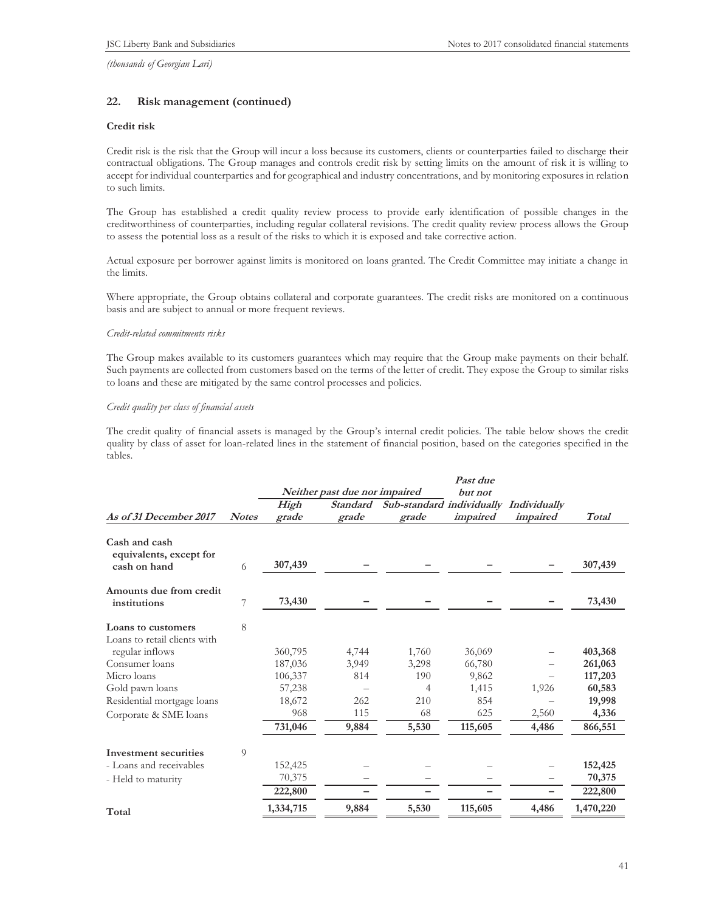*(thousands of Georgian Lari)*

## 22. Risk management (continued)

**Credit risk**

Credit risk is the risk that the Group will incur a loss because its customers, clients or counterparties failed to discharge their contractual obligations. The Group manages and controls credit risk by setting limits on the amount of risk it is willing to accept for individual counterparties and for geographical and industry concentrations, and by monitoring exposures in relation to such limits.

The Group has established a credit quality review process to provide early identification of possible changes in the creditworthiness of counterparties, including regular collateral revisions. The credit quality review process allows the Group to assess the potential loss as a result of the risks to which it is exposed and take corrective action.

Actual exposure per borrower against limits is monitored on loans granted. The Credit Committee may initiate a change in the limits.

Where appropriate, the Group obtains collateral and corporate guarantees. The credit risks are monitored on a continuous basis and are subject to annual or more frequent reviews.

*Credit-related commitments risks*

The Group makes available to its customers guarantees which may require that the Group make payments on their behalf. Such payments are collected from customers based on the terms of the letter of credit. They expose the Group to similar risks to loans and these are mitigated by the same control processes and policies.

*Credit quality per class of financial assets*

The credit quality of financial assets is managed by the Group's internal credit policies. The table below shows the credit quality by class of asset for loan-related lines in the statement of financial position, based on the categories specified in the tables.

| | | *Neither past due nor impaired* | | | *Past due but not* | | |
|---|---|---|---|---|---|---|---|
| ***As of 31 December 2017*** | ***Notes*** | ***High grade*** | ***Standard grade*** | ***Sub-standard grade*** | ***individually impaired*** | ***Individually impaired*** | ***Total*** |
| **Cash and cash equivalents, except for cash on hand** | 6 | **307,439** | – | – | – | – | **307,439** |
| **Amounts due from credit institutions** | 7 | **73,430** | – | – | – | – | **73,430** |
| **Loans to customers** | 8 | | | | | | |
| Loans to retail clients with regular inflows | | 360,795 | 4,744 | 1,760 | 36,069 | – | **403,368** |
| Consumer loans | | 187,036 | 3,949 | 3,298 | 66,780 | – | **261,063** |
| Micro loans | | 106,337 | 814 | 190 | 9,862 | – | **117,203** |
| Gold pawn loans | | 57,238 | – | 4 | 1,415 | 1,926 | **60,583** |
| Residential mortgage loans | | 18,672 | 262 | 210 | 854 | – | **19,998** |
| Corporate & SME loans | | 968 | 115 | 68 | 625 | 2,560 | **4,336** |
| | | **731,046** | **9,884** | **5,530** | **115,605** | **4,486** | **866,551** |
| **Investment securities** | 9 | | | | | | |
| - Loans and receivables | | 152,425 | – | – | – | – | **152,425** |
| - Held to maturity | | 70,375 | – | – | – | – | **70,375** |
| | | **222,800** | – | – | – | – | **222,800** |
| **Total** | | **1,334,715** | **9,884** | **5,530** | **115,605** | **4,486** | **1,470,220** |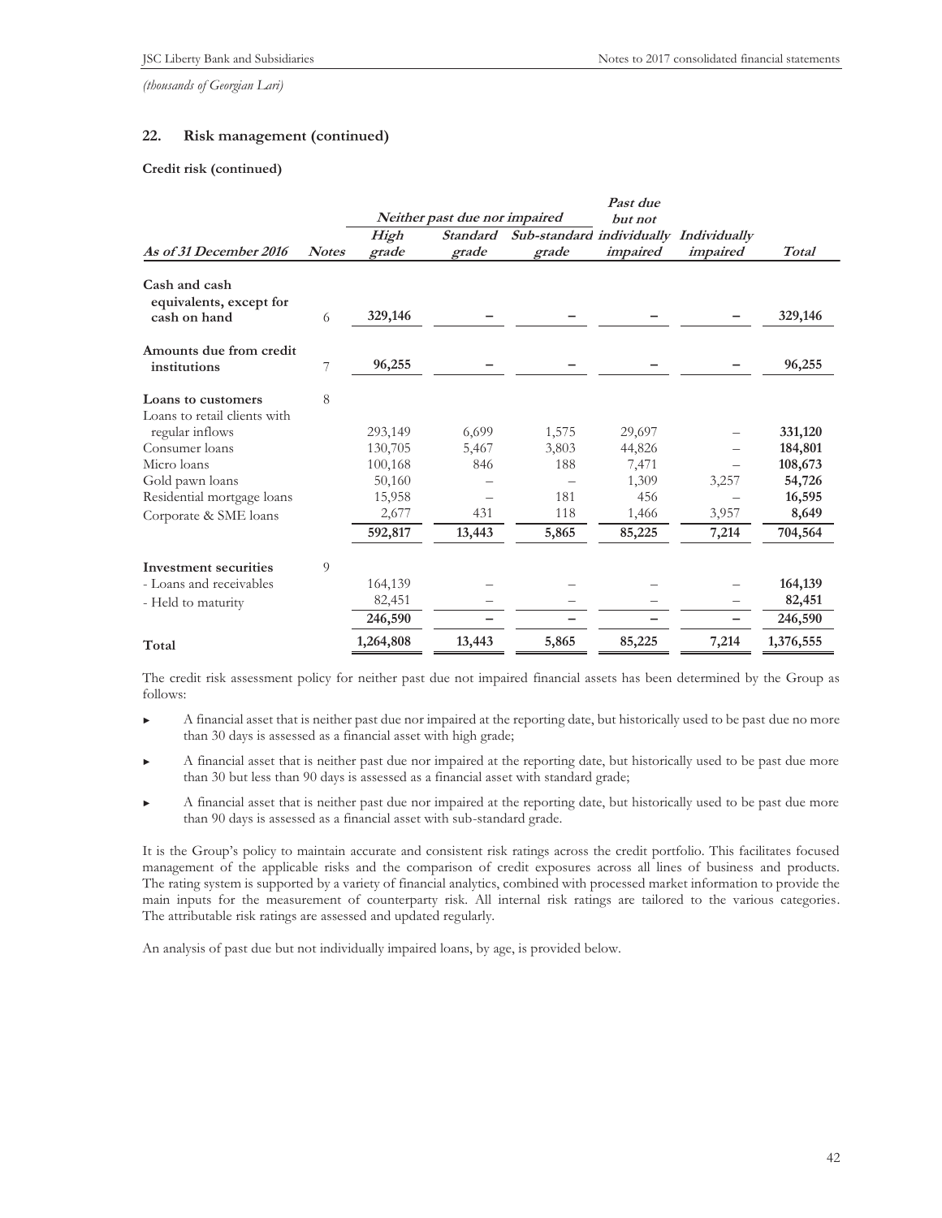*(thousands of Georgian Lari)*

## 22. Risk management (continued)

**Credit risk (continued)**

| | | Neither past due nor impaired | | | Past due but not | | |
|---|---|---|---|---|---|---|---|
| ***As of 31 December 2016*** | ***Notes*** | ***High grade*** | ***Standard grade*** | ***Sub-standard grade*** | ***individually impaired*** | ***Individually impaired*** | ***Total*** |
| **Cash and cash equivalents, except for cash on hand** | 6 | **329,146** | – | – | – | – | **329,146** |
| **Amounts due from credit institutions** | 7 | **96,255** | – | – | – | – | **96,255** |
| **Loans to customers** | 8 | | | | | | |
| Loans to retail clients with regular inflows | | 293,149 | 6,699 | 1,575 | 29,697 | – | **331,120** |
| Consumer loans | | 130,705 | 5,467 | 3,803 | 44,826 | – | **184,801** |
| Micro loans | | 100,168 | 846 | 188 | 7,471 | – | **108,673** |
| Gold pawn loans | | 50,160 | – | – | 1,309 | 3,257 | **54,726** |
| Residential mortgage loans | | 15,958 | – | 181 | 456 | – | **16,595** |
| Corporate & SME loans | | 2,677 | 431 | 118 | 1,466 | 3,957 | **8,649** |
| | | **592,817** | **13,443** | **5,865** | **85,225** | **7,214** | **704,564** |
| **Investment securities** | 9 | | | | | | |
| - Loans and receivables | | 164,139 | – | – | – | – | **164,139** |
| - Held to maturity | | 82,451 | – | – | – | – | **82,451** |
| | | **246,590** | – | – | – | – | **246,590** |
| **Total** | | **1,264,808** | **13,443** | **5,865** | **85,225** | **7,214** | **1,376,555** |

The credit risk assessment policy for neither past due not impaired financial assets has been determined by the Group as follows:

- A financial asset that is neither past due nor impaired at the reporting date, but historically used to be past due no more than 30 days is assessed as a financial asset with high grade;
- A financial asset that is neither past due nor impaired at the reporting date, but historically used to be past due more than 30 but less than 90 days is assessed as a financial asset with standard grade;
- A financial asset that is neither past due nor impaired at the reporting date, but historically used to be past due more than 90 days is assessed as a financial asset with sub-standard grade.

It is the Group's policy to maintain accurate and consistent risk ratings across the credit portfolio. This facilitates focused management of the applicable risks and the comparison of credit exposures across all lines of business and products. The rating system is supported by a variety of financial analytics, combined with processed market information to provide the main inputs for the measurement of counterparty risk. All internal risk ratings are tailored to the various categories. The attributable risk ratings are assessed and updated regularly.

An analysis of past due but not individually impaired loans, by age, is provided below.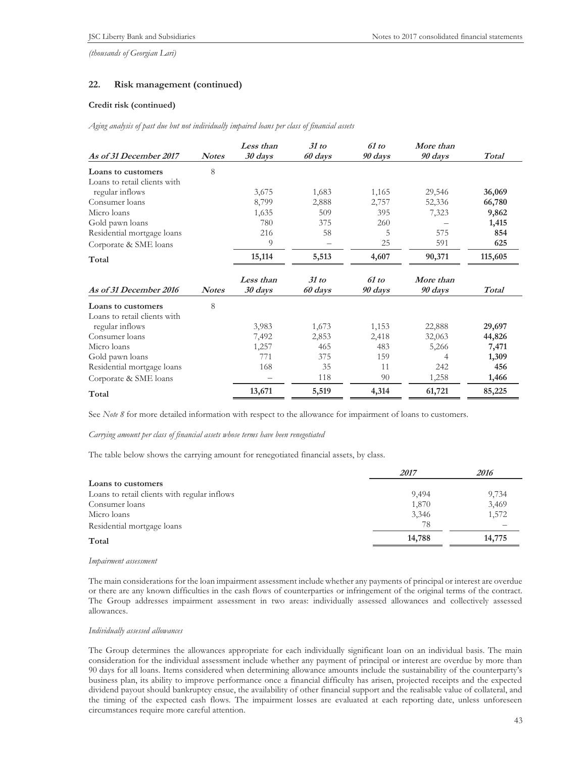*(thousands of Georgian Lari)*

## 22. Risk management (continued)

### Credit risk (continued)

*Aging analysis of past due but not individually impaired loans per class of financial assets*

| *As of 31 December 2017* | *Notes* | *Less than 30 days* | *31 to 60 days* | *61 to 90 days* | *More than 90 days* | *Total* |
|---|---|---|---|---|---|---|
| **Loans to customers** | 8 | | | | | |
| Loans to retail clients with regular inflows | | 3,675 | 1,683 | 1,165 | 29,546 | **36,069** |
| Consumer loans | | 8,799 | 2,888 | 2,757 | 52,336 | **66,780** |
| Micro loans | | 1,635 | 509 | 395 | 7,323 | **9,862** |
| Gold pawn loans | | 780 | 375 | 260 | – | **1,415** |
| Residential mortgage loans | | 216 | 58 | 5 | 575 | **854** |
| Corporate & SME loans | | 9 | – | 25 | 591 | **625** |
| **Total** | | **15,114** | **5,513** | **4,607** | **90,371** | **115,605** |

| *As of 31 December 2016* | *Notes* | *Less than 30 days* | *31 to 60 days* | *61 to 90 days* | *More than 90 days* | *Total* |
|---|---|---|---|---|---|---|
| **Loans to customers** | 8 | | | | | |
| Loans to retail clients with regular inflows | | 3,983 | 1,673 | 1,153 | 22,888 | **29,697** |
| Consumer loans | | 7,492 | 2,853 | 2,418 | 32,063 | **44,826** |
| Micro loans | | 1,257 | 465 | 483 | 5,266 | **7,471** |
| Gold pawn loans | | 771 | 375 | 159 | 4 | **1,309** |
| Residential mortgage loans | | 168 | 35 | 11 | 242 | **456** |
| Corporate & SME loans | | – | 118 | 90 | 1,258 | **1,466** |
| **Total** | | **13,671** | **5,519** | **4,314** | **61,721** | **85,225** |

See *Note 8* for more detailed information with respect to the allowance for impairment of loans to customers.

*Carrying amount per class of financial assets whose terms have been renegotiated*

The table below shows the carrying amount for renegotiated financial assets, by class.

| | *2017* | *2016* |
|---|---|---|
| **Loans to customers** | | |
| Loans to retail clients with regular inflows | 9,494 | 9,734 |
| Consumer loans | 1,870 | 3,469 |
| Micro loans | 3,346 | 1,572 |
| Residential mortgage loans | 78 | – |
| **Total** | **14,788** | **14,775** |

*Impairment assessment*

The main considerations for the loan impairment assessment include whether any payments of principal or interest are overdue or there are any known difficulties in the cash flows of counterparties or infringement of the original terms of the contract. The Group addresses impairment assessment in two areas: individually assessed allowances and collectively assessed allowances.

*Individually assessed allowances*

The Group determines the allowances appropriate for each individually significant loan on an individual basis. The main consideration for the individual assessment include whether any payment of principal or interest are overdue by more than 90 days for all loans. Items considered when determining allowance amounts include the sustainability of the counterparty's business plan, its ability to improve performance once a financial difficulty has arisen, projected receipts and the expected dividend payout should bankruptcy ensue, the availability of other financial support and the realisable value of collateral, and the timing of the expected cash flows. The impairment losses are evaluated at each reporting date, unless unforeseen circumstances require more careful attention.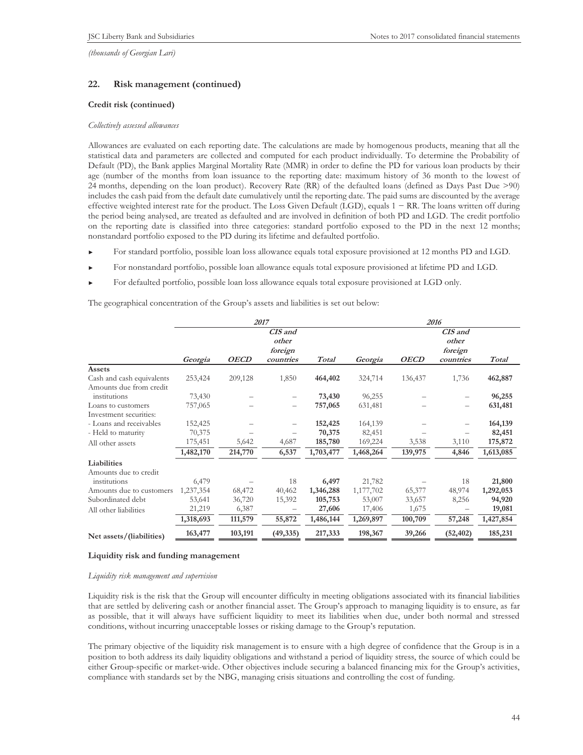*(thousands of Georgian Lari)*

## 22. Risk management (continued)

### Credit risk (continued)

*Collectively assessed allowances*

Allowances are evaluated on each reporting date. The calculations are made by homogenous products, meaning that all the statistical data and parameters are collected and computed for each product individually. To determine the Probability of Default (PD), the Bank applies Marginal Mortality Rate (MMR) in order to define the PD for various loan products by their age (number of the months from loan issuance to the reporting date: maximum history of 36 month to the lowest of 24 months, depending on the loan product). Recovery Rate (RR) of the defaulted loans (defined as Days Past Due >90) includes the cash paid from the default date cumulatively until the reporting date. The paid sums are discounted by the average effective weighted interest rate for the product. The Loss Given Default (LGD), equals 1 − RR. The loans written off during the period being analysed, are treated as defaulted and are involved in definition of both PD and LGD. The credit portfolio on the reporting date is classified into three categories: standard portfolio exposed to the PD in the next 12 months; nonstandard portfolio exposed to the PD during its lifetime and defaulted portfolio.

- For standard portfolio, possible loan loss allowance equals total exposure provisioned at 12 months PD and LGD.
- For nonstandard portfolio, possible loan allowance equals total exposure provisioned at lifetime PD and LGD.
- For defaulted portfolio, possible loan loss allowance equals total exposure provisioned at LGD only.

The geographical concentration of the Group's assets and liabilities is set out below:

| | *2017* | | | | *2016* | | | |
|---|---|---|---|---|---|---|---|---|
| | *Georgia* | *OECD* | *CIS and other foreign countries* | *Total* | *Georgia* | *OECD* | *CIS and other foreign countries* | *Total* |
| **Assets** | | | | | | | | |
| Cash and cash equivalents | 253,424 | 209,128 | 1,850 | **464,402** | 324,714 | 136,437 | 1,736 | **462,887** |
| Amounts due from credit institutions | 73,430 | – | – | **73,430** | 96,255 | – | – | **96,255** |
| Loans to customers | 757,065 | – | – | **757,065** | 631,481 | – | – | **631,481** |
| Investment securities: | | | | | | | | |
| - Loans and receivables | 152,425 | – | – | **152,425** | 164,139 | – | – | **164,139** |
| - Held to maturity | 70,375 | – | – | **70,375** | 82,451 | – | – | **82,451** |
| All other assets | 175,451 | 5,642 | 4,687 | **185,780** | 169,224 | 3,538 | 3,110 | **175,872** |
| | **1,482,170** | **214,770** | **6,537** | **1,703,477** | **1,468,264** | **139,975** | **4,846** | **1,613,085** |
| **Liabilities** | | | | | | | | |
| Amounts due to credit institutions | 6,479 | – | 18 | **6,497** | 21,782 | – | 18 | **21,800** |
| Amounts due to customers | 1,237,354 | 68,472 | 40,462 | **1,346,288** | 1,177,702 | 65,377 | 48,974 | **1,292,053** |
| Subordinated debt | 53,641 | 36,720 | 15,392 | **105,753** | 53,007 | 33,657 | 8,256 | **94,920** |
| All other liabilities | 21,219 | 6,387 | – | **27,606** | 17,406 | 1,675 | – | **19,081** |
| | **1,318,693** | **111,579** | **55,872** | **1,486,144** | **1,269,897** | **100,709** | **57,248** | **1,427,854** |
| **Net assets/(liabilities)** | **163,477** | **103,191** | **(49,335)** | **217,333** | **198,367** | **39,266** | **(52,402)** | **185,231** |

### Liquidity risk and funding management

*Liquidity risk management and supervision*

Liquidity risk is the risk that the Group will encounter difficulty in meeting obligations associated with its financial liabilities that are settled by delivering cash or another financial asset. The Group's approach to managing liquidity is to ensure, as far as possible, that it will always have sufficient liquidity to meet its liabilities when due, under both normal and stressed conditions, without incurring unacceptable losses or risking damage to the Group's reputation.

The primary objective of the liquidity risk management is to ensure with a high degree of confidence that the Group is in a position to both address its daily liquidity obligations and withstand a period of liquidity stress, the source of which could be either Group-specific or market-wide. Other objectives include securing a balanced financing mix for the Group's activities, compliance with standards set by the NBG, managing crisis situations and controlling the cost of funding.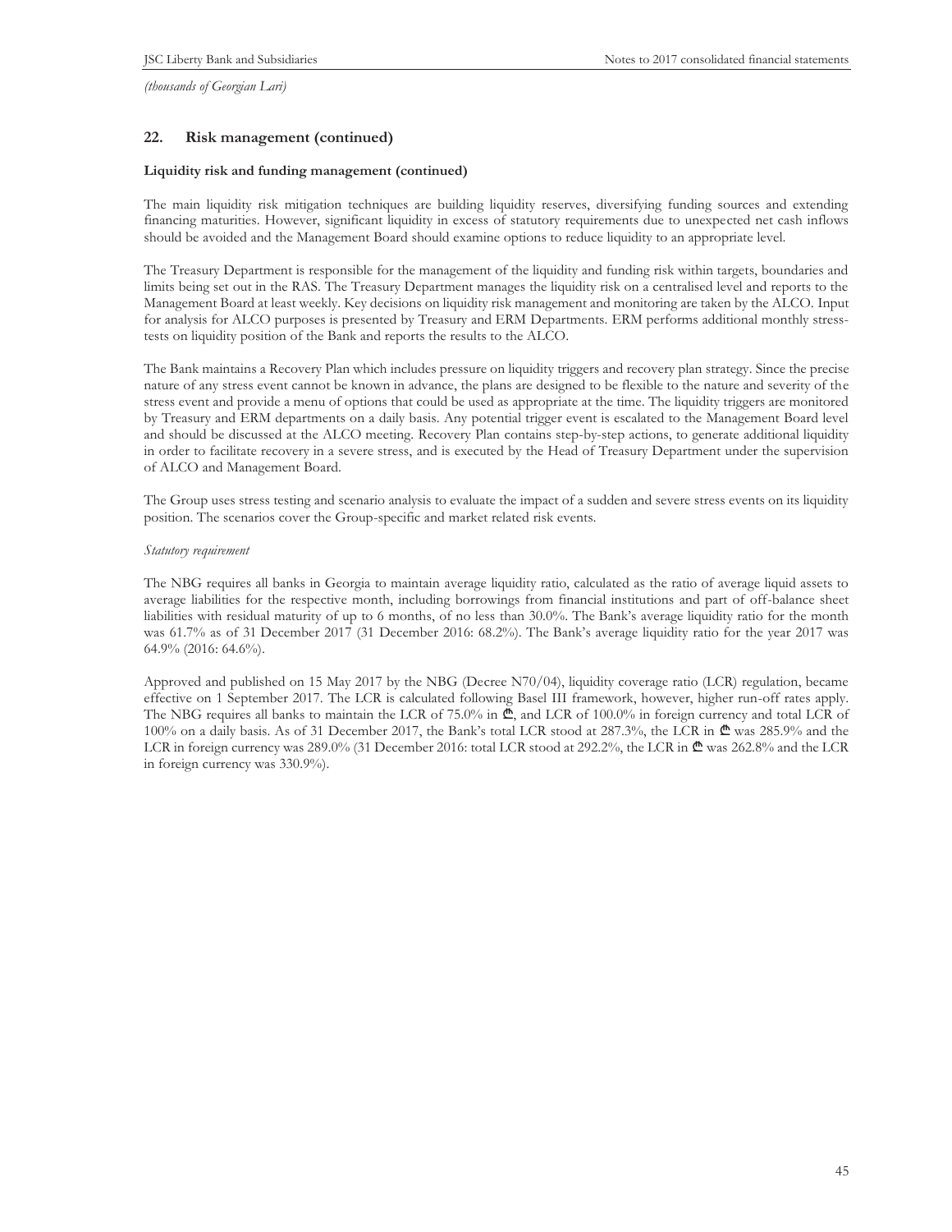*(thousands of Georgian Lari)*

## 22. Risk management (continued)

### Liquidity risk and funding management (continued)

The main liquidity risk mitigation techniques are building liquidity reserves, diversifying funding sources and extending financing maturities. However, significant liquidity in excess of statutory requirements due to unexpected net cash inflows should be avoided and the Management Board should examine options to reduce liquidity to an appropriate level.

The Treasury Department is responsible for the management of the liquidity and funding risk within targets, boundaries and limits being set out in the RAS. The Treasury Department manages the liquidity risk on a centralised level and reports to the Management Board at least weekly. Key decisions on liquidity risk management and monitoring are taken by the ALCO. Input for analysis for ALCO purposes is presented by Treasury and ERM Departments. ERM performs additional monthly stress-tests on liquidity position of the Bank and reports the results to the ALCO.

The Bank maintains a Recovery Plan which includes pressure on liquidity triggers and recovery plan strategy. Since the precise nature of any stress event cannot be known in advance, the plans are designed to be flexible to the nature and severity of the stress event and provide a menu of options that could be used as appropriate at the time. The liquidity triggers are monitored by Treasury and ERM departments on a daily basis. Any potential trigger event is escalated to the Management Board level and should be discussed at the ALCO meeting. Recovery Plan contains step-by-step actions, to generate additional liquidity in order to facilitate recovery in a severe stress, and is executed by the Head of Treasury Department under the supervision of ALCO and Management Board.

The Group uses stress testing and scenario analysis to evaluate the impact of a sudden and severe stress events on its liquidity position. The scenarios cover the Group-specific and market related risk events.

*Statutory requirement*

The NBG requires all banks in Georgia to maintain average liquidity ratio, calculated as the ratio of average liquid assets to average liabilities for the respective month, including borrowings from financial institutions and part of off-balance sheet liabilities with residual maturity of up to 6 months, of no less than 30.0%. The Bank's average liquidity ratio for the month was 61.7% as of 31 December 2017 (31 December 2016: 68.2%). The Bank's average liquidity ratio for the year 2017 was 64.9% (2016: 64.6%).

Approved and published on 15 May 2017 by the NBG (Decree N70/04), liquidity coverage ratio (LCR) regulation, became effective on 1 September 2017. The LCR is calculated following Basel III framework, however, higher run-off rates apply. The NBG requires all banks to maintain the LCR of 75.0% in ₾, and LCR of 100.0% in foreign currency and total LCR of 100% on a daily basis. As of 31 December 2017, the Bank's total LCR stood at 287.3%, the LCR in ₾ was 285.9% and the LCR in foreign currency was 289.0% (31 December 2016: total LCR stood at 292.2%, the LCR in ₾ was 262.8% and the LCR in foreign currency was 330.9%).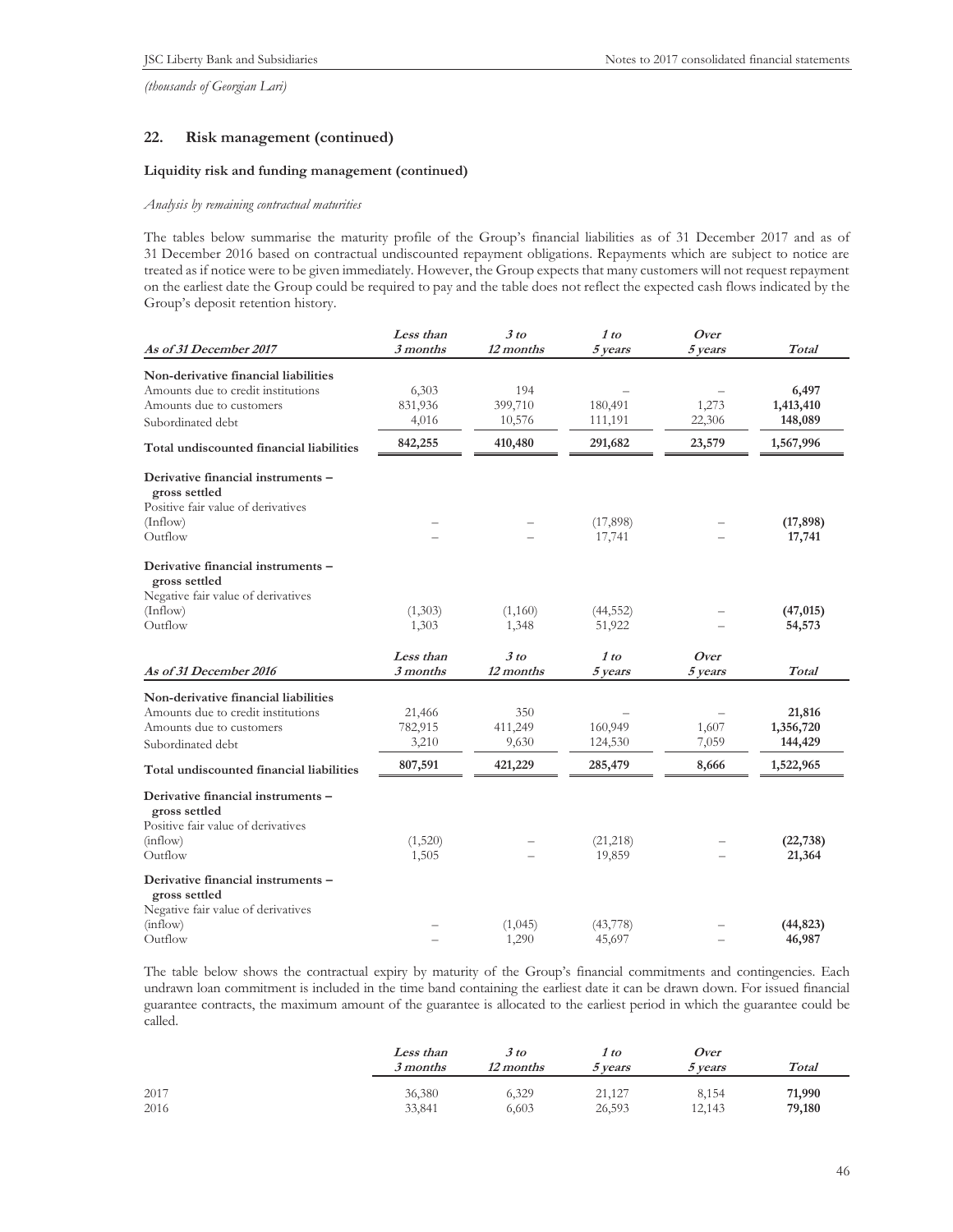*(thousands of Georgian Lari)*

## 22. Risk management (continued)

### Liquidity risk and funding management (continued)

*Analysis by remaining contractual maturities*

The tables below summarise the maturity profile of the Group's financial liabilities as of 31 December 2017 and as of 31 December 2016 based on contractual undiscounted repayment obligations. Repayments which are subject to notice are treated as if notice were to be given immediately. However, the Group expects that many customers will not request repayment on the earliest date the Group could be required to pay and the table does not reflect the expected cash flows indicated by the Group's deposit retention history.

| *As of 31 December 2017* | *Less than 3 months* | *3 to 12 months* | *1 to 5 years* | *Over 5 years* | *Total* |
|---|---|---|---|---|---|
| **Non-derivative financial liabilities** | | | | | |
| Amounts due to credit institutions | 6,303 | 194 | – | – | **6,497** |
| Amounts due to customers | 831,936 | 399,710 | 180,491 | 1,273 | **1,413,410** |
| Subordinated debt | 4,016 | 10,576 | 111,191 | 22,306 | **148,089** |
| **Total undiscounted financial liabilities** | **842,255** | **410,480** | **291,682** | **23,579** | **1,567,996** |
| **Derivative financial instruments – gross settled** | | | | | |
| Positive fair value of derivatives | | | | | |
| (Inflow) | – | – | (17,898) | – | **(17,898)** |
| Outflow | – | – | 17,741 | – | **17,741** |
| **Derivative financial instruments – gross settled** | | | | | |
| Negative fair value of derivatives | | | | | |
| (Inflow) | (1,303) | (1,160) | (44,552) | – | **(47,015)** |
| Outflow | 1,303 | 1,348 | 51,922 | – | **54,573** |

| *As of 31 December 2016* | *Less than 3 months* | *3 to 12 months* | *1 to 5 years* | *Over 5 years* | *Total* |
|---|---|---|---|---|---|
| **Non-derivative financial liabilities** | | | | | |
| Amounts due to credit institutions | 21,466 | 350 | – | – | **21,816** |
| Amounts due to customers | 782,915 | 411,249 | 160,949 | 1,607 | **1,356,720** |
| Subordinated debt | 3,210 | 9,630 | 124,530 | 7,059 | **144,429** |
| **Total undiscounted financial liabilities** | **807,591** | **421,229** | **285,479** | **8,666** | **1,522,965** |
| **Derivative financial instruments – gross settled** | | | | | |
| Positive fair value of derivatives | | | | | |
| (inflow) | (1,520) | – | (21,218) | – | **(22,738)** |
| Outflow | 1,505 | – | 19,859 | – | **21,364** |
| **Derivative financial instruments – gross settled** | | | | | |
| Negative fair value of derivatives | | | | | |
| (inflow) | – | (1,045) | (43,778) | – | **(44,823)** |
| Outflow | – | 1,290 | 45,697 | – | **46,987** |

The table below shows the contractual expiry by maturity of the Group's financial commitments and contingencies. Each undrawn loan commitment is included in the time band containing the earliest date it can be drawn down. For issued financial guarantee contracts, the maximum amount of the guarantee is allocated to the earliest period in which the guarantee could be called.

| | *Less than 3 months* | *3 to 12 months* | *1 to 5 years* | *Over 5 years* | *Total* |
|---|---|---|---|---|---|
| 2017 | 36,380 | 6,329 | 21,127 | 8,154 | **71,990** |
| 2016 | 33,841 | 6,603 | 26,593 | 12,143 | **79,180** |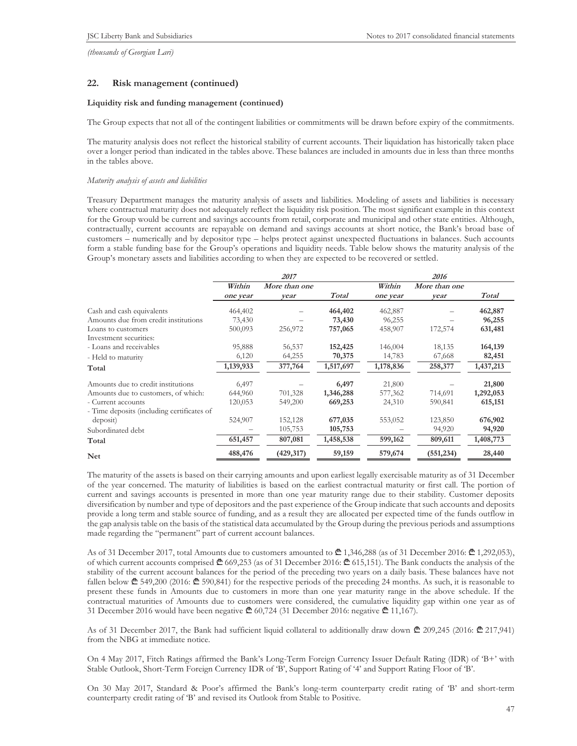*(thousands of Georgian Lari)*

## 22. Risk management (continued)

### Liquidity risk and funding management (continued)

The Group expects that not all of the contingent liabilities or commitments will be drawn before expiry of the commitments.

The maturity analysis does not reflect the historical stability of current accounts. Their liquidation has historically taken place over a longer period than indicated in the tables above. These balances are included in amounts due in less than three months in the tables above.

*Maturity analysis of assets and liabilities*

Treasury Department manages the maturity analysis of assets and liabilities. Modeling of assets and liabilities is necessary where contractual maturity does not adequately reflect the liquidity risk position. The most significant example in this context for the Group would be current and savings accounts from retail, corporate and municipal and other state entities. Although, contractually, current accounts are repayable on demand and savings accounts at short notice, the Bank's broad base of customers – numerically and by depositor type – helps protect against unexpected fluctuations in balances. Such accounts form a stable funding base for the Group's operations and liquidity needs. Table below shows the maturity analysis of the Group's monetary assets and liabilities according to when they are expected to be recovered or settled.

| | *2017* | | | *2016* | | |
|---|---|---|---|---|---|---|
| | *Within one year* | *More than one year* | *Total* | *Within one year* | *More than one year* | *Total* |
| Cash and cash equivalents | 464,402 | – | **464,402** | 462,887 | – | **462,887** |
| Amounts due from credit institutions | 73,430 | – | **73,430** | 96,255 | – | **96,255** |
| Loans to customers | 500,093 | 256,972 | **757,065** | 458,907 | 172,574 | **631,481** |
| Investment securities: | | | | | | |
| - Loans and receivables | 95,888 | 56,537 | **152,425** | 146,004 | 18,135 | **164,139** |
| - Held to maturity | 6,120 | 64,255 | **70,375** | 14,783 | 67,668 | **82,451** |
| **Total** | **1,139,933** | **377,764** | **1,517,697** | **1,178,836** | **258,377** | **1,437,213** |
| Amounts due to credit institutions | 6,497 | – | **6,497** | 21,800 | – | **21,800** |
| Amounts due to customers, of which: | 644,960 | 701,328 | **1,346,288** | 577,362 | 714,691 | **1,292,053** |
| - Current accounts | 120,053 | 549,200 | **669,253** | 24,310 | 590,841 | **615,151** |
| - Time deposits (including certificates of deposit) | 524,907 | 152,128 | **677,035** | 553,052 | 123,850 | **676,902** |
| Subordinated debt | – | 105,753 | **105,753** | – | 94,920 | **94,920** |
| **Total** | **651,457** | **807,081** | **1,458,538** | **599,162** | **809,611** | **1,408,773** |
| **Net** | **488,476** | **(429,317)** | **59,159** | **579,674** | **(551,234)** | **28,440** |

The maturity of the assets is based on their carrying amounts and upon earliest legally exercisable maturity as of 31 December of the year concerned. The maturity of liabilities is based on the earliest contractual maturity or first call. The portion of current and savings accounts is presented in more than one year maturity range due to their stability. Customer deposits diversification by number and type of depositors and the past experience of the Group indicate that such accounts and deposits provide a long term and stable source of funding, and as a result they are allocated per expected time of the funds outflow in the gap analysis table on the basis of the statistical data accumulated by the Group during the previous periods and assumptions made regarding the "permanent" part of current account balances.

As of 31 December 2017, total Amounts due to customers amounted to ₾ 1,346,288 (as of 31 December 2016: ₾ 1,292,053), of which current accounts comprised ₾ 669,253 (as of 31 December 2016: ₾ 615,151). The Bank conducts the analysis of the stability of the current account balances for the period of the preceding two years on a daily basis. These balances have not fallen below ₾ 549,200 (2016: ₾ 590,841) for the respective periods of the preceding 24 months. As such, it is reasonable to present these funds in Amounts due to customers in more than one year maturity range in the above schedule. If the contractual maturities of Amounts due to customers were considered, the cumulative liquidity gap within one year as of 31 December 2016 would have been negative ₾ 60,724 (31 December 2016: negative ₾ 11,167).

As of 31 December 2017, the Bank had sufficient liquid collateral to additionally draw down ₾ 209,245 (2016: ₾ 217,941) from the NBG at immediate notice.

On 4 May 2017, Fitch Ratings affirmed the Bank's Long-Term Foreign Currency Issuer Default Rating (IDR) of 'B+' with Stable Outlook, Short-Term Foreign Currency IDR of 'B', Support Rating of '4' and Support Rating Floor of 'B'.

On 30 May 2017, Standard & Poor's affirmed the Bank's long-term counterparty credit rating of 'B' and short-term counterparty credit rating of 'B' and revised its Outlook from Stable to Positive.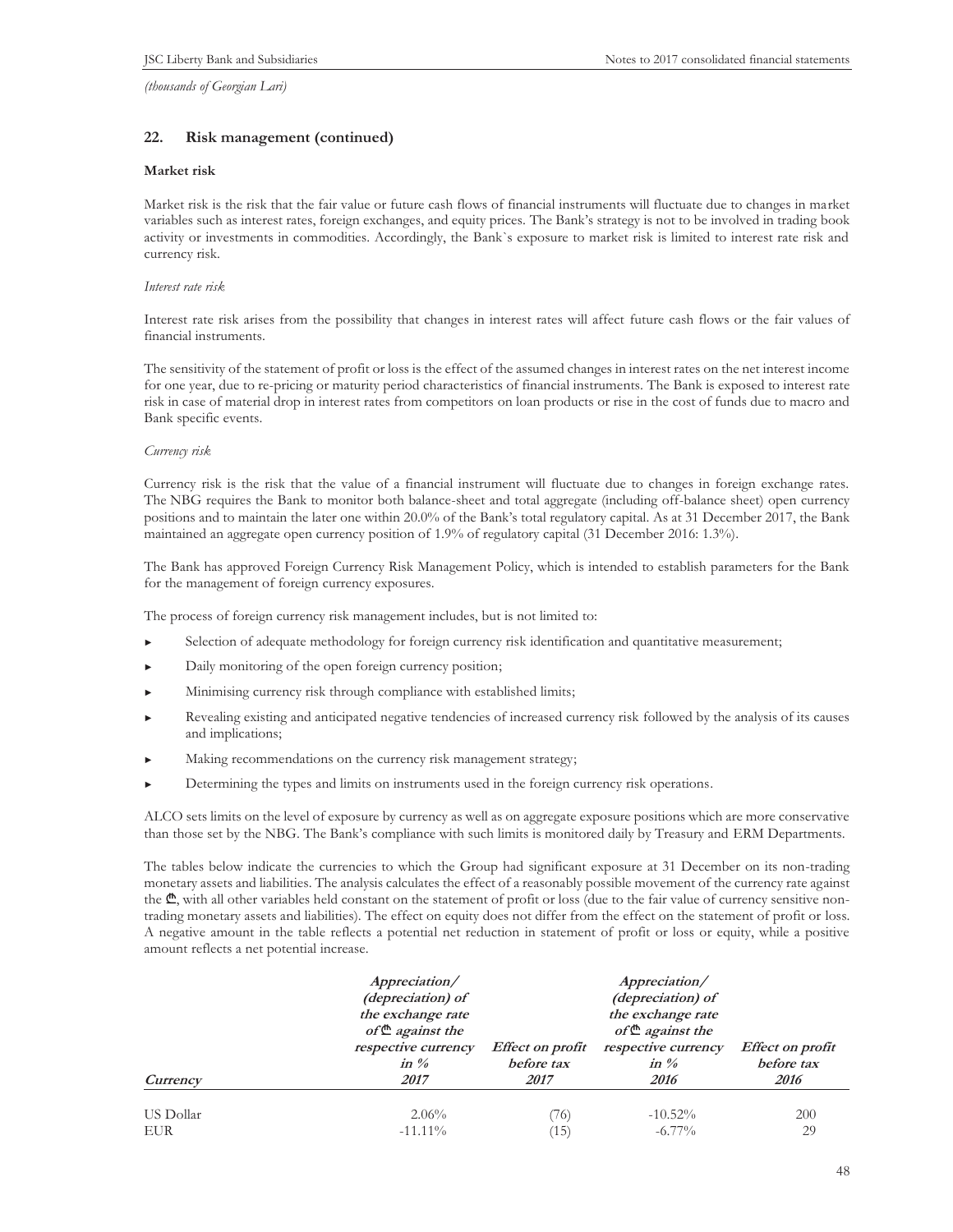*(thousands of Georgian Lari)*

## 22. Risk management (continued)

### Market risk

Market risk is the risk that the fair value or future cash flows of financial instruments will fluctuate due to changes in market variables such as interest rates, foreign exchanges, and equity prices. The Bank's strategy is not to be involved in trading book activity or investments in commodities. Accordingly, the Bank`s exposure to market risk is limited to interest rate risk and currency risk.

*Interest rate risk*

Interest rate risk arises from the possibility that changes in interest rates will affect future cash flows or the fair values of financial instruments.

The sensitivity of the statement of profit or loss is the effect of the assumed changes in interest rates on the net interest income for one year, due to re-pricing or maturity period characteristics of financial instruments. The Bank is exposed to interest rate risk in case of material drop in interest rates from competitors on loan products or rise in the cost of funds due to macro and Bank specific events.

*Currency risk*

Currency risk is the risk that the value of a financial instrument will fluctuate due to changes in foreign exchange rates. The NBG requires the Bank to monitor both balance-sheet and total aggregate (including off-balance sheet) open currency positions and to maintain the later one within 20.0% of the Bank's total regulatory capital. As at 31 December 2017, the Bank maintained an aggregate open currency position of 1.9% of regulatory capital (31 December 2016: 1.3%).

The Bank has approved Foreign Currency Risk Management Policy, which is intended to establish parameters for the Bank for the management of foreign currency exposures.

The process of foreign currency risk management includes, but is not limited to:

- Selection of adequate methodology for foreign currency risk identification and quantitative measurement;
- Daily monitoring of the open foreign currency position;
- Minimising currency risk through compliance with established limits;
- Revealing existing and anticipated negative tendencies of increased currency risk followed by the analysis of its causes and implications;
- Making recommendations on the currency risk management strategy;
- Determining the types and limits on instruments used in the foreign currency risk operations.

ALCO sets limits on the level of exposure by currency as well as on aggregate exposure positions which are more conservative than those set by the NBG. The Bank's compliance with such limits is monitored daily by Treasury and ERM Departments.

The tables below indicate the currencies to which the Group had significant exposure at 31 December on its non-trading monetary assets and liabilities. The analysis calculates the effect of a reasonably possible movement of the currency rate against the ₾, with all other variables held constant on the statement of profit or loss (due to the fair value of currency sensitive non-trading monetary assets and liabilities). The effect on equity does not differ from the effect on the statement of profit or loss. A negative amount in the table reflects a potential net reduction in statement of profit or loss or equity, while a positive amount reflects a net potential increase.

| *Currency* | *Appreciation/ (depreciation) of the exchange rate of ₾ against the respective currency in % 2017* | *Effect on profit before tax 2017* | *Appreciation/ (depreciation) of the exchange rate of ₾ against the respective currency in % 2016* | *Effect on profit before tax 2016* |
|---|---|---|---|---|
| US Dollar | 2.06% | (76) | -10.52% | 200 |
| EUR | -11.11% | (15) | -6.77% | 29 |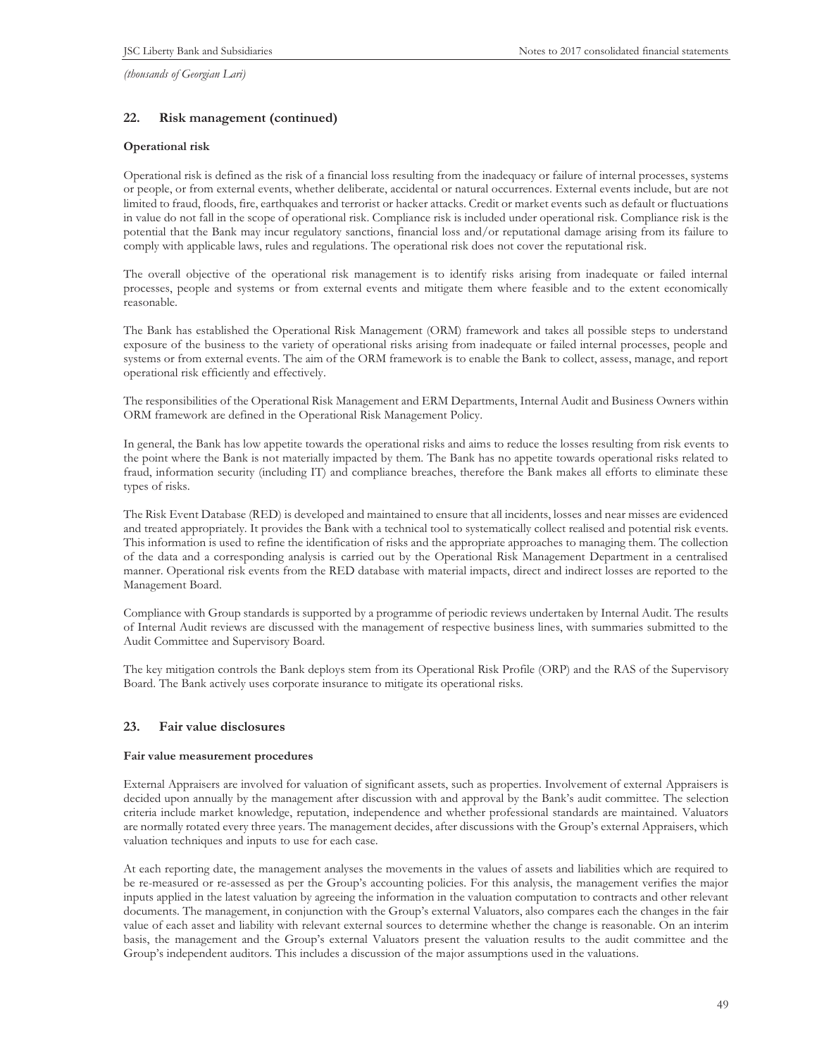*(thousands of Georgian Lari)*

## 22. Risk management (continued)

### Operational risk

Operational risk is defined as the risk of a financial loss resulting from the inadequacy or failure of internal processes, systems or people, or from external events, whether deliberate, accidental or natural occurrences. External events include, but are not limited to fraud, floods, fire, earthquakes and terrorist or hacker attacks. Credit or market events such as default or fluctuations in value do not fall in the scope of operational risk. Compliance risk is included under operational risk. Compliance risk is the potential that the Bank may incur regulatory sanctions, financial loss and/or reputational damage arising from its failure to comply with applicable laws, rules and regulations. The operational risk does not cover the reputational risk.

The overall objective of the operational risk management is to identify risks arising from inadequate or failed internal processes, people and systems or from external events and mitigate them where feasible and to the extent economically reasonable.

The Bank has established the Operational Risk Management (ORM) framework and takes all possible steps to understand exposure of the business to the variety of operational risks arising from inadequate or failed internal processes, people and systems or from external events. The aim of the ORM framework is to enable the Bank to collect, assess, manage, and report operational risk efficiently and effectively.

The responsibilities of the Operational Risk Management and ERM Departments, Internal Audit and Business Owners within ORM framework are defined in the Operational Risk Management Policy.

In general, the Bank has low appetite towards the operational risks and aims to reduce the losses resulting from risk events to the point where the Bank is not materially impacted by them. The Bank has no appetite towards operational risks related to fraud, information security (including IT) and compliance breaches, therefore the Bank makes all efforts to eliminate these types of risks.

The Risk Event Database (RED) is developed and maintained to ensure that all incidents, losses and near misses are evidenced and treated appropriately. It provides the Bank with a technical tool to systematically collect realised and potential risk events. This information is used to refine the identification of risks and the appropriate approaches to managing them. The collection of the data and a corresponding analysis is carried out by the Operational Risk Management Department in a centralised manner. Operational risk events from the RED database with material impacts, direct and indirect losses are reported to the Management Board.

Compliance with Group standards is supported by a programme of periodic reviews undertaken by Internal Audit. The results of Internal Audit reviews are discussed with the management of respective business lines, with summaries submitted to the Audit Committee and Supervisory Board.

The key mitigation controls the Bank deploys stem from its Operational Risk Profile (ORP) and the RAS of the Supervisory Board. The Bank actively uses corporate insurance to mitigate its operational risks.

## 23. Fair value disclosures

### Fair value measurement procedures

External Appraisers are involved for valuation of significant assets, such as properties. Involvement of external Appraisers is decided upon annually by the management after discussion with and approval by the Bank's audit committee. The selection criteria include market knowledge, reputation, independence and whether professional standards are maintained. Valuators are normally rotated every three years. The management decides, after discussions with the Group's external Appraisers, which valuation techniques and inputs to use for each case.

At each reporting date, the management analyses the movements in the values of assets and liabilities which are required to be re-measured or re-assessed as per the Group's accounting policies. For this analysis, the management verifies the major inputs applied in the latest valuation by agreeing the information in the valuation computation to contracts and other relevant documents. The management, in conjunction with the Group's external Valuators, also compares each the changes in the fair value of each asset and liability with relevant external sources to determine whether the change is reasonable. On an interim basis, the management and the Group's external Valuators present the valuation results to the audit committee and the Group's independent auditors. This includes a discussion of the major assumptions used in the valuations.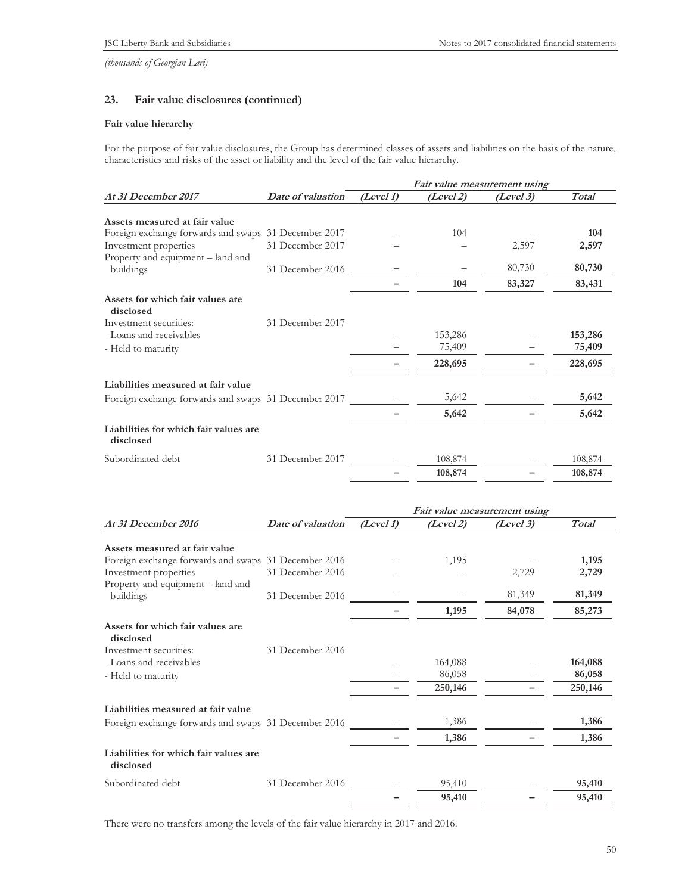*(thousands of Georgian Lari)*

## 23. Fair value disclosures (continued)

### Fair value hierarchy

For the purpose of fair value disclosures, the Group has determined classes of assets and liabilities on the basis of the nature, characteristics and risks of the asset or liability and the level of the fair value hierarchy.

| | | *Fair value measurement using* | | | |
|---|---|---|---|---|---|
| ***At 31 December 2017*** | ***Date of valuation*** | ***(Level 1)*** | ***(Level 2)*** | ***(Level 3)*** | ***Total*** |
| **Assets measured at fair value** | | | | | |
| Foreign exchange forwards and swaps | 31 December 2017 | – | 104 | – | **104** |
| Investment properties | 31 December 2017 | – | – | 2,597 | **2,597** |
| Property and equipment – land and buildings | 31 December 2016 | – | – | 80,730 | **80,730** |
| | | **–** | **104** | **83,327** | **83,431** |
| **Assets for which fair values are disclosed** | | | | | |
| Investment securities: | 31 December 2017 | | | | |
| - Loans and receivables | | – | 153,286 | – | **153,286** |
| - Held to maturity | | – | 75,409 | – | **75,409** |
| | | **–** | **228,695** | **–** | **228,695** |
| **Liabilities measured at fair value** | | | | | |
| Foreign exchange forwards and swaps | 31 December 2017 | – | 5,642 | – | **5,642** |
| | | **–** | **5,642** | **–** | **5,642** |
| **Liabilities for which fair values are disclosed** | | | | | |
| Subordinated debt | 31 December 2017 | – | 108,874 | – | 108,874 |
| | | **–** | **108,874** | **–** | **108,874** |

| | | *Fair value measurement using* | | | |
|---|---|---|---|---|---|
| ***At 31 December 2016*** | ***Date of valuation*** | ***(Level 1)*** | ***(Level 2)*** | ***(Level 3)*** | ***Total*** |
| **Assets measured at fair value** | | | | | |
| Foreign exchange forwards and swaps | 31 December 2016 | – | 1,195 | – | **1,195** |
| Investment properties | 31 December 2016 | – | – | 2,729 | **2,729** |
| Property and equipment – land and buildings | 31 December 2016 | – | – | 81,349 | **81,349** |
| | | **–** | **1,195** | **84,078** | **85,273** |
| **Assets for which fair values are disclosed** | | | | | |
| Investment securities: | 31 December 2016 | | | | |
| - Loans and receivables | | – | 164,088 | – | **164,088** |
| - Held to maturity | | – | 86,058 | – | **86,058** |
| | | **–** | **250,146** | **–** | **250,146** |
| **Liabilities measured at fair value** | | | | | |
| Foreign exchange forwards and swaps | 31 December 2016 | – | 1,386 | – | **1,386** |
| | | **–** | **1,386** | **–** | **1,386** |
| **Liabilities for which fair values are disclosed** | | | | | |
| Subordinated debt | 31 December 2016 | – | 95,410 | – | **95,410** |
| | | **–** | **95,410** | **–** | **95,410** |

There were no transfers among the levels of the fair value hierarchy in 2017 and 2016.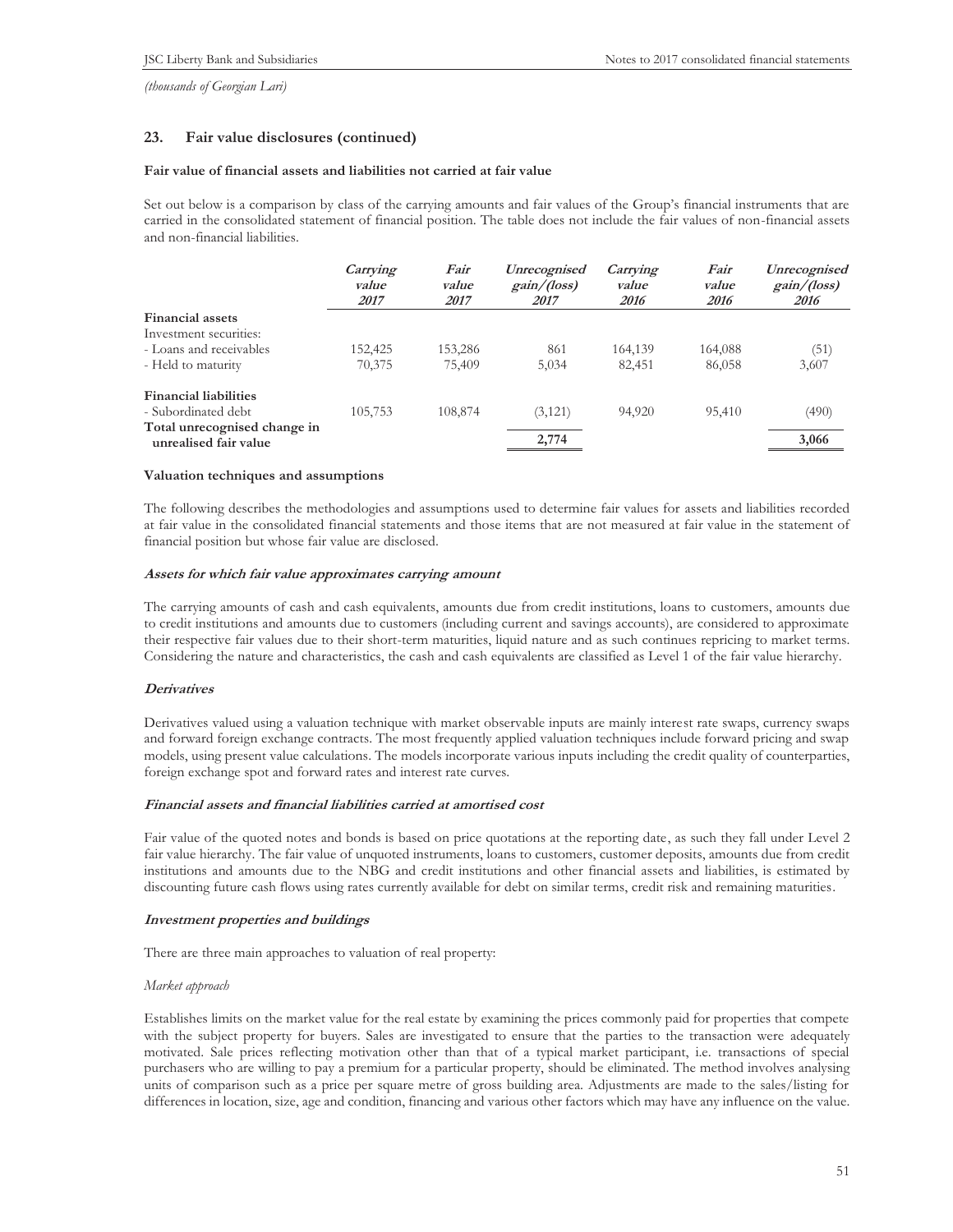*(thousands of Georgian Lari)*

## 23. Fair value disclosures (continued)

**Fair value of financial assets and liabilities not carried at fair value**

Set out below is a comparison by class of the carrying amounts and fair values of the Group's financial instruments that are carried in the consolidated statement of financial position. The table does not include the fair values of non-financial assets and non-financial liabilities.

| | *Carrying value 2017* | *Fair value 2017* | *Unrecognised gain/(loss) 2017* | *Carrying value 2016* | *Fair value 2016* | *Unrecognised gain/(loss) 2016* |
|---|---|---|---|---|---|---|
| **Financial assets** | | | | | | |
| Investment securities: | | | | | | |
| - Loans and receivables | 152,425 | 153,286 | 861 | 164,139 | 164,088 | (51) |
| - Held to maturity | 70,375 | 75,409 | 5,034 | 82,451 | 86,058 | 3,607 |
| **Financial liabilities** | | | | | | |
| - Subordinated debt | 105,753 | 108,874 | (3,121) | 94,920 | 95,410 | (490) |
| **Total unrecognised change in unrealised fair value** | | | **2,774** | | | **3,066** |

**Valuation techniques and assumptions**

The following describes the methodologies and assumptions used to determine fair values for assets and liabilities recorded at fair value in the consolidated financial statements and those items that are not measured at fair value in the statement of financial position but whose fair value are disclosed.

***Assets for which fair value approximates carrying amount***

The carrying amounts of cash and cash equivalents, amounts due from credit institutions, loans to customers, amounts due to credit institutions and amounts due to customers (including current and savings accounts), are considered to approximate their respective fair values due to their short-term maturities, liquid nature and as such continues repricing to market terms. Considering the nature and characteristics, the cash and cash equivalents are classified as Level 1 of the fair value hierarchy.

***Derivatives***

Derivatives valued using a valuation technique with market observable inputs are mainly interest rate swaps, currency swaps and forward foreign exchange contracts. The most frequently applied valuation techniques include forward pricing and swap models, using present value calculations. The models incorporate various inputs including the credit quality of counterparties, foreign exchange spot and forward rates and interest rate curves.

***Financial assets and financial liabilities carried at amortised cost***

Fair value of the quoted notes and bonds is based on price quotations at the reporting date, as such they fall under Level 2 fair value hierarchy. The fair value of unquoted instruments, loans to customers, customer deposits, amounts due from credit institutions and amounts due to the NBG and credit institutions and other financial assets and liabilities, is estimated by discounting future cash flows using rates currently available for debt on similar terms, credit risk and remaining maturities.

***Investment properties and buildings***

There are three main approaches to valuation of real property:

*Market approach*

Establishes limits on the market value for the real estate by examining the prices commonly paid for properties that compete with the subject property for buyers. Sales are investigated to ensure that the parties to the transaction were adequately motivated. Sale prices reflecting motivation other than that of a typical market participant, i.e. transactions of special purchasers who are willing to pay a premium for a particular property, should be eliminated. The method involves analysing units of comparison such as a price per square metre of gross building area. Adjustments are made to the sales/listing for differences in location, size, age and condition, financing and various other factors which may have any influence on the value.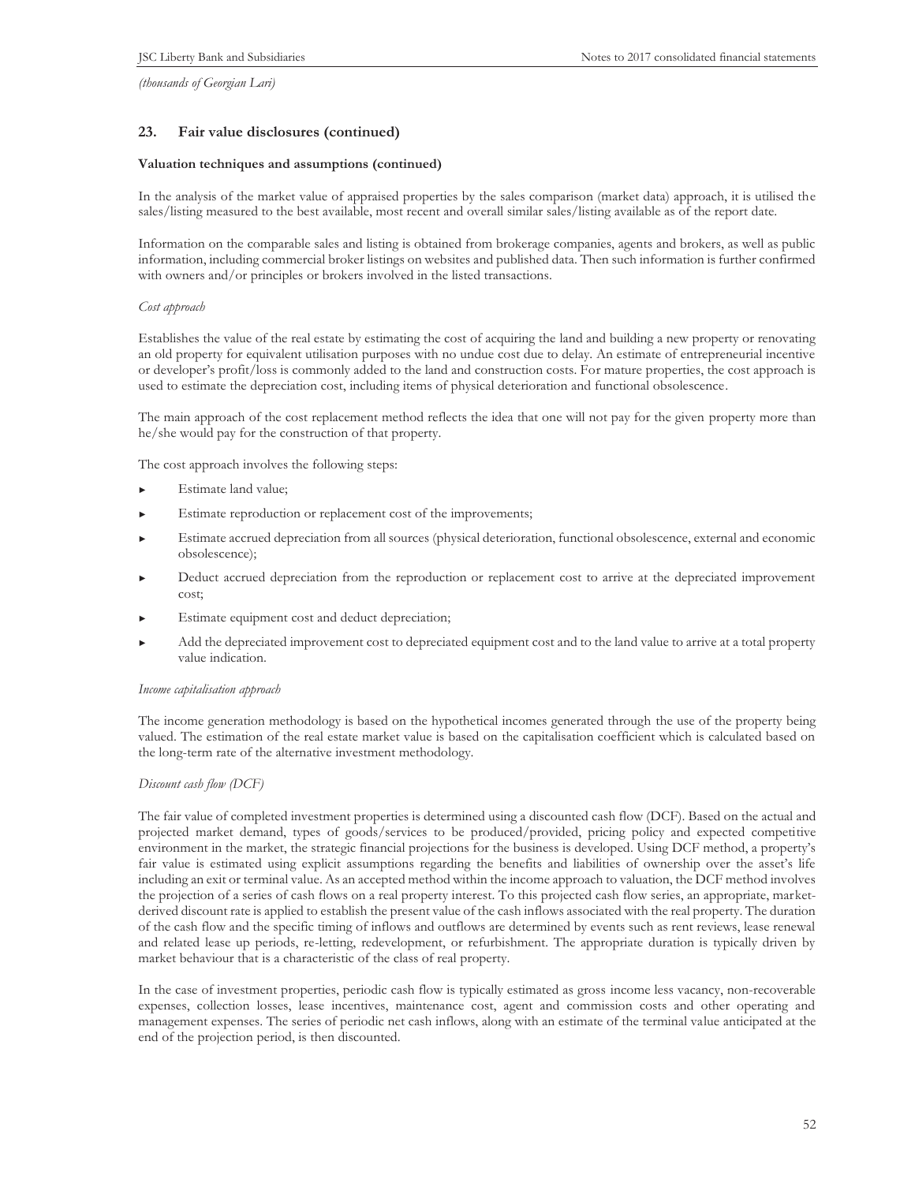*(thousands of Georgian Lari)*

## 23. Fair value disclosures (continued)

**Valuation techniques and assumptions (continued)**

In the analysis of the market value of appraised properties by the sales comparison (market data) approach, it is utilised the sales/listing measured to the best available, most recent and overall similar sales/listing available as of the report date.

Information on the comparable sales and listing is obtained from brokerage companies, agents and brokers, as well as public information, including commercial broker listings on websites and published data. Then such information is further confirmed with owners and/or principles or brokers involved in the listed transactions.

*Cost approach*

Establishes the value of the real estate by estimating the cost of acquiring the land and building a new property or renovating an old property for equivalent utilisation purposes with no undue cost due to delay. An estimate of entrepreneurial incentive or developer's profit/loss is commonly added to the land and construction costs. For mature properties, the cost approach is used to estimate the depreciation cost, including items of physical deterioration and functional obsolescence.

The main approach of the cost replacement method reflects the idea that one will not pay for the given property more than he/she would pay for the construction of that property.

The cost approach involves the following steps:

- Estimate land value;
- Estimate reproduction or replacement cost of the improvements;
- Estimate accrued depreciation from all sources (physical deterioration, functional obsolescence, external and economic obsolescence);
- Deduct accrued depreciation from the reproduction or replacement cost to arrive at the depreciated improvement cost;
- Estimate equipment cost and deduct depreciation;
- Add the depreciated improvement cost to depreciated equipment cost and to the land value to arrive at a total property value indication.

*Income capitalisation approach*

The income generation methodology is based on the hypothetical incomes generated through the use of the property being valued. The estimation of the real estate market value is based on the capitalisation coefficient which is calculated based on the long-term rate of the alternative investment methodology.

*Discount cash flow (DCF)*

The fair value of completed investment properties is determined using a discounted cash flow (DCF). Based on the actual and projected market demand, types of goods/services to be produced/provided, pricing policy and expected competitive environment in the market, the strategic financial projections for the business is developed. Using DCF method, a property's fair value is estimated using explicit assumptions regarding the benefits and liabilities of ownership over the asset's life including an exit or terminal value. As an accepted method within the income approach to valuation, the DCF method involves the projection of a series of cash flows on a real property interest. To this projected cash flow series, an appropriate, market-derived discount rate is applied to establish the present value of the cash inflows associated with the real property. The duration of the cash flow and the specific timing of inflows and outflows are determined by events such as rent reviews, lease renewal and related lease up periods, re-letting, redevelopment, or refurbishment. The appropriate duration is typically driven by market behaviour that is a characteristic of the class of real property.

In the case of investment properties, periodic cash flow is typically estimated as gross income less vacancy, non-recoverable expenses, collection losses, lease incentives, maintenance cost, agent and commission costs and other operating and management expenses. The series of periodic net cash inflows, along with an estimate of the terminal value anticipated at the end of the projection period, is then discounted.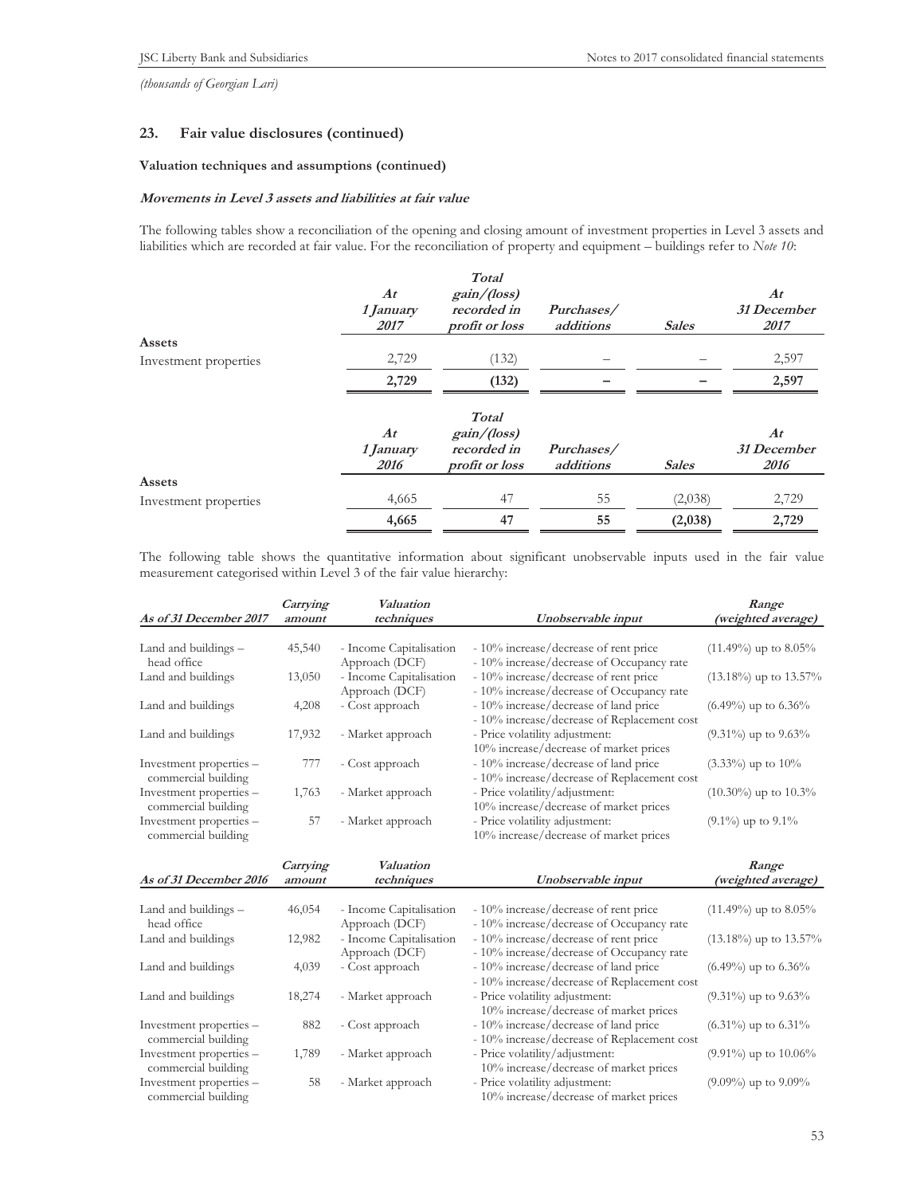*(thousands of Georgian Lari)*

## 23. Fair value disclosures (continued)

### Valuation techniques and assumptions (continued)

***Movements in Level 3 assets and liabilities at fair value***

The following tables show a reconciliation of the opening and closing amount of investment properties in Level 3 assets and liabilities which are recorded at fair value. For the reconciliation of property and equipment – buildings refer to *Note 10*:

| | *At 1 January 2017* | *Total gain/(loss) recorded in profit or loss* | *Purchases/ additions* | *Sales* | *At 31 December 2017* |
|---|---|---|---|---|---|
| **Assets** | | | | | |
| Investment properties | 2,729 | (132) | – | – | 2,597 |
| | **2,729** | **(132)** | **–** | **–** | **2,597** |

| | *At 1 January 2016* | *Total gain/(loss) recorded in profit or loss* | *Purchases/ additions* | *Sales* | *At 31 December 2016* |
|---|---|---|---|---|---|
| **Assets** | | | | | |
| Investment properties | 4,665 | 47 | 55 | (2,038) | 2,729 |
| | **4,665** | **47** | **55** | **(2,038)** | **2,729** |

The following table shows the quantitative information about significant unobservable inputs used in the fair value measurement categorised within Level 3 of the fair value hierarchy:

| *As of 31 December 2017* | *Carrying amount* | *Valuation techniques* | *Unobservable input* | *Range (weighted average)* |
|---|---|---|---|---|
| Land and buildings – head office | 45,540 | - Income Capitalisation Approach (DCF) | - 10% increase/decrease of rent price<br>- 10% increase/decrease of Occupancy rate | (11.49%) up to 8.05% |
| Land and buildings | 13,050 | - Income Capitalisation Approach (DCF) | - 10% increase/decrease of rent price<br>- 10% increase/decrease of Occupancy rate | (13.18%) up to 13.57% |
| Land and buildings | 4,208 | - Cost approach | - 10% increase/decrease of land price<br>- 10% increase/decrease of Replacement cost | (6.49%) up to 6.36% |
| Land and buildings | 17,932 | - Market approach | - Price volatility adjustment: 10% increase/decrease of market prices | (9.31%) up to 9.63% |
| Investment properties – commercial building | 777 | - Cost approach | - 10% increase/decrease of land price<br>- 10% increase/decrease of Replacement cost | (3.33%) up to 10% |
| Investment properties – commercial building | 1,763 | - Market approach | - Price volatility/adjustment: 10% increase/decrease of market prices | (10.30%) up to 10.3% |
| Investment properties – commercial building | 57 | - Market approach | - Price volatility adjustment: 10% increase/decrease of market prices | (9.1%) up to 9.1% |

| *As of 31 December 2016* | *Carrying amount* | *Valuation techniques* | *Unobservable input* | *Range (weighted average)* |
|---|---|---|---|---|
| Land and buildings – head office | 46,054 | - Income Capitalisation Approach (DCF) | - 10% increase/decrease of rent price<br>- 10% increase/decrease of Occupancy rate | (11.49%) up to 8.05% |
| Land and buildings | 12,982 | - Income Capitalisation Approach (DCF) | - 10% increase/decrease of rent price<br>- 10% increase/decrease of Occupancy rate | (13.18%) up to 13.57% |
| Land and buildings | 4,039 | - Cost approach | - 10% increase/decrease of land price<br>- 10% increase/decrease of Replacement cost | (6.49%) up to 6.36% |
| Land and buildings | 18,274 | - Market approach | - Price volatility adjustment: 10% increase/decrease of market prices | (9.31%) up to 9.63% |
| Investment properties – commercial building | 882 | - Cost approach | - 10% increase/decrease of land price<br>- 10% increase/decrease of Replacement cost | (6.31%) up to 6.31% |
| Investment properties – commercial building | 1,789 | - Market approach | - Price volatility/adjustment: 10% increase/decrease of market prices | (9.91%) up to 10.06% |
| Investment properties – commercial building | 58 | - Market approach | - Price volatility adjustment: 10% increase/decrease of market prices | (9.09%) up to 9.09% |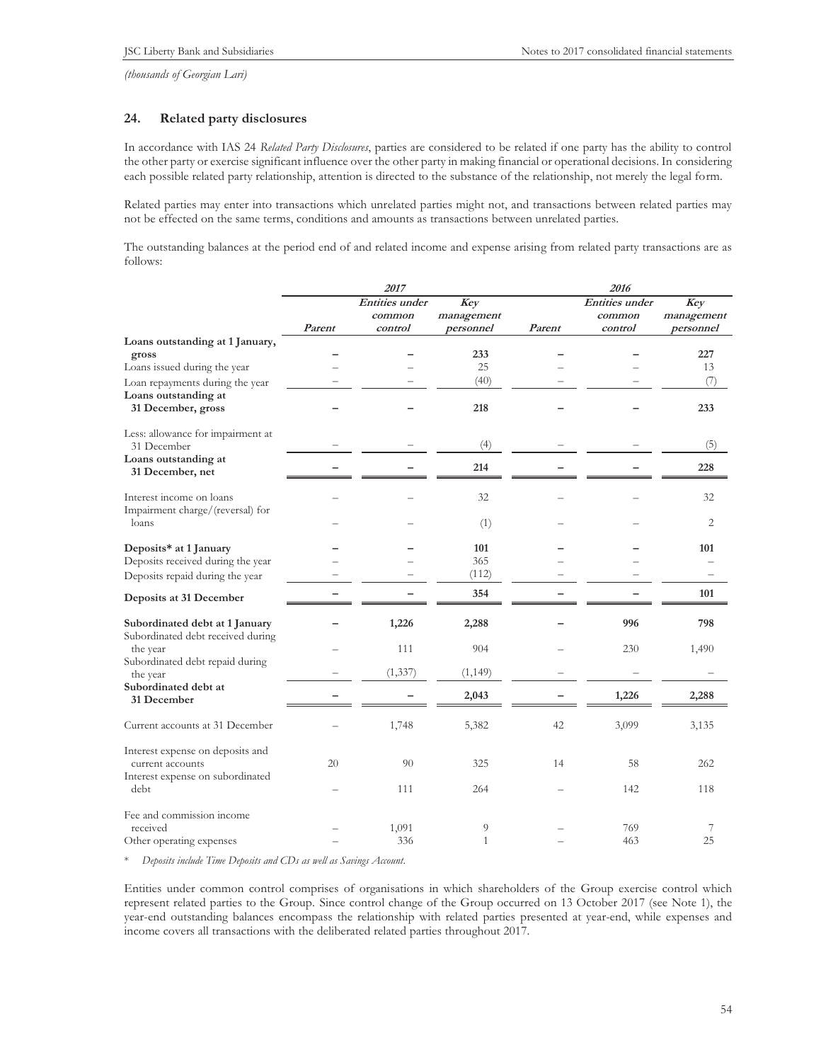*(thousands of Georgian Lari)*

## 24. Related party disclosures

In accordance with IAS 24 *Related Party Disclosures*, parties are considered to be related if one party has the ability to control the other party or exercise significant influence over the other party in making financial or operational decisions. In considering each possible related party relationship, attention is directed to the substance of the relationship, not merely the legal form.

Related parties may enter into transactions which unrelated parties might not, and transactions between related parties may not be effected on the same terms, conditions and amounts as transactions between unrelated parties.

The outstanding balances at the period end of and related income and expense arising from related party transactions are as follows:

| | ***2017*** | | | ***2016*** | | |
|---|---|---|---|---|---|---|
| | ***Parent*** | ***Entities under common control*** | ***Key management personnel*** | ***Parent*** | ***Entities under common control*** | ***Key management personnel*** |
| **Loans outstanding at 1 January, gross** | **–** | **–** | **233** | **–** | **–** | **227** |
| Loans issued during the year | – | – | 25 | – | – | 13 |
| Loan repayments during the year | – | – | (40) | – | – | (7) |
| **Loans outstanding at 31 December, gross** | **–** | **–** | **218** | **–** | **–** | **233** |
| Less: allowance for impairment at 31 December | – | – | (4) | – | – | (5) |
| **Loans outstanding at 31 December, net** | **–** | **–** | **214** | **–** | **–** | **228** |
| Interest income on loans | – | – | 32 | – | – | 32 |
| Impairment charge/(reversal) for loans | – | – | (1) | – | – | 2 |
| **Deposits* at 1 January** | **–** | **–** | **101** | **–** | **–** | **101** |
| Deposits received during the year | – | – | 365 | – | – | – |
| Deposits repaid during the year | – | – | (112) | – | – | – |
| **Deposits at 31 December** | **–** | **–** | **354** | **–** | **–** | **101** |
| **Subordinated debt at 1 January** | **–** | **1,226** | **2,288** | **–** | **996** | **798** |
| Subordinated debt received during the year | – | 111 | 904 | – | 230 | 1,490 |
| Subordinated debt repaid during the year | – | (1,337) | (1,149) | – | – | – |
| **Subordinated debt at 31 December** | **–** | **–** | **2,043** | **–** | **1,226** | **2,288** |
| Current accounts at 31 December | – | 1,748 | 5,382 | 42 | 3,099 | 3,135 |
| Interest expense on deposits and current accounts | 20 | 90 | 325 | 14 | 58 | 262 |
| Interest expense on subordinated debt | – | 111 | 264 | – | 142 | 118 |
| Fee and commission income received | – | 1,091 | 9 | – | 769 | 7 |
| Other operating expenses | – | 336 | 1 | – | 463 | 25 |

\* *Deposits include Time Deposits and CDs as well as Savings Account.*

Entities under common control comprises of organisations in which shareholders of the Group exercise control which represent related parties to the Group. Since control change of the Group occurred on 13 October 2017 (see Note 1), the year-end outstanding balances encompass the relationship with related parties presented at year-end, while expenses and income covers all transactions with the deliberated related parties throughout 2017.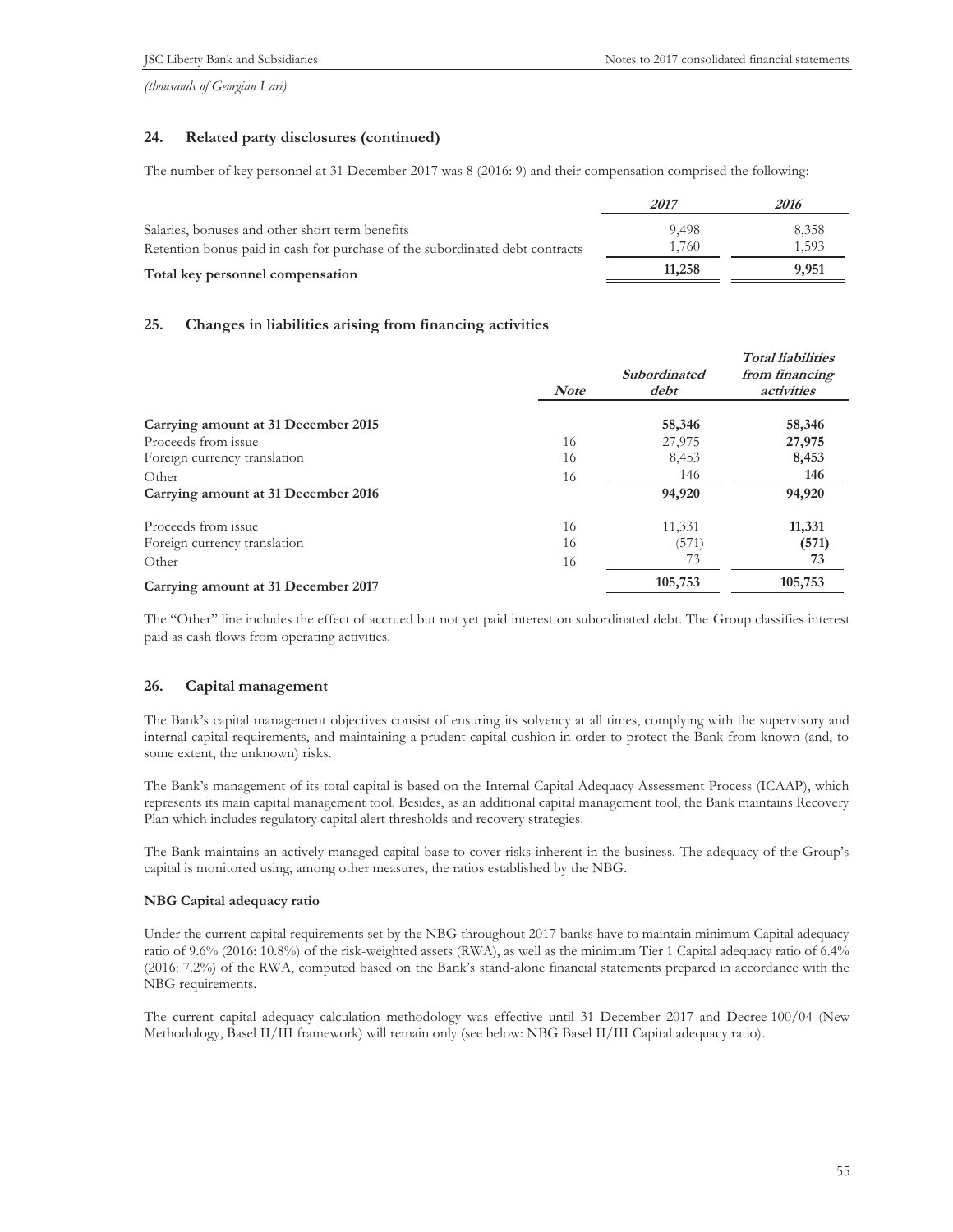*(thousands of Georgian Lari)*

## 24. Related party disclosures (continued)

The number of key personnel at 31 December 2017 was 8 (2016: 9) and their compensation comprised the following:

| | *2017* | *2016* |
|---|---|---|
| Salaries, bonuses and other short term benefits | 9,498 | 8,358 |
| Retention bonus paid in cash for purchase of the subordinated debt contracts | 1,760 | 1,593 |
| **Total key personnel compensation** | **11,258** | **9,951** |

## 25. Changes in liabilities arising from financing activities

| | *Note* | *Subordinated debt* | *Total liabilities from financing activities* |
|---|---|---|---|
| **Carrying amount at 31 December 2015** | | **58,346** | **58,346** |
| Proceeds from issue | 16 | 27,975 | **27,975** |
| Foreign currency translation | 16 | 8,453 | **8,453** |
| Other | 16 | 146 | **146** |
| **Carrying amount at 31 December 2016** | | **94,920** | **94,920** |
| Proceeds from issue | 16 | 11,331 | **11,331** |
| Foreign currency translation | 16 | (571) | **(571)** |
| Other | 16 | 73 | **73** |
| **Carrying amount at 31 December 2017** | | **105,753** | **105,753** |

The "Other" line includes the effect of accrued but not yet paid interest on subordinated debt. The Group classifies interest paid as cash flows from operating activities.

## 26. Capital management

The Bank's capital management objectives consist of ensuring its solvency at all times, complying with the supervisory and internal capital requirements, and maintaining a prudent capital cushion in order to protect the Bank from known (and, to some extent, the unknown) risks.

The Bank's management of its total capital is based on the Internal Capital Adequacy Assessment Process (ICAAP), which represents its main capital management tool. Besides, as an additional capital management tool, the Bank maintains Recovery Plan which includes regulatory capital alert thresholds and recovery strategies.

The Bank maintains an actively managed capital base to cover risks inherent in the business. The adequacy of the Group's capital is monitored using, among other measures, the ratios established by the NBG.

**NBG Capital adequacy ratio**

Under the current capital requirements set by the NBG throughout 2017 banks have to maintain minimum Capital adequacy ratio of 9.6% (2016: 10.8%) of the risk-weighted assets (RWA), as well as the minimum Tier 1 Capital adequacy ratio of 6.4% (2016: 7.2%) of the RWA, computed based on the Bank's stand-alone financial statements prepared in accordance with the NBG requirements.

The current capital adequacy calculation methodology was effective until 31 December 2017 and Decree 100/04 (New Methodology, Basel II/III framework) will remain only (see below: NBG Basel II/III Capital adequacy ratio).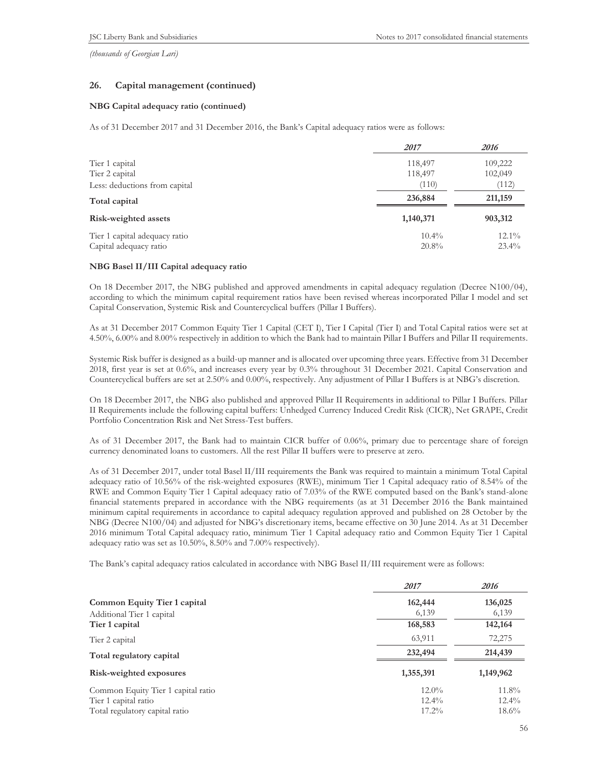*(thousands of Georgian Lari)*

## 26. Capital management (continued)

### NBG Capital adequacy ratio (continued)

As of 31 December 2017 and 31 December 2016, the Bank's Capital adequacy ratios were as follows:

| | *2017* | *2016* |
|---|---|---|
| Tier 1 capital | 118,497 | 109,222 |
| Tier 2 capital | 118,497 | 102,049 |
| Less: deductions from capital | (110) | (112) |
| **Total capital** | **236,884** | **211,159** |
| **Risk-weighted assets** | **1,140,371** | **903,312** |
| Tier 1 capital adequacy ratio | 10.4% | 12.1% |
| Capital adequacy ratio | 20.8% | 23.4% |

### NBG Basel II/III Capital adequacy ratio

On 18 December 2017, the NBG published and approved amendments in capital adequacy regulation (Decree N100/04), according to which the minimum capital requirement ratios have been revised whereas incorporated Pillar I model and set Capital Conservation, Systemic Risk and Countercyclical buffers (Pillar I Buffers).

As at 31 December 2017 Common Equity Tier 1 Capital (CET I), Tier I Capital (Tier I) and Total Capital ratios were set at 4.50%, 6.00% and 8.00% respectively in addition to which the Bank had to maintain Pillar I Buffers and Pillar II requirements.

Systemic Risk buffer is designed as a build-up manner and is allocated over upcoming three years. Effective from 31 December 2018, first year is set at 0.6%, and increases every year by 0.3% throughout 31 December 2021. Capital Conservation and Countercyclical buffers are set at 2.50% and 0.00%, respectively. Any adjustment of Pillar I Buffers is at NBG's discretion.

On 18 December 2017, the NBG also published and approved Pillar II Requirements in additional to Pillar I Buffers. Pillar II Requirements include the following capital buffers: Unhedged Currency Induced Credit Risk (CICR), Net GRAPE, Credit Portfolio Concentration Risk and Net Stress-Test buffers.

As of 31 December 2017, the Bank had to maintain CICR buffer of 0.06%, primary due to percentage share of foreign currency denominated loans to customers. All the rest Pillar II buffers were to preserve at zero.

As of 31 December 2017, under total Basel II/III requirements the Bank was required to maintain a minimum Total Capital adequacy ratio of 10.56% of the risk-weighted exposures (RWE), minimum Tier 1 Capital adequacy ratio of 8.54% of the RWE and Common Equity Tier 1 Capital adequacy ratio of 7.03% of the RWE computed based on the Bank's stand-alone financial statements prepared in accordance with the NBG requirements (as at 31 December 2016 the Bank maintained minimum capital requirements in accordance to capital adequacy regulation approved and published on 28 October by the NBG (Decree N100/04) and adjusted for NBG's discretionary items, became effective on 30 June 2014. As at 31 December 2016 minimum Total Capital adequacy ratio, minimum Tier 1 Capital adequacy ratio and Common Equity Tier 1 Capital adequacy ratio was set as 10.50%, 8.50% and 7.00% respectively).

The Bank's capital adequacy ratios calculated in accordance with NBG Basel II/III requirement were as follows:

| | *2017* | *2016* |
|---|---|---|
| **Common Equity Tier 1 capital** | **162,444** | **136,025** |
| Additional Tier 1 capital | 6,139 | 6,139 |
| **Tier 1 capital** | **168,583** | **142,164** |
| Tier 2 capital | 63,911 | 72,275 |
| **Total regulatory capital** | **232,494** | **214,439** |
| **Risk-weighted exposures** | **1,355,391** | **1,149,962** |
| Common Equity Tier 1 capital ratio | 12.0% | 11.8% |
| Tier 1 capital ratio | 12.4% | 12.4% |
| Total regulatory capital ratio | 17.2% | 18.6% |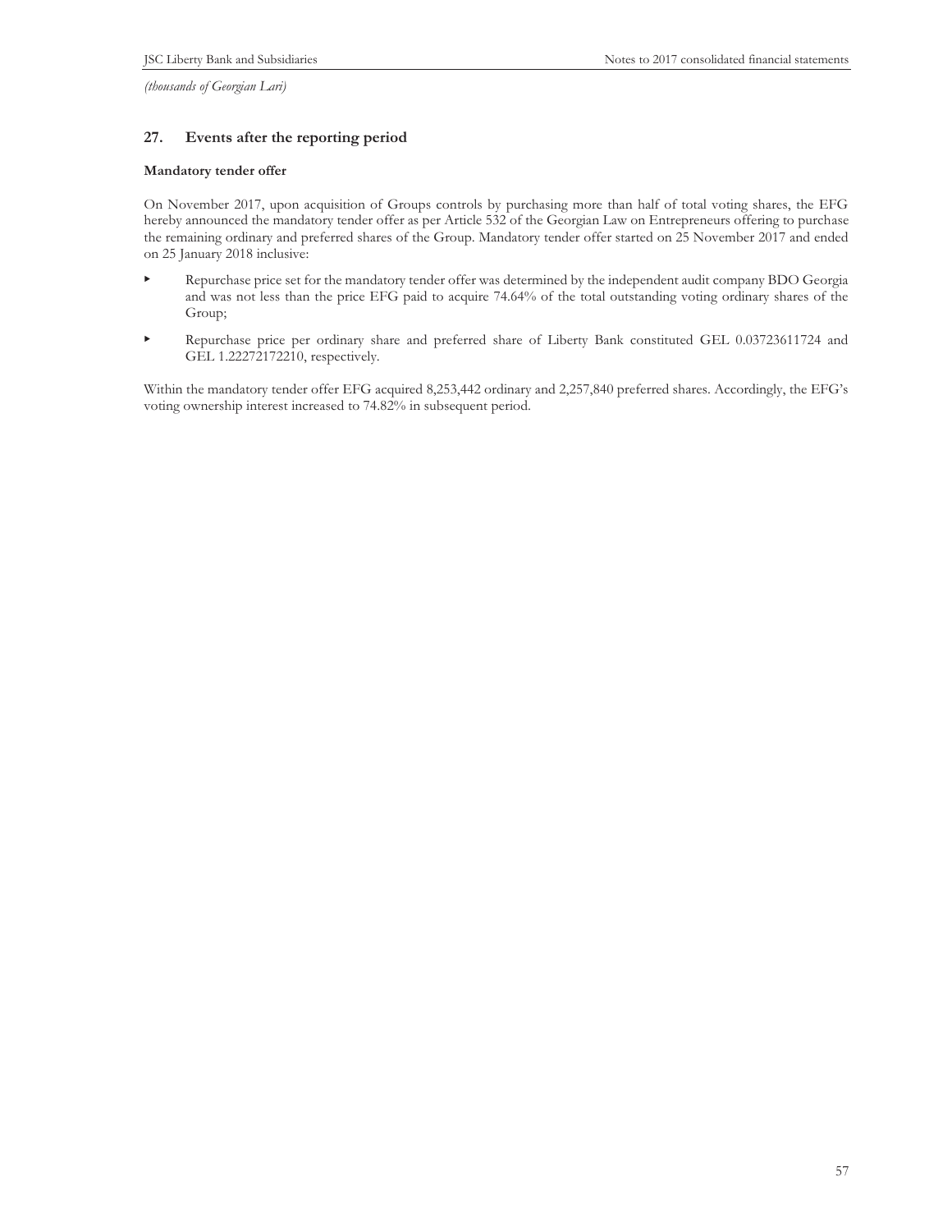*(thousands of Georgian Lari)*

## 27. Events after the reporting period

**Mandatory tender offer**

On November 2017, upon acquisition of Groups controls by purchasing more than half of total voting shares, the EFG hereby announced the mandatory tender offer as per Article 532 of the Georgian Law on Entrepreneurs offering to purchase the remaining ordinary and preferred shares of the Group. Mandatory tender offer started on 25 November 2017 and ended on 25 January 2018 inclusive:

- Repurchase price set for the mandatory tender offer was determined by the independent audit company BDO Georgia and was not less than the price EFG paid to acquire 74.64% of the total outstanding voting ordinary shares of the Group;
- Repurchase price per ordinary share and preferred share of Liberty Bank constituted GEL 0.03723611724 and GEL 1.22272172210, respectively.

Within the mandatory tender offer EFG acquired 8,253,442 ordinary and 2,257,840 preferred shares. Accordingly, the EFG's voting ownership interest increased to 74.82% in subsequent period.